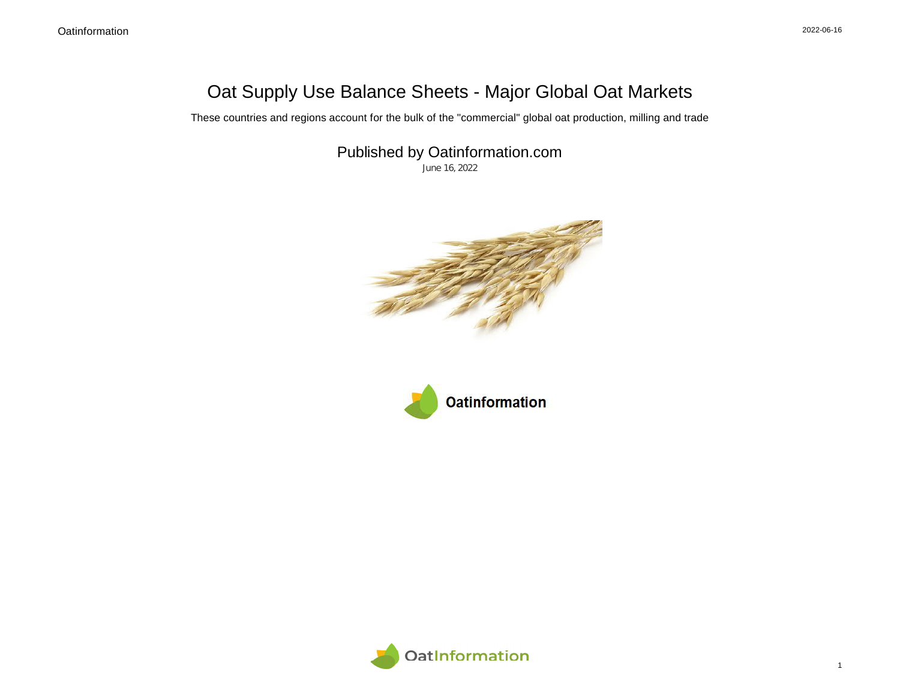# Oat Supply Use Balance Sheets - Major Global Oat Markets

These countries and regions account for the bulk of the "commercial" global oat production, milling and trade

## Published by Oatinformation.com

June 16, 2022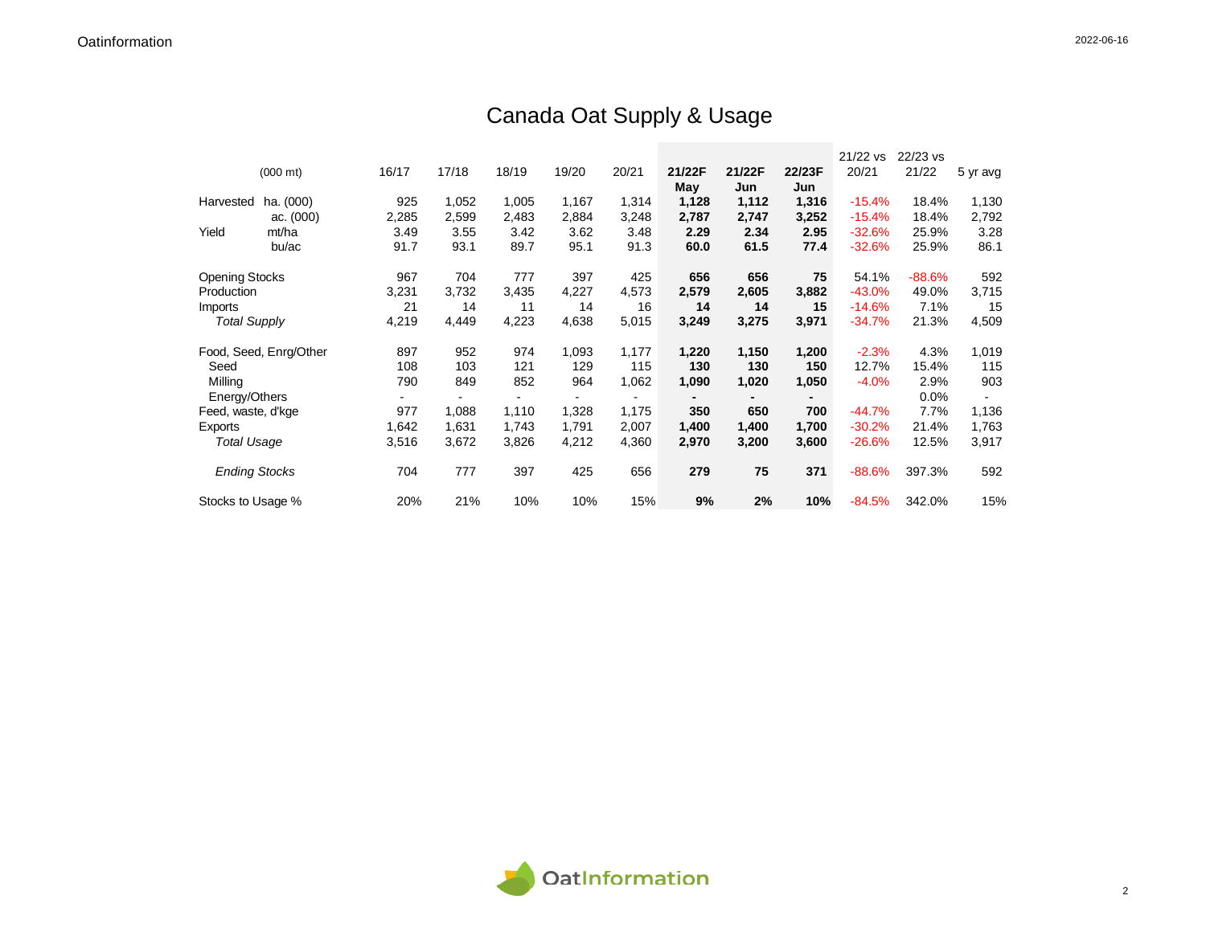# Canada Oat Supply & Usage

| (000 mt) | | 16/17 | 17/18 | 18/19 | 19/20 | 20/21 | **21/22F May** | **21/22F Jun** | **22/23F Jun** | 21/22 vs 20/21 | 22/23 vs 21/22 | 5 yr avg |
|---|---|---|---|---|---|---|---|---|---|---|---|---|
| Harvested | ha. (000) | 925 | 1,052 | 1,005 | 1,167 | 1,314 | **1,128** | **1,112** | **1,316** | -15.4% | 18.4% | 1,130 |
| | ac. (000) | 2,285 | 2,599 | 2,483 | 2,884 | 3,248 | **2,787** | **2,747** | **3,252** | -15.4% | 18.4% | 2,792 |
| Yield | mt/ha | 3.49 | 3.55 | 3.42 | 3.62 | 3.48 | **2.29** | **2.34** | **2.95** | -32.6% | 25.9% | 3.28 |
| | bu/ac | 91.7 | 93.1 | 89.7 | 95.1 | 91.3 | **60.0** | **61.5** | **77.4** | -32.6% | 25.9% | 86.1 |
| | | | | | | | | | | | | |
| Opening Stocks | | 967 | 704 | 777 | 397 | 425 | **656** | **656** | **75** | 54.1% | -88.6% | 592 |
| Production | | 3,231 | 3,732 | 3,435 | 4,227 | 4,573 | **2,579** | **2,605** | **3,882** | -43.0% | 49.0% | 3,715 |
| Imports | | 21 | 14 | 11 | 14 | 16 | **14** | **14** | **15** | -14.6% | 7.1% | 15 |
| *Total Supply* | | 4,219 | 4,449 | 4,223 | 4,638 | 5,015 | **3,249** | **3,275** | **3,971** | -34.7% | 21.3% | 4,509 |
| | | | | | | | | | | | | |
| Food, Seed, Enrg/Other | | 897 | 952 | 974 | 1,093 | 1,177 | **1,220** | **1,150** | **1,200** | -2.3% | 4.3% | 1,019 |
| Seed | | 108 | 103 | 121 | 129 | 115 | **130** | **130** | **150** | 12.7% | 15.4% | 115 |
| Milling | | 790 | 849 | 852 | 964 | 1,062 | **1,090** | **1,020** | **1,050** | -4.0% | 2.9% | 903 |
| Energy/Others | | - | - | - | - | - | **-** | **-** | **-** | | 0.0% | - |
| Feed, waste, d'kge | | 977 | 1,088 | 1,110 | 1,328 | 1,175 | **350** | **650** | **700** | -44.7% | 7.7% | 1,136 |
| Exports | | 1,642 | 1,631 | 1,743 | 1,791 | 2,007 | **1,400** | **1,400** | **1,700** | -30.2% | 21.4% | 1,763 |
| *Total Usage* | | 3,516 | 3,672 | 3,826 | 4,212 | 4,360 | **2,970** | **3,200** | **3,600** | -26.6% | 12.5% | 3,917 |
| | | | | | | | | | | | | |
| *Ending Stocks* | | 704 | 777 | 397 | 425 | 656 | **279** | **75** | **371** | -88.6% | 397.3% | 592 |
| | | | | | | | | | | | | |
| Stocks to Usage % | | 20% | 21% | 10% | 10% | 15% | **9%** | **2%** | **10%** | -84.5% | 342.0% | 15% |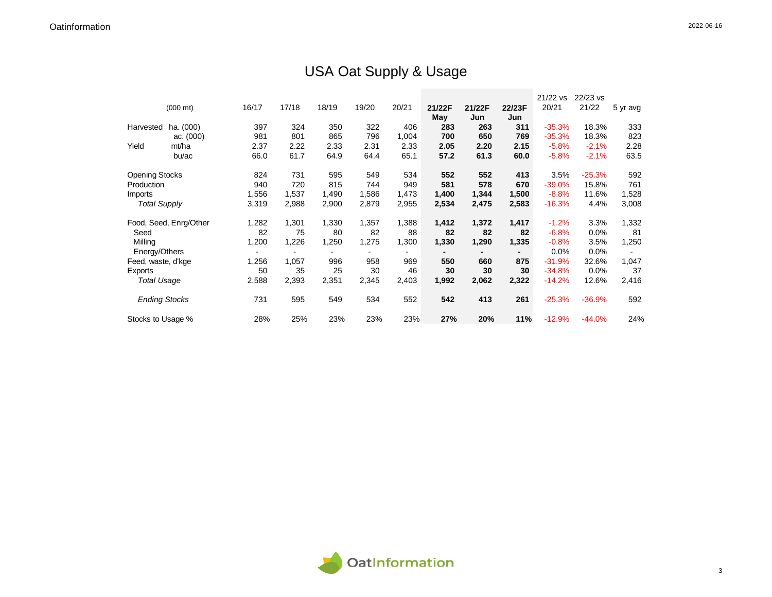# USA Oat Supply & Usage

| (000 mt) | | 16/17 | 17/18 | 18/19 | 19/20 | 20/21 | **21/22F May** | **21/22F Jun** | **22/23F Jun** | 21/22 vs 20/21 | 22/23 vs 21/22 | 5 yr avg |
|---|---|---|---|---|---|---|---|---|---|---|---|---|
| Harvested | ha. (000) | 397 | 324 | 350 | 322 | 406 | **283** | **263** | **311** | -35.3% | 18.3% | 333 |
| | ac. (000) | 981 | 801 | 865 | 796 | 1,004 | **700** | **650** | **769** | -35.3% | 18.3% | 823 |
| Yield | mt/ha | 2.37 | 2.22 | 2.33 | 2.31 | 2.33 | **2.05** | **2.20** | **2.15** | -5.8% | -2.1% | 2.28 |
| | bu/ac | 66.0 | 61.7 | 64.9 | 64.4 | 65.1 | **57.2** | **61.3** | **60.0** | -5.8% | -2.1% | 63.5 |
| Opening Stocks | | 824 | 731 | 595 | 549 | 534 | **552** | **552** | **413** | 3.5% | -25.3% | 592 |
| Production | | 940 | 720 | 815 | 744 | 949 | **581** | **578** | **670** | -39.0% | 15.8% | 761 |
| Imports | | 1,556 | 1,537 | 1,490 | 1,586 | 1,473 | **1,400** | **1,344** | **1,500** | -8.8% | 11.6% | 1,528 |
| *Total Supply* | | 3,319 | 2,988 | 2,900 | 2,879 | 2,955 | **2,534** | **2,475** | **2,583** | -16.3% | 4.4% | 3,008 |
| Food, Seed, Enrg/Other | | 1,282 | 1,301 | 1,330 | 1,357 | 1,388 | **1,412** | **1,372** | **1,417** | -1.2% | 3.3% | 1,332 |
| Seed | | 82 | 75 | 80 | 82 | 88 | **82** | **82** | **82** | -6.8% | 0.0% | 81 |
| Milling | | 1,200 | 1,226 | 1,250 | 1,275 | 1,300 | **1,330** | **1,290** | **1,335** | -0.8% | 3.5% | 1,250 |
| Energy/Others | | - | - | - | - | - | **-** | **-** | **-** | 0.0% | 0.0% | - |
| Feed, waste, d'kge | | 1,256 | 1,057 | 996 | 958 | 969 | **550** | **660** | **875** | -31.9% | 32.6% | 1,047 |
| Exports | | 50 | 35 | 25 | 30 | 46 | **30** | **30** | **30** | -34.8% | 0.0% | 37 |
| *Total Usage* | | 2,588 | 2,393 | 2,351 | 2,345 | 2,403 | **1,992** | **2,062** | **2,322** | -14.2% | 12.6% | 2,416 |
| *Ending Stocks* | | 731 | 595 | 549 | 534 | 552 | **542** | **413** | **261** | -25.3% | -36.9% | 592 |
| Stocks to Usage % | | 28% | 25% | 23% | 23% | 23% | **27%** | **20%** | **11%** | -12.9% | -44.0% | 24% |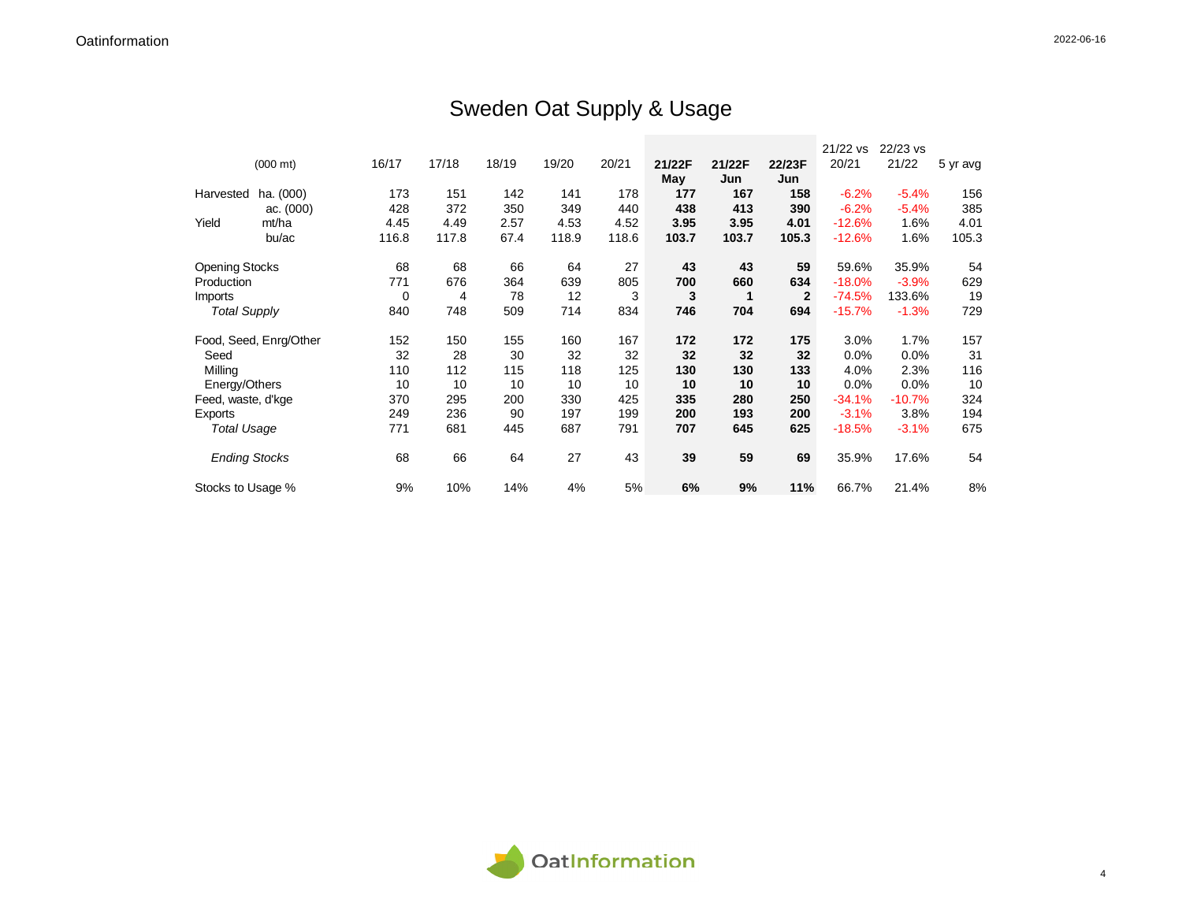# Sweden Oat Supply & Usage

| (000 mt) | | 16/17 | 17/18 | 18/19 | 19/20 | 20/21 | **21/22F May** | **21/22F Jun** | **22/23F Jun** | 21/22 vs 20/21 | 22/23 vs 21/22 | 5 yr avg |
|---|---|---|---|---|---|---|---|---|---|---|---|---|
| Harvested | ha. (000) | 173 | 151 | 142 | 141 | 178 | **177** | **167** | **158** | -6.2% | -5.4% | 156 |
| | ac. (000) | 428 | 372 | 350 | 349 | 440 | **438** | **413** | **390** | -6.2% | -5.4% | 385 |
| Yield | mt/ha | 4.45 | 4.49 | 2.57 | 4.53 | 4.52 | **3.95** | **3.95** | **4.01** | -12.6% | 1.6% | 4.01 |
| | bu/ac | 116.8 | 117.8 | 67.4 | 118.9 | 118.6 | **103.7** | **103.7** | **105.3** | -12.6% | 1.6% | 105.3 |
| Opening Stocks | | 68 | 68 | 66 | 64 | 27 | **43** | **43** | **59** | 59.6% | 35.9% | 54 |
| Production | | 771 | 676 | 364 | 639 | 805 | **700** | **660** | **634** | -18.0% | -3.9% | 629 |
| Imports | | 0 | 4 | 78 | 12 | 3 | **3** | **1** | **2** | -74.5% | 133.6% | 19 |
| *Total Supply* | | 840 | 748 | 509 | 714 | 834 | **746** | **704** | **694** | -15.7% | -1.3% | 729 |
| Food, Seed, Enrg/Other | | 152 | 150 | 155 | 160 | 167 | **172** | **172** | **175** | 3.0% | 1.7% | 157 |
| Seed | | 32 | 28 | 30 | 32 | 32 | **32** | **32** | **32** | 0.0% | 0.0% | 31 |
| Milling | | 110 | 112 | 115 | 118 | 125 | **130** | **130** | **133** | 4.0% | 2.3% | 116 |
| Energy/Others | | 10 | 10 | 10 | 10 | 10 | **10** | **10** | **10** | 0.0% | 0.0% | 10 |
| Feed, waste, d'kge | | 370 | 295 | 200 | 330 | 425 | **335** | **280** | **250** | -34.1% | -10.7% | 324 |
| Exports | | 249 | 236 | 90 | 197 | 199 | **200** | **193** | **200** | -3.1% | 3.8% | 194 |
| *Total Usage* | | 771 | 681 | 445 | 687 | 791 | **707** | **645** | **625** | -18.5% | -3.1% | 675 |
| *Ending Stocks* | | 68 | 66 | 64 | 27 | 43 | **39** | **59** | **69** | 35.9% | 17.6% | 54 |
| Stocks to Usage % | | 9% | 10% | 14% | 4% | 5% | **6%** | **9%** | **11%** | 66.7% | 21.4% | 8% |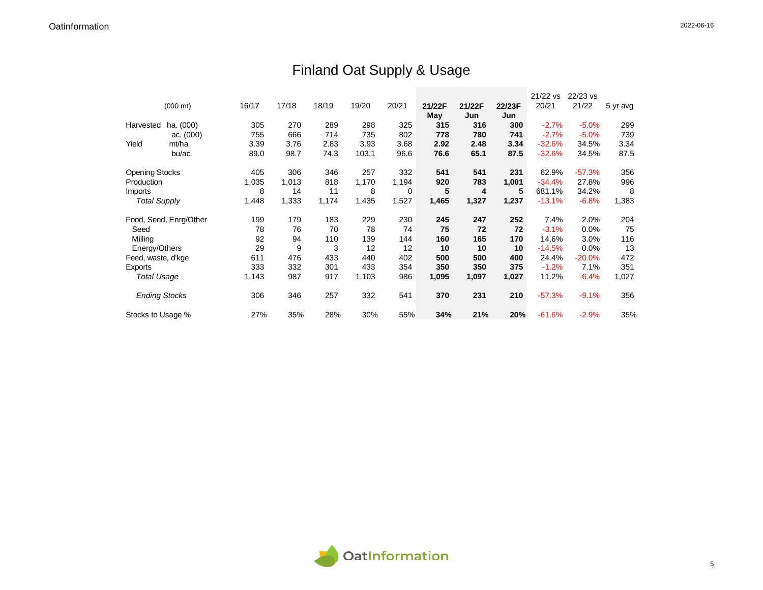# Finland Oat Supply & Usage

| (000 mt) | | 16/17 | 17/18 | 18/19 | 19/20 | 20/21 | **21/22F May** | **21/22F Jun** | **22/23F Jun** | 21/22 vs 20/21 | 22/23 vs 21/22 | 5 yr avg |
|---|---|---|---|---|---|---|---|---|---|---|---|---|
| Harvested | ha. (000) | 305 | 270 | 289 | 298 | 325 | **315** | **316** | **300** | -2.7% | -5.0% | 299 |
| | ac. (000) | 755 | 666 | 714 | 735 | 802 | **778** | **780** | **741** | -2.7% | -5.0% | 739 |
| Yield | mt/ha | 3.39 | 3.76 | 2.83 | 3.93 | 3.68 | **2.92** | **2.48** | **3.34** | -32.6% | 34.5% | 3.34 |
| | bu/ac | 89.0 | 98.7 | 74.3 | 103.1 | 96.6 | **76.6** | **65.1** | **87.5** | -32.6% | 34.5% | 87.5 |
| Opening Stocks | | 405 | 306 | 346 | 257 | 332 | **541** | **541** | **231** | 62.9% | -57.3% | 356 |
| Production | | 1,035 | 1,013 | 818 | 1,170 | 1,194 | **920** | **783** | **1,001** | -34.4% | 27.8% | 996 |
| Imports | | 8 | 14 | 11 | 8 | 0 | **5** | **4** | **5** | 681.1% | 34.2% | 8 |
| *Total Supply* | | 1,448 | 1,333 | 1,174 | 1,435 | 1,527 | **1,465** | **1,327** | **1,237** | -13.1% | -6.8% | 1,383 |
| Food, Seed, Enrg/Other | | 199 | 179 | 183 | 229 | 230 | **245** | **247** | **252** | 7.4% | 2.0% | 204 |
| Seed | | 78 | 76 | 70 | 78 | 74 | **75** | **72** | **72** | -3.1% | 0.0% | 75 |
| Milling | | 92 | 94 | 110 | 139 | 144 | **160** | **165** | **170** | 14.6% | 3.0% | 116 |
| Energy/Others | | 29 | 9 | 3 | 12 | 12 | **10** | **10** | **10** | -14.5% | 0.0% | 13 |
| Feed, waste, d'kge | | 611 | 476 | 433 | 440 | 402 | **500** | **500** | **400** | 24.4% | -20.0% | 472 |
| Exports | | 333 | 332 | 301 | 433 | 354 | **350** | **350** | **375** | -1.2% | 7.1% | 351 |
| *Total Usage* | | 1,143 | 987 | 917 | 1,103 | 986 | **1,095** | **1,097** | **1,027** | 11.2% | -6.4% | 1,027 |
| *Ending Stocks* | | 306 | 346 | 257 | 332 | 541 | **370** | **231** | **210** | -57.3% | -9.1% | 356 |
| Stocks to Usage % | | 27% | 35% | 28% | 30% | 55% | **34%** | **21%** | **20%** | -61.6% | -2.9% | 35% |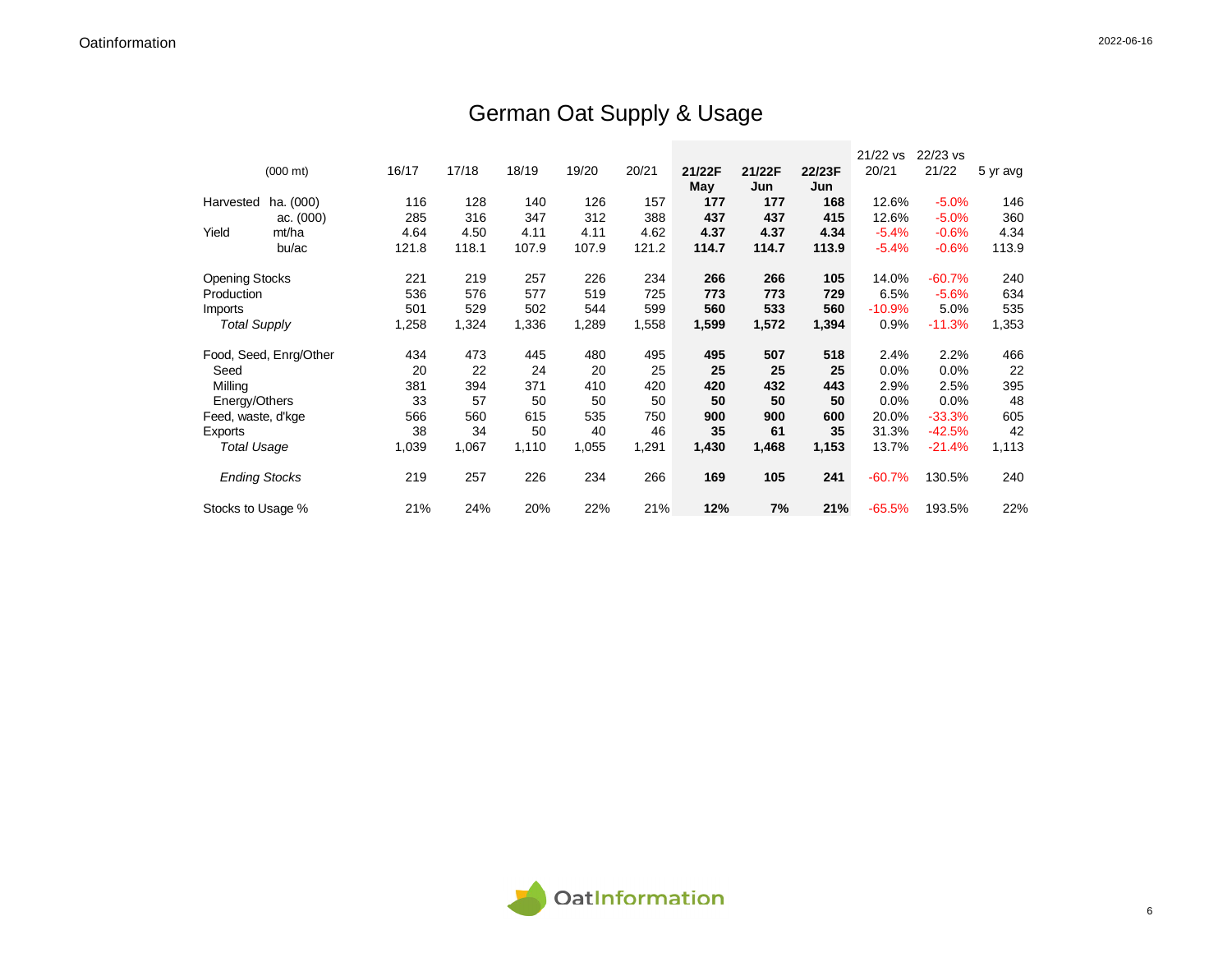# German Oat Supply & Usage

| (000 mt) | | 16/17 | 17/18 | 18/19 | 19/20 | 20/21 | **21/22F May** | **21/22F Jun** | **22/23F Jun** | 21/22 vs 20/21 | 22/23 vs 21/22 | 5 yr avg |
|---|---|---|---|---|---|---|---|---|---|---|---|---|
| Harvested | ha. (000) | 116 | 128 | 140 | 126 | 157 | **177** | **177** | **168** | 12.6% | -5.0% | 146 |
| | ac. (000) | 285 | 316 | 347 | 312 | 388 | **437** | **437** | **415** | 12.6% | -5.0% | 360 |
| Yield | mt/ha | 4.64 | 4.50 | 4.11 | 4.11 | 4.62 | **4.37** | **4.37** | **4.34** | -5.4% | -0.6% | 4.34 |
| | bu/ac | 121.8 | 118.1 | 107.9 | 107.9 | 121.2 | **114.7** | **114.7** | **113.9** | -5.4% | -0.6% | 113.9 |
| Opening Stocks | | 221 | 219 | 257 | 226 | 234 | **266** | **266** | **105** | 14.0% | -60.7% | 240 |
| Production | | 536 | 576 | 577 | 519 | 725 | **773** | **773** | **729** | 6.5% | -5.6% | 634 |
| Imports | | 501 | 529 | 502 | 544 | 599 | **560** | **533** | **560** | -10.9% | 5.0% | 535 |
| *Total Supply* | | 1,258 | 1,324 | 1,336 | 1,289 | 1,558 | **1,599** | **1,572** | **1,394** | 0.9% | -11.3% | 1,353 |
| Food, Seed, Enrg/Other | | 434 | 473 | 445 | 480 | 495 | **495** | **507** | **518** | 2.4% | 2.2% | 466 |
| Seed | | 20 | 22 | 24 | 20 | 25 | **25** | **25** | **25** | 0.0% | 0.0% | 22 |
| Milling | | 381 | 394 | 371 | 410 | 420 | **420** | **432** | **443** | 2.9% | 2.5% | 395 |
| Energy/Others | | 33 | 57 | 50 | 50 | 50 | **50** | **50** | **50** | 0.0% | 0.0% | 48 |
| Feed, waste, d'kge | | 566 | 560 | 615 | 535 | 750 | **900** | **900** | **600** | 20.0% | -33.3% | 605 |
| Exports | | 38 | 34 | 50 | 40 | 46 | **35** | **61** | **35** | 31.3% | -42.5% | 42 |
| *Total Usage* | | 1,039 | 1,067 | 1,110 | 1,055 | 1,291 | **1,430** | **1,468** | **1,153** | 13.7% | -21.4% | 1,113 |
| *Ending Stocks* | | 219 | 257 | 226 | 234 | 266 | **169** | **105** | **241** | -60.7% | 130.5% | 240 |
| Stocks to Usage % | | 21% | 24% | 20% | 22% | 21% | **12%** | **7%** | **21%** | -65.5% | 193.5% | 22% |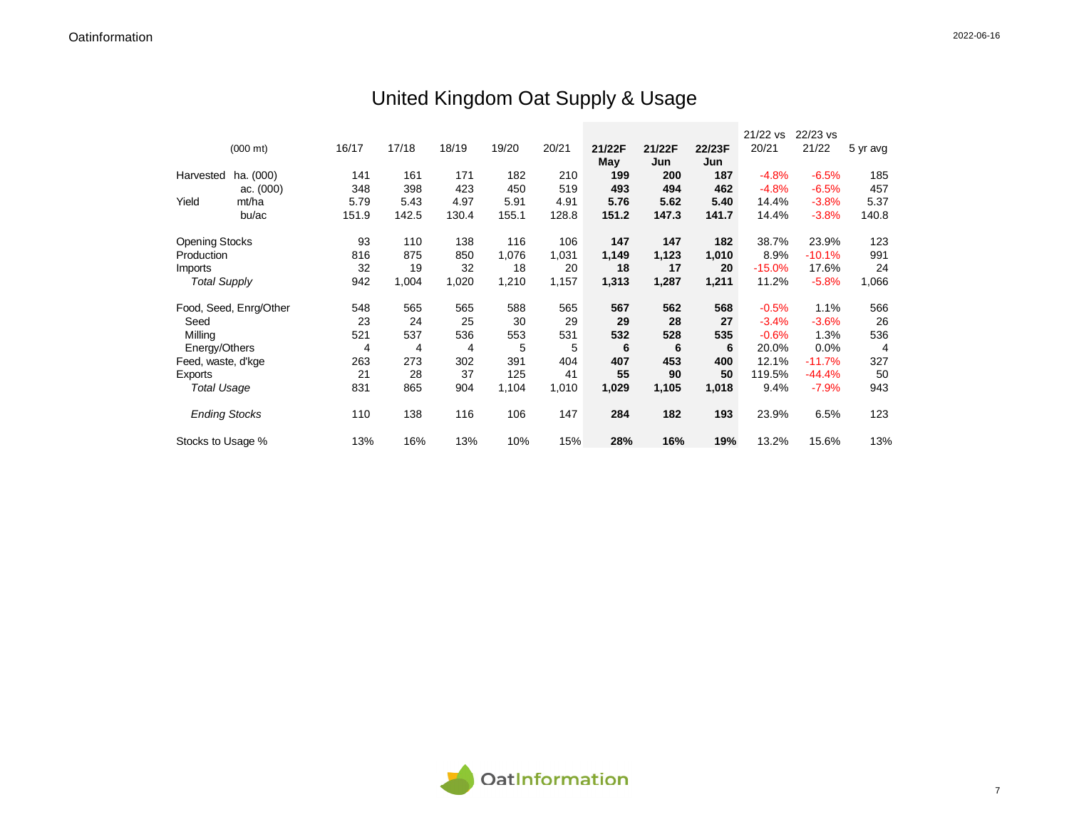# United Kingdom Oat Supply & Usage

| (000 mt) | | 16/17 | 17/18 | 18/19 | 19/20 | 20/21 | **21/22F May** | **21/22F Jun** | **22/23F Jun** | 21/22 vs 20/21 | 22/23 vs 21/22 | 5 yr avg |
|---|---|---|---|---|---|---|---|---|---|---|---|---|
| Harvested | ha. (000) | 141 | 161 | 171 | 182 | 210 | **199** | **200** | **187** | -4.8% | -6.5% | 185 |
| | ac. (000) | 348 | 398 | 423 | 450 | 519 | **493** | **494** | **462** | -4.8% | -6.5% | 457 |
| Yield | mt/ha | 5.79 | 5.43 | 4.97 | 5.91 | 4.91 | **5.76** | **5.62** | **5.40** | 14.4% | -3.8% | 5.37 |
| | bu/ac | 151.9 | 142.5 | 130.4 | 155.1 | 128.8 | **151.2** | **147.3** | **141.7** | 14.4% | -3.8% | 140.8 |
| Opening Stocks | | 93 | 110 | 138 | 116 | 106 | **147** | **147** | **182** | 38.7% | 23.9% | 123 |
| Production | | 816 | 875 | 850 | 1,076 | 1,031 | **1,149** | **1,123** | **1,010** | 8.9% | -10.1% | 991 |
| Imports | | 32 | 19 | 32 | 18 | 20 | **18** | **17** | **20** | -15.0% | 17.6% | 24 |
| *Total Supply* | | 942 | 1,004 | 1,020 | 1,210 | 1,157 | **1,313** | **1,287** | **1,211** | 11.2% | -5.8% | 1,066 |
| Food, Seed, Enrg/Other | | 548 | 565 | 565 | 588 | 565 | **567** | **562** | **568** | -0.5% | 1.1% | 566 |
| Seed | | 23 | 24 | 25 | 30 | 29 | **29** | **28** | **27** | -3.4% | -3.6% | 26 |
| Milling | | 521 | 537 | 536 | 553 | 531 | **532** | **528** | **535** | -0.6% | 1.3% | 536 |
| Energy/Others | | 4 | 4 | 4 | 5 | 5 | **6** | **6** | **6** | 20.0% | 0.0% | 4 |
| Feed, waste, d'kge | | 263 | 273 | 302 | 391 | 404 | **407** | **453** | **400** | 12.1% | -11.7% | 327 |
| Exports | | 21 | 28 | 37 | 125 | 41 | **55** | **90** | **50** | 119.5% | -44.4% | 50 |
| *Total Usage* | | 831 | 865 | 904 | 1,104 | 1,010 | **1,029** | **1,105** | **1,018** | 9.4% | -7.9% | 943 |
| *Ending Stocks* | | 110 | 138 | 116 | 106 | 147 | **284** | **182** | **193** | 23.9% | 6.5% | 123 |
| Stocks to Usage % | | 13% | 16% | 13% | 10% | 15% | **28%** | **16%** | **19%** | 13.2% | 15.6% | 13% |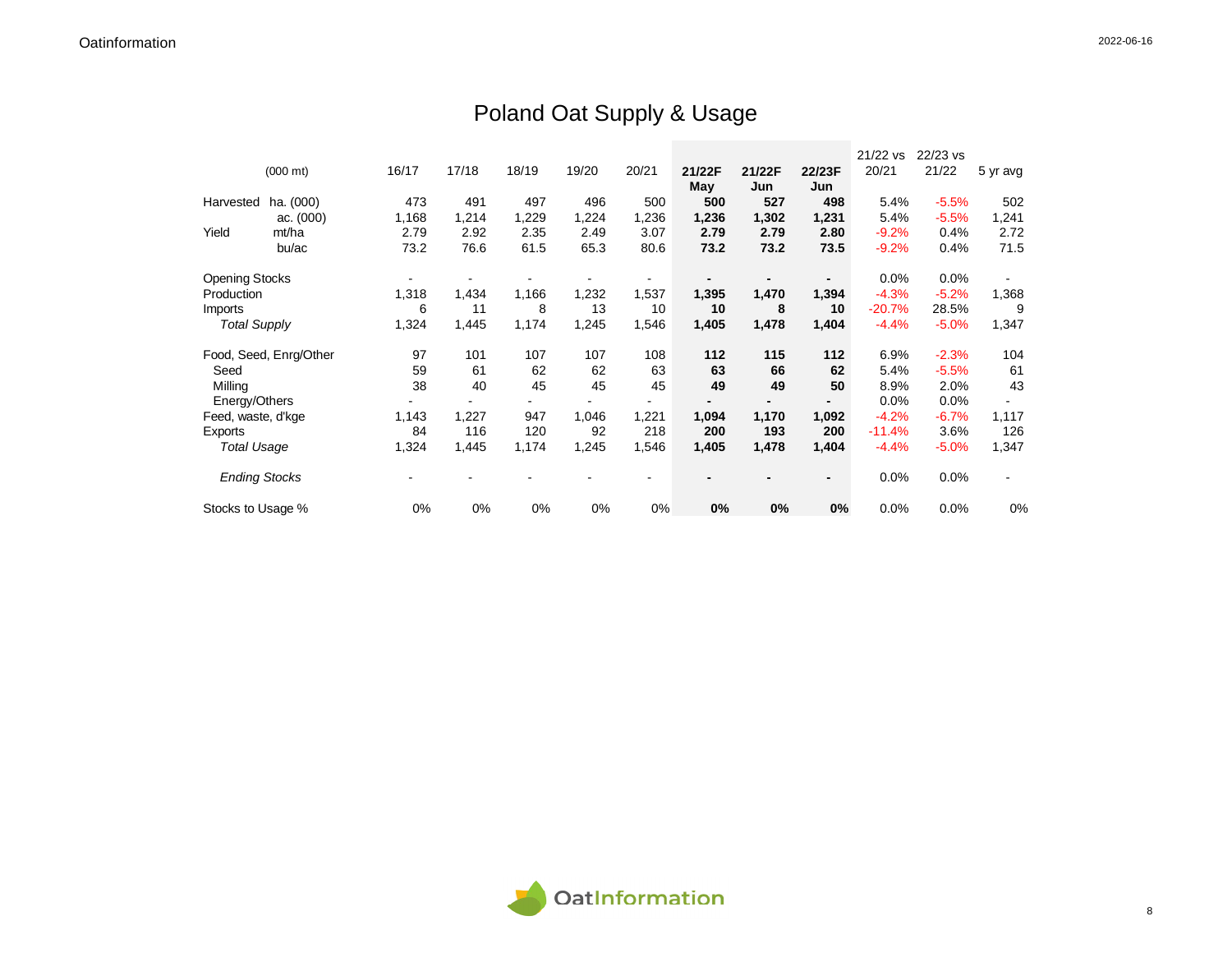# Poland Oat Supply & Usage

| | (000 mt) | 16/17 | 17/18 | 18/19 | 19/20 | 20/21 | 21/22F May | 21/22F Jun | 22/23F Jun | 21/22 vs 20/21 | 22/23 vs 21/22 | 5 yr avg |
|---|---|---|---|---|---|---|---|---|---|---|---|---|
| Harvested | ha. (000) | 473 | 491 | 497 | 496 | 500 | **500** | **527** | **498** | 5.4% | -5.5% | 502 |
| | ac. (000) | 1,168 | 1,214 | 1,229 | 1,224 | 1,236 | **1,236** | **1,302** | **1,231** | 5.4% | -5.5% | 1,241 |
| Yield | mt/ha | 2.79 | 2.92 | 2.35 | 2.49 | 3.07 | **2.79** | **2.79** | **2.80** | -9.2% | 0.4% | 2.72 |
| | bu/ac | 73.2 | 76.6 | 61.5 | 65.3 | 80.6 | **73.2** | **73.2** | **73.5** | -9.2% | 0.4% | 71.5 |
| Opening Stocks | | - | - | - | - | - | **-** | **-** | **-** | 0.0% | 0.0% | - |
| Production | | 1,318 | 1,434 | 1,166 | 1,232 | 1,537 | **1,395** | **1,470** | **1,394** | -4.3% | -5.2% | 1,368 |
| Imports | | 6 | 11 | 8 | 13 | 10 | **10** | **8** | **10** | -20.7% | 28.5% | 9 |
| *Total Supply* | | 1,324 | 1,445 | 1,174 | 1,245 | 1,546 | **1,405** | **1,478** | **1,404** | -4.4% | -5.0% | 1,347 |
| Food, Seed, Enrg/Other | | 97 | 101 | 107 | 107 | 108 | **112** | **115** | **112** | 6.9% | -2.3% | 104 |
| Seed | | 59 | 61 | 62 | 62 | 63 | **63** | **66** | **62** | 5.4% | -5.5% | 61 |
| Milling | | 38 | 40 | 45 | 45 | 45 | **49** | **49** | **50** | 8.9% | 2.0% | 43 |
| Energy/Others | | - | - | - | - | - | **-** | **-** | **-** | 0.0% | 0.0% | - |
| Feed, waste, d'kge | | 1,143 | 1,227 | 947 | 1,046 | 1,221 | **1,094** | **1,170** | **1,092** | -4.2% | -6.7% | 1,117 |
| Exports | | 84 | 116 | 120 | 92 | 218 | **200** | **193** | **200** | -11.4% | 3.6% | 126 |
| *Total Usage* | | 1,324 | 1,445 | 1,174 | 1,245 | 1,546 | **1,405** | **1,478** | **1,404** | -4.4% | -5.0% | 1,347 |
| *Ending Stocks* | | - | - | - | - | - | **-** | **-** | **-** | 0.0% | 0.0% | - |
| Stocks to Usage % | | 0% | 0% | 0% | 0% | 0% | **0%** | **0%** | **0%** | 0.0% | 0.0% | 0% |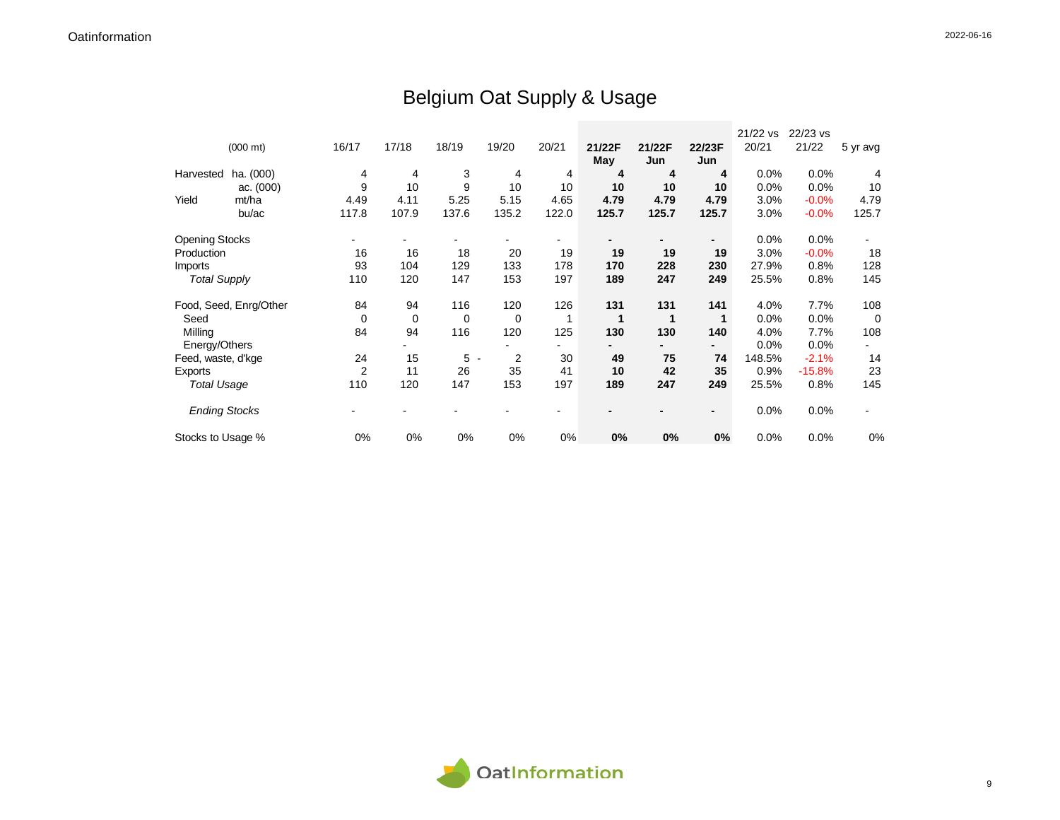# Belgium Oat Supply & Usage

| | (000 mt) | 16/17 | 17/18 | 18/19 | 19/20 | 20/21 | **21/22F May** | **21/22F Jun** | **22/23F Jun** | 21/22 vs 20/21 | 22/23 vs 21/22 | 5 yr avg |
|---|---|---|---|---|---|---|---|---|---|---|---|---|
| Harvested | ha. (000) | 4 | 4 | 3 | 4 | 4 | **4** | **4** | **4** | 0.0% | 0.0% | 4 |
| | ac. (000) | 9 | 10 | 9 | 10 | 10 | **10** | **10** | **10** | 0.0% | 0.0% | 10 |
| Yield | mt/ha | 4.49 | 4.11 | 5.25 | 5.15 | 4.65 | **4.79** | **4.79** | **4.79** | 3.0% | -0.0% | 4.79 |
| | bu/ac | 117.8 | 107.9 | 137.6 | 135.2 | 122.0 | **125.7** | **125.7** | **125.7** | 3.0% | -0.0% | 125.7 |
| Opening Stocks | | - | - | - | - | - | **-** | **-** | **-** | 0.0% | 0.0% | - |
| Production | | 16 | 16 | 18 | 20 | 19 | **19** | **19** | **19** | 3.0% | -0.0% | 18 |
| Imports | | 93 | 104 | 129 | 133 | 178 | **170** | **228** | **230** | 27.9% | 0.8% | 128 |
| *Total Supply* | | 110 | 120 | 147 | 153 | 197 | **189** | **247** | **249** | 25.5% | 0.8% | 145 |
| Food, Seed, Enrg/Other | | 84 | 94 | 116 | 120 | 126 | **131** | **131** | **141** | 4.0% | 7.7% | 108 |
| Seed | | 0 | 0 | 0 | 0 | 1 | **1** | **1** | **1** | 0.0% | 0.0% | 0 |
| Milling | | 84 | 94 | 116 | 120 | 125 | **130** | **130** | **140** | 4.0% | 7.7% | 108 |
| Energy/Others | | | - | | - | - | **-** | **-** | **-** | 0.0% | 0.0% | - |
| Feed, waste, d'kge | | 24 | 15 | 5 | - 2 | 30 | **49** | **75** | **74** | 148.5% | -2.1% | 14 |
| Exports | | 2 | 11 | 26 | 35 | 41 | **10** | **42** | **35** | 0.9% | -15.8% | 23 |
| *Total Usage* | | 110 | 120 | 147 | 153 | 197 | **189** | **247** | **249** | 25.5% | 0.8% | 145 |
| *Ending Stocks* | | - | - | - | - | - | **-** | **-** | **-** | 0.0% | 0.0% | - |
| Stocks to Usage % | | 0% | 0% | 0% | 0% | 0% | **0%** | **0%** | **0%** | 0.0% | 0.0% | 0% |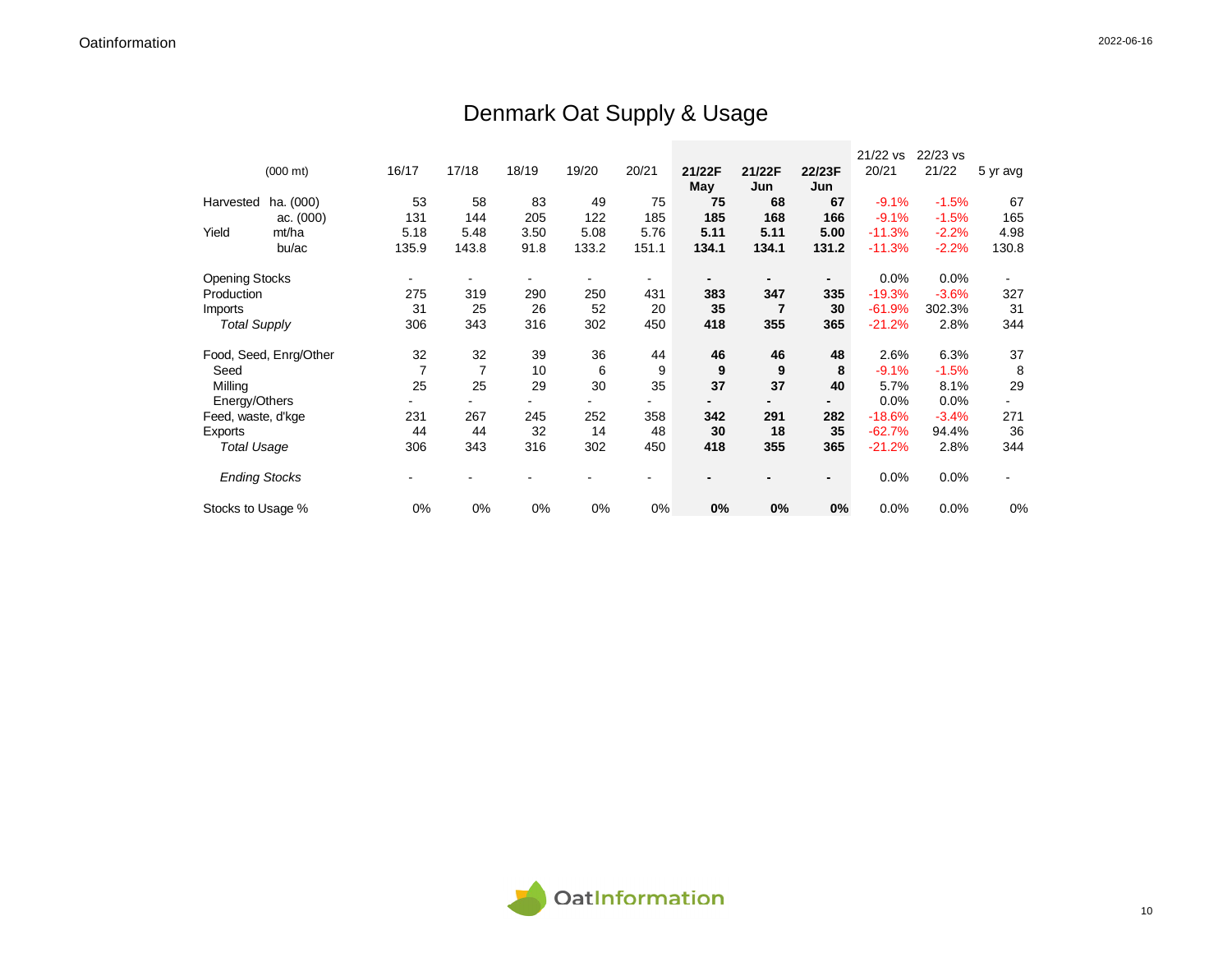# Denmark Oat Supply & Usage

| (000 mt) | | 16/17 | 17/18 | 18/19 | 19/20 | 20/21 | **21/22F May** | **21/22F Jun** | **22/23F Jun** | 21/22 vs 20/21 | 22/23 vs 21/22 | 5 yr avg |
|---|---|---|---|---|---|---|---|---|---|---|---|---|
| Harvested | ha. (000) | 53 | 58 | 83 | 49 | 75 | **75** | **68** | **67** | -9.1% | -1.5% | 67 |
| | ac. (000) | 131 | 144 | 205 | 122 | 185 | **185** | **168** | **166** | -9.1% | -1.5% | 165 |
| Yield | mt/ha | 5.18 | 5.48 | 3.50 | 5.08 | 5.76 | **5.11** | **5.11** | **5.00** | -11.3% | -2.2% | 4.98 |
| | bu/ac | 135.9 | 143.8 | 91.8 | 133.2 | 151.1 | **134.1** | **134.1** | **131.2** | -11.3% | -2.2% | 130.8 |
| Opening Stocks | | - | - | - | - | - | **-** | **-** | **-** | 0.0% | 0.0% | - |
| Production | | 275 | 319 | 290 | 250 | 431 | **383** | **347** | **335** | -19.3% | -3.6% | 327 |
| Imports | | 31 | 25 | 26 | 52 | 20 | **35** | **7** | **30** | -61.9% | 302.3% | 31 |
| *Total Supply* | | 306 | 343 | 316 | 302 | 450 | **418** | **355** | **365** | -21.2% | 2.8% | 344 |
| Food, Seed, Enrg/Other | | 32 | 32 | 39 | 36 | 44 | **46** | **46** | **48** | 2.6% | 6.3% | 37 |
| Seed | | 7 | 7 | 10 | 6 | 9 | **9** | **9** | **8** | -9.1% | -1.5% | 8 |
| Milling | | 25 | 25 | 29 | 30 | 35 | **37** | **37** | **40** | 5.7% | 8.1% | 29 |
| Energy/Others | | - | - | - | - | - | **-** | **-** | **-** | 0.0% | 0.0% | - |
| Feed, waste, d'kge | | 231 | 267 | 245 | 252 | 358 | **342** | **291** | **282** | -18.6% | -3.4% | 271 |
| Exports | | 44 | 44 | 32 | 14 | 48 | **30** | **18** | **35** | -62.7% | 94.4% | 36 |
| *Total Usage* | | 306 | 343 | 316 | 302 | 450 | **418** | **355** | **365** | -21.2% | 2.8% | 344 |
| *Ending Stocks* | | - | - | - | - | - | **-** | **-** | **-** | 0.0% | 0.0% | - |
| Stocks to Usage % | | 0% | 0% | 0% | 0% | 0% | **0%** | **0%** | **0%** | 0.0% | 0.0% | 0% |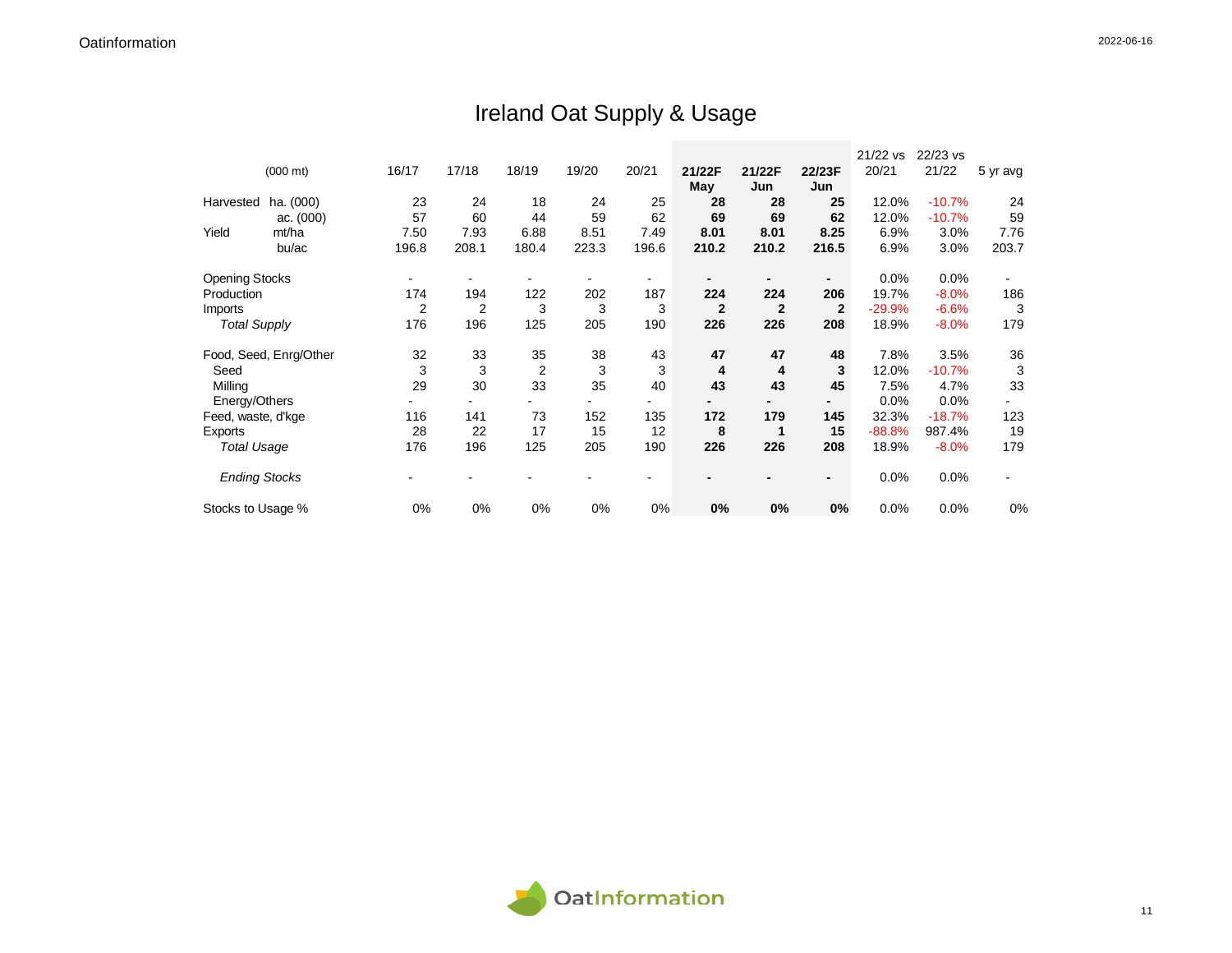# Ireland Oat Supply & Usage

| (000 mt) | | 16/17 | 17/18 | 18/19 | 19/20 | 20/21 | **21/22F May** | **21/22F Jun** | **22/23F Jun** | 21/22 vs 20/21 | 22/23 vs 21/22 | 5 yr avg |
|---|---|---|---|---|---|---|---|---|---|---|---|---|
| Harvested | ha. (000) | 23 | 24 | 18 | 24 | 25 | **28** | **28** | **25** | 12.0% | -10.7% | 24 |
| | ac. (000) | 57 | 60 | 44 | 59 | 62 | **69** | **69** | **62** | 12.0% | -10.7% | 59 |
| Yield | mt/ha | 7.50 | 7.93 | 6.88 | 8.51 | 7.49 | **8.01** | **8.01** | **8.25** | 6.9% | 3.0% | 7.76 |
| | bu/ac | 196.8 | 208.1 | 180.4 | 223.3 | 196.6 | **210.2** | **210.2** | **216.5** | 6.9% | 3.0% | 203.7 |
| Opening Stocks | | - | - | - | - | - | **-** | **-** | **-** | 0.0% | 0.0% | - |
| Production | | 174 | 194 | 122 | 202 | 187 | **224** | **224** | **206** | 19.7% | -8.0% | 186 |
| Imports | | 2 | 2 | 3 | 3 | 3 | **2** | **2** | **2** | -29.9% | -6.6% | 3 |
| *Total Supply* | | 176 | 196 | 125 | 205 | 190 | **226** | **226** | **208** | 18.9% | -8.0% | 179 |
| Food, Seed, Enrg/Other | | 32 | 33 | 35 | 38 | 43 | **47** | **47** | **48** | 7.8% | 3.5% | 36 |
| Seed | | 3 | 3 | 2 | 3 | 3 | **4** | **4** | **3** | 12.0% | -10.7% | 3 |
| Milling | | 29 | 30 | 33 | 35 | 40 | **43** | **43** | **45** | 7.5% | 4.7% | 33 |
| Energy/Others | | - | - | - | - | - | **-** | **-** | **-** | 0.0% | 0.0% | - |
| Feed, waste, d'kge | | 116 | 141 | 73 | 152 | 135 | **172** | **179** | **145** | 32.3% | -18.7% | 123 |
| Exports | | 28 | 22 | 17 | 15 | 12 | **8** | **1** | **15** | -88.8% | 987.4% | 19 |
| *Total Usage* | | 176 | 196 | 125 | 205 | 190 | **226** | **226** | **208** | 18.9% | -8.0% | 179 |
| *Ending Stocks* | | - | - | - | - | - | **-** | **-** | **-** | 0.0% | 0.0% | - |
| Stocks to Usage % | | 0% | 0% | 0% | 0% | 0% | **0%** | **0%** | **0%** | 0.0% | 0.0% | 0% |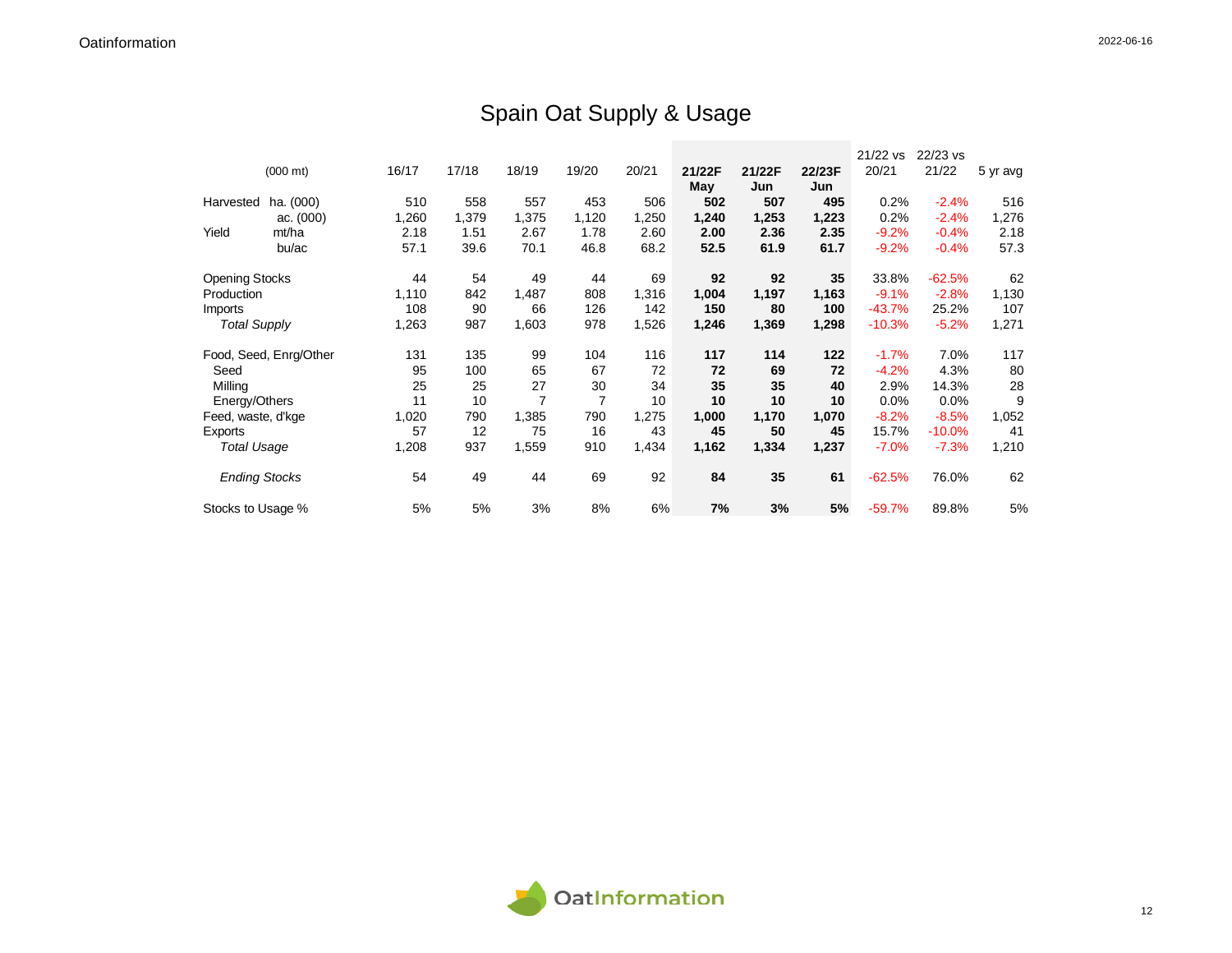# Spain Oat Supply & Usage

| (000 mt) | | 16/17 | 17/18 | 18/19 | 19/20 | 20/21 | **21/22F May** | **21/22F Jun** | **22/23F Jun** | 21/22 vs 20/21 | 22/23 vs 21/22 | 5 yr avg |
|---|---|---|---|---|---|---|---|---|---|---|---|---|
| Harvested | ha. (000) | 510 | 558 | 557 | 453 | 506 | **502** | **507** | **495** | 0.2% | -2.4% | 516 |
| | ac. (000) | 1,260 | 1,379 | 1,375 | 1,120 | 1,250 | **1,240** | **1,253** | **1,223** | 0.2% | -2.4% | 1,276 |
| Yield | mt/ha | 2.18 | 1.51 | 2.67 | 1.78 | 2.60 | **2.00** | **2.36** | **2.35** | -9.2% | -0.4% | 2.18 |
| | bu/ac | 57.1 | 39.6 | 70.1 | 46.8 | 68.2 | **52.5** | **61.9** | **61.7** | -9.2% | -0.4% | 57.3 |
| Opening Stocks | | 44 | 54 | 49 | 44 | 69 | **92** | **92** | **35** | 33.8% | -62.5% | 62 |
| Production | | 1,110 | 842 | 1,487 | 808 | 1,316 | **1,004** | **1,197** | **1,163** | -9.1% | -2.8% | 1,130 |
| Imports | | 108 | 90 | 66 | 126 | 142 | **150** | **80** | **100** | -43.7% | 25.2% | 107 |
| *Total Supply* | | 1,263 | 987 | 1,603 | 978 | 1,526 | **1,246** | **1,369** | **1,298** | -10.3% | -5.2% | 1,271 |
| Food, Seed, Enrg/Other | | 131 | 135 | 99 | 104 | 116 | **117** | **114** | **122** | -1.7% | 7.0% | 117 |
| Seed | | 95 | 100 | 65 | 67 | 72 | **72** | **69** | **72** | -4.2% | 4.3% | 80 |
| Milling | | 25 | 25 | 27 | 30 | 34 | **35** | **35** | **40** | 2.9% | 14.3% | 28 |
| Energy/Others | | 11 | 10 | 7 | 7 | 10 | **10** | **10** | **10** | 0.0% | 0.0% | 9 |
| Feed, waste, d'kge | | 1,020 | 790 | 1,385 | 790 | 1,275 | **1,000** | **1,170** | **1,070** | -8.2% | -8.5% | 1,052 |
| Exports | | 57 | 12 | 75 | 16 | 43 | **45** | **50** | **45** | 15.7% | -10.0% | 41 |
| *Total Usage* | | 1,208 | 937 | 1,559 | 910 | 1,434 | **1,162** | **1,334** | **1,237** | -7.0% | -7.3% | 1,210 |
| *Ending Stocks* | | 54 | 49 | 44 | 69 | 92 | **84** | **35** | **61** | -62.5% | 76.0% | 62 |
| Stocks to Usage % | | 5% | 5% | 3% | 8% | 6% | **7%** | **3%** | **5%** | -59.7% | 89.8% | 5% |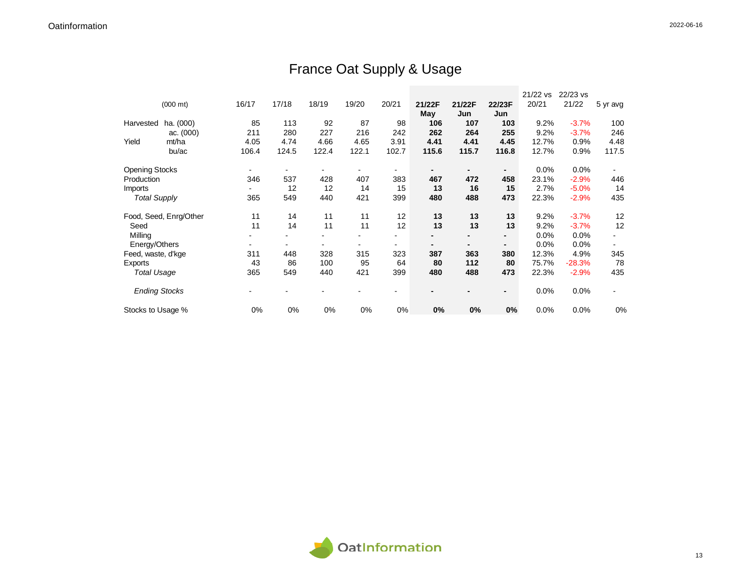# France Oat Supply & Usage

| (000 mt) | | 16/17 | 17/18 | 18/19 | 19/20 | 20/21 | **21/22F May** | **21/22F Jun** | **22/23F Jun** | 21/22 vs 20/21 | 22/23 vs 21/22 | 5 yr avg |
|---|---|---|---|---|---|---|---|---|---|---|---|---|
| Harvested | ha. (000) | 85 | 113 | 92 | 87 | 98 | **106** | **107** | **103** | 9.2% | -3.7% | 100 |
| | ac. (000) | 211 | 280 | 227 | 216 | 242 | **262** | **264** | **255** | 9.2% | -3.7% | 246 |
| Yield | mt/ha | 4.05 | 4.74 | 4.66 | 4.65 | 3.91 | **4.41** | **4.41** | **4.45** | 12.7% | 0.9% | 4.48 |
| | bu/ac | 106.4 | 124.5 | 122.4 | 122.1 | 102.7 | **115.6** | **115.7** | **116.8** | 12.7% | 0.9% | 117.5 |
| Opening Stocks | | - | - | - | - | - | **-** | **-** | **-** | 0.0% | 0.0% | - |
| Production | | 346 | 537 | 428 | 407 | 383 | **467** | **472** | **458** | 23.1% | -2.9% | 446 |
| Imports | | - | 12 | 12 | 14 | 15 | **13** | **16** | **15** | 2.7% | -5.0% | 14 |
| *Total Supply* | | 365 | 549 | 440 | 421 | 399 | **480** | **488** | **473** | 22.3% | -2.9% | 435 |
| Food, Seed, Enrg/Other | | 11 | 14 | 11 | 11 | 12 | **13** | **13** | **13** | 9.2% | -3.7% | 12 |
| Seed | | 11 | 14 | 11 | 11 | 12 | **13** | **13** | **13** | 9.2% | -3.7% | 12 |
| Milling | | - | - | - | - | - | **-** | **-** | **-** | 0.0% | 0.0% | - |
| Energy/Others | | - | - | - | - | - | **-** | **-** | **-** | 0.0% | 0.0% | - |
| Feed, waste, d'kge | | 311 | 448 | 328 | 315 | 323 | **387** | **363** | **380** | 12.3% | 4.9% | 345 |
| Exports | | 43 | 86 | 100 | 95 | 64 | **80** | **112** | **80** | 75.7% | -28.3% | 78 |
| *Total Usage* | | 365 | 549 | 440 | 421 | 399 | **480** | **488** | **473** | 22.3% | -2.9% | 435 |
| *Ending Stocks* | | - | - | - | - | - | **-** | **-** | **-** | 0.0% | 0.0% | - |
| Stocks to Usage % | | 0% | 0% | 0% | 0% | 0% | **0%** | **0%** | **0%** | 0.0% | 0.0% | 0% |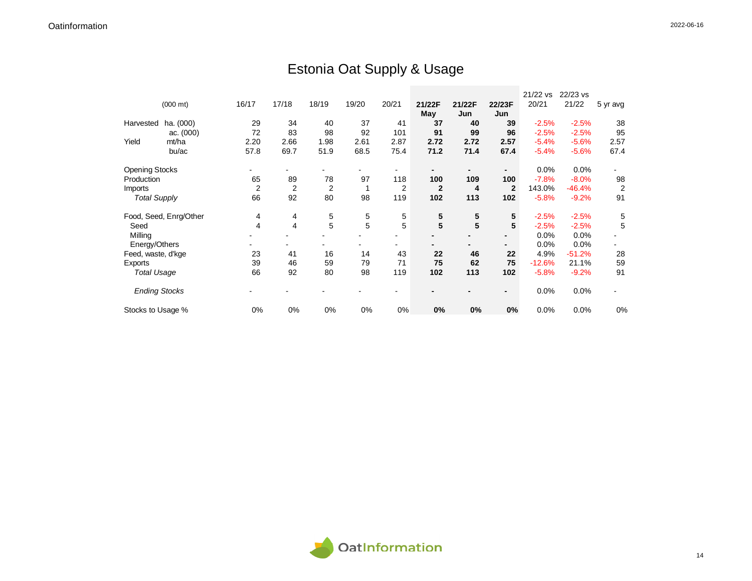# Estonia Oat Supply & Usage

| (000 mt) | | 16/17 | 17/18 | 18/19 | 19/20 | 20/21 | **21/22F May** | **21/22F Jun** | **22/23F Jun** | 21/22 vs 20/21 | 22/23 vs 21/22 | 5 yr avg |
|---|---|---|---|---|---|---|---|---|---|---|---|---|
| Harvested | ha. (000) | 29 | 34 | 40 | 37 | 41 | **37** | **40** | **39** | -2.5% | -2.5% | 38 |
| | ac. (000) | 72 | 83 | 98 | 92 | 101 | **91** | **99** | **96** | -2.5% | -2.5% | 95 |
| Yield | mt/ha | 2.20 | 2.66 | 1.98 | 2.61 | 2.87 | **2.72** | **2.72** | **2.57** | -5.4% | -5.6% | 2.57 |
| | bu/ac | 57.8 | 69.7 | 51.9 | 68.5 | 75.4 | **71.2** | **71.4** | **67.4** | -5.4% | -5.6% | 67.4 |
| Opening Stocks | | - | - | - | - | - | **-** | **-** | **-** | 0.0% | 0.0% | - |
| Production | | 65 | 89 | 78 | 97 | 118 | **100** | **109** | **100** | -7.8% | -8.0% | 98 |
| Imports | | 2 | 2 | 2 | 1 | 2 | **2** | **4** | **2** | 143.0% | -46.4% | 2 |
| *Total Supply* | | 66 | 92 | 80 | 98 | 119 | **102** | **113** | **102** | -5.8% | -9.2% | 91 |
| Food, Seed, Enrg/Other | | 4 | 4 | 5 | 5 | 5 | **5** | **5** | **5** | -2.5% | -2.5% | 5 |
| Seed | | 4 | 4 | 5 | 5 | 5 | **5** | **5** | **5** | -2.5% | -2.5% | 5 |
| Milling | | - | - | - | - | - | **-** | **-** | **-** | 0.0% | 0.0% | - |
| Energy/Others | | - | - | - | - | - | **-** | **-** | **-** | 0.0% | 0.0% | - |
| Feed, waste, d'kge | | 23 | 41 | 16 | 14 | 43 | **22** | **46** | **22** | 4.9% | -51.2% | 28 |
| Exports | | 39 | 46 | 59 | 79 | 71 | **75** | **62** | **75** | -12.6% | 21.1% | 59 |
| *Total Usage* | | 66 | 92 | 80 | 98 | 119 | **102** | **113** | **102** | -5.8% | -9.2% | 91 |
| *Ending Stocks* | | - | - | - | - | - | **-** | **-** | **-** | 0.0% | 0.0% | - |
| Stocks to Usage % | | 0% | 0% | 0% | 0% | 0% | **0%** | **0%** | **0%** | 0.0% | 0.0% | 0% |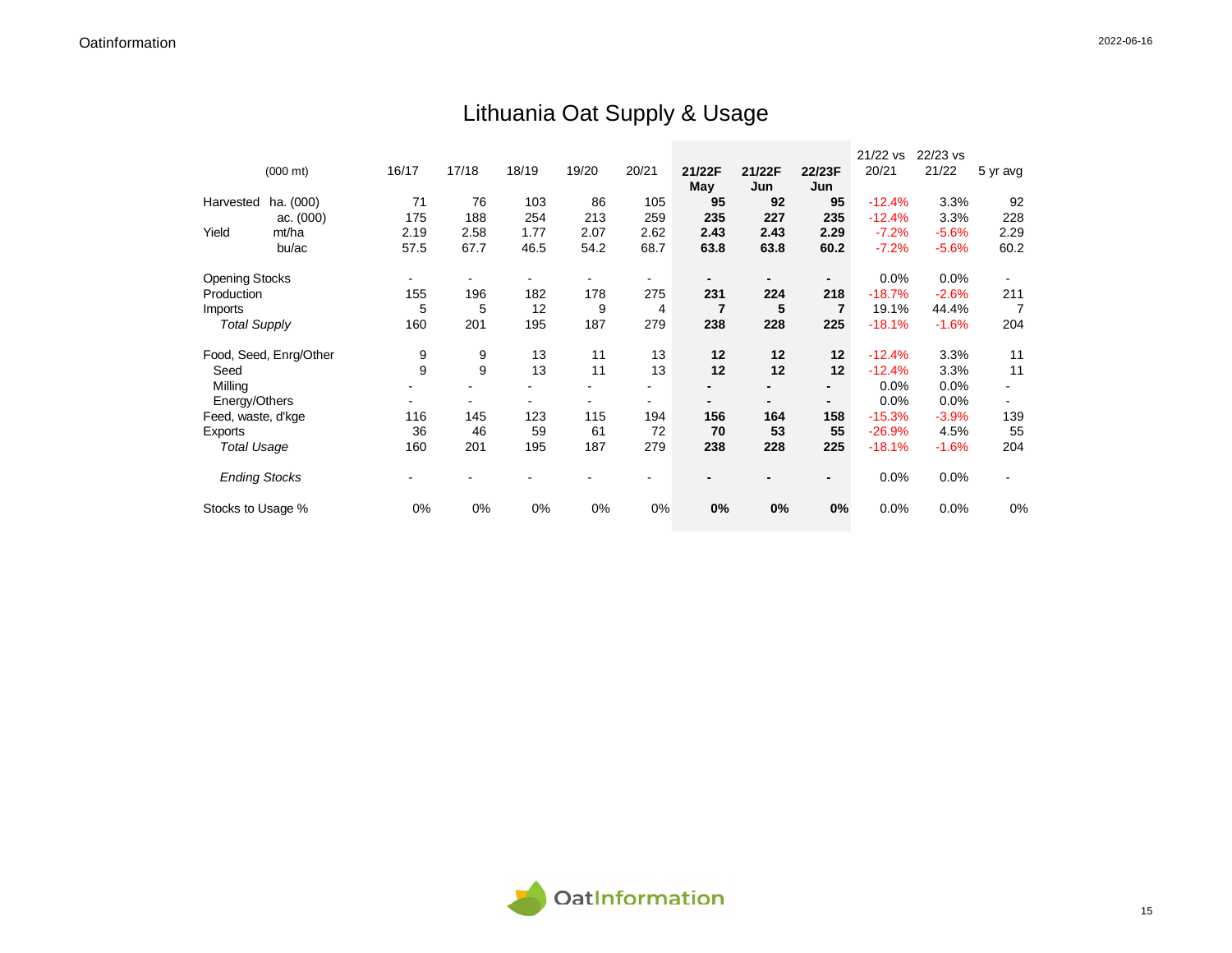# Lithuania Oat Supply & Usage

| (000 mt) | | 16/17 | 17/18 | 18/19 | 19/20 | 20/21 | 21/22F May | 21/22F Jun | 22/23F Jun | 21/22 vs 20/21 | 22/23 vs 21/22 | 5 yr avg |
|---|---|---|---|---|---|---|---|---|---|---|---|---|
| Harvested | ha. (000) | 71 | 76 | 103 | 86 | 105 | **95** | **92** | **95** | -12.4% | 3.3% | 92 |
| | ac. (000) | 175 | 188 | 254 | 213 | 259 | **235** | **227** | **235** | -12.4% | 3.3% | 228 |
| Yield | mt/ha | 2.19 | 2.58 | 1.77 | 2.07 | 2.62 | **2.43** | **2.43** | **2.29** | -7.2% | -5.6% | 2.29 |
| | bu/ac | 57.5 | 67.7 | 46.5 | 54.2 | 68.7 | **63.8** | **63.8** | **60.2** | -7.2% | -5.6% | 60.2 |
| Opening Stocks | | - | - | - | - | - | **-** | **-** | **-** | 0.0% | 0.0% | - |
| Production | | 155 | 196 | 182 | 178 | 275 | **231** | **224** | **218** | -18.7% | -2.6% | 211 |
| Imports | | 5 | 5 | 12 | 9 | 4 | **7** | **5** | **7** | 19.1% | 44.4% | 7 |
| *Total Supply* | | 160 | 201 | 195 | 187 | 279 | **238** | **228** | **225** | -18.1% | -1.6% | 204 |
| Food, Seed, Enrg/Other | | 9 | 9 | 13 | 11 | 13 | **12** | **12** | **12** | -12.4% | 3.3% | 11 |
| Seed | | 9 | 9 | 13 | 11 | 13 | **12** | **12** | **12** | -12.4% | 3.3% | 11 |
| Milling | | - | - | - | - | - | **-** | **-** | **-** | 0.0% | 0.0% | - |
| Energy/Others | | - | - | - | - | - | **-** | **-** | **-** | 0.0% | 0.0% | - |
| Feed, waste, d'kge | | 116 | 145 | 123 | 115 | 194 | **156** | **164** | **158** | -15.3% | -3.9% | 139 |
| Exports | | 36 | 46 | 59 | 61 | 72 | **70** | **53** | **55** | -26.9% | 4.5% | 55 |
| *Total Usage* | | 160 | 201 | 195 | 187 | 279 | **238** | **228** | **225** | -18.1% | -1.6% | 204 |
| *Ending Stocks* | | - | - | - | - | - | **-** | **-** | **-** | 0.0% | 0.0% | - |
| Stocks to Usage % | | 0% | 0% | 0% | 0% | 0% | **0%** | **0%** | **0%** | 0.0% | 0.0% | 0% |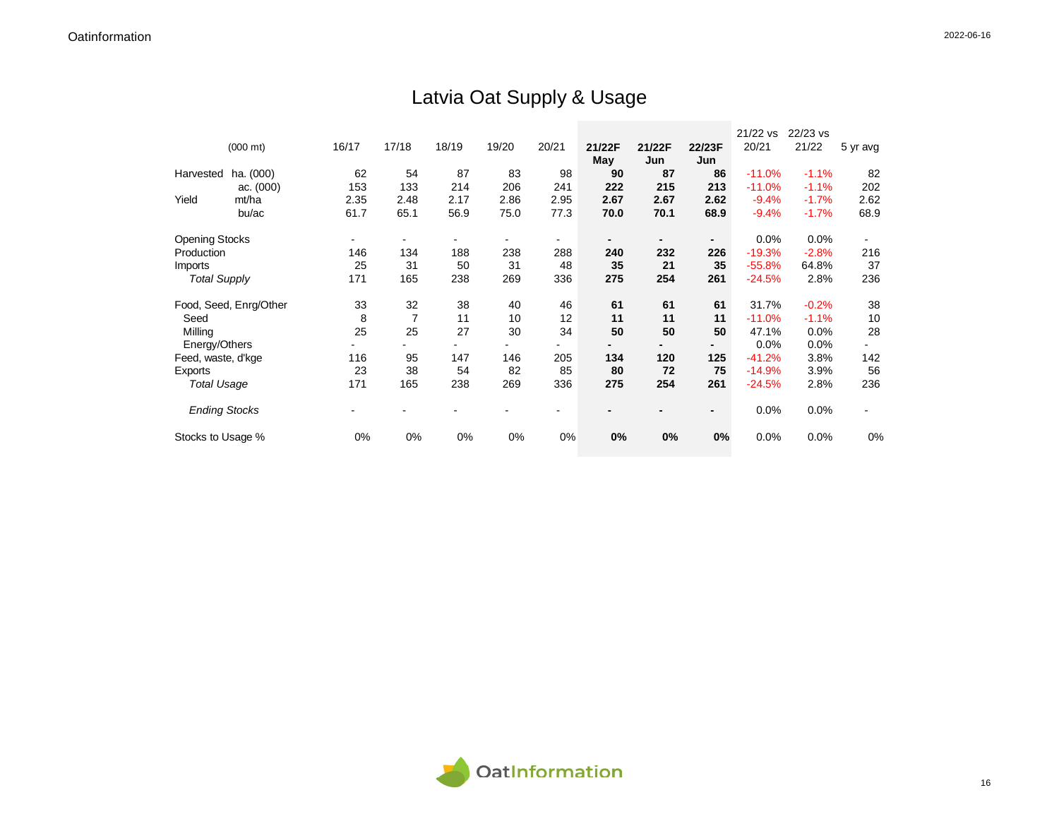# Latvia Oat Supply & Usage

| (000 mt) | | 16/17 | 17/18 | 18/19 | 19/20 | 20/21 | **21/22F May** | **21/22F Jun** | **22/23F Jun** | 21/22 vs 20/21 | 22/23 vs 21/22 | 5 yr avg |
|---|---|---|---|---|---|---|---|---|---|---|---|---|
| Harvested | ha. (000) | 62 | 54 | 87 | 83 | 98 | **90** | **87** | **86** | -11.0% | -1.1% | 82 |
| | ac. (000) | 153 | 133 | 214 | 206 | 241 | **222** | **215** | **213** | -11.0% | -1.1% | 202 |
| Yield | mt/ha | 2.35 | 2.48 | 2.17 | 2.86 | 2.95 | **2.67** | **2.67** | **2.62** | -9.4% | -1.7% | 2.62 |
| | bu/ac | 61.7 | 65.1 | 56.9 | 75.0 | 77.3 | **70.0** | **70.1** | **68.9** | -9.4% | -1.7% | 68.9 |
| Opening Stocks | | - | - | - | - | - | **-** | **-** | **-** | 0.0% | 0.0% | - |
| Production | | 146 | 134 | 188 | 238 | 288 | **240** | **232** | **226** | -19.3% | -2.8% | 216 |
| Imports | | 25 | 31 | 50 | 31 | 48 | **35** | **21** | **35** | -55.8% | 64.8% | 37 |
| *Total Supply* | | 171 | 165 | 238 | 269 | 336 | **275** | **254** | **261** | -24.5% | 2.8% | 236 |
| Food, Seed, Enrg/Other | | 33 | 32 | 38 | 40 | 46 | **61** | **61** | **61** | 31.7% | -0.2% | 38 |
| Seed | | 8 | 7 | 11 | 10 | 12 | **11** | **11** | **11** | -11.0% | -1.1% | 10 |
| Milling | | 25 | 25 | 27 | 30 | 34 | **50** | **50** | **50** | 47.1% | 0.0% | 28 |
| Energy/Others | | - | - | - | - | - | **-** | **-** | **-** | 0.0% | 0.0% | - |
| Feed, waste, d'kge | | 116 | 95 | 147 | 146 | 205 | **134** | **120** | **125** | -41.2% | 3.8% | 142 |
| Exports | | 23 | 38 | 54 | 82 | 85 | **80** | **72** | **75** | -14.9% | 3.9% | 56 |
| *Total Usage* | | 171 | 165 | 238 | 269 | 336 | **275** | **254** | **261** | -24.5% | 2.8% | 236 |
| *Ending Stocks* | | - | - | - | - | - | **-** | **-** | **-** | 0.0% | 0.0% | - |
| Stocks to Usage % | | 0% | 0% | 0% | 0% | 0% | **0%** | **0%** | **0%** | 0.0% | 0.0% | 0% |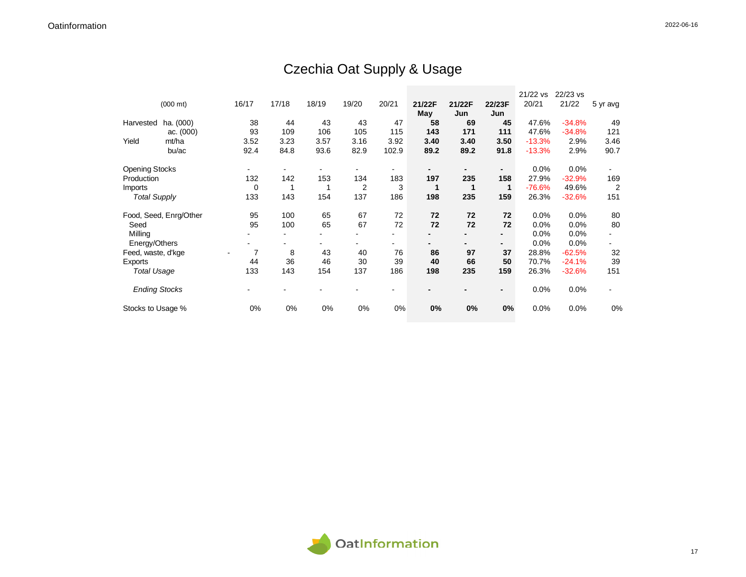# Czechia Oat Supply & Usage

| (000 mt) | | 16/17 | 17/18 | 18/19 | 19/20 | 20/21 | **21/22F May** | **21/22F Jun** | **22/23F Jun** | 21/22 vs 20/21 | 22/23 vs 21/22 | 5 yr avg |
|---|---|---|---|---|---|---|---|---|---|---|---|---|
| Harvested | ha. (000) | 38 | 44 | 43 | 43 | 47 | **58** | **69** | **45** | 47.6% | -34.8% | 49 |
| | ac. (000) | 93 | 109 | 106 | 105 | 115 | **143** | **171** | **111** | 47.6% | -34.8% | 121 |
| Yield | mt/ha | 3.52 | 3.23 | 3.57 | 3.16 | 3.92 | **3.40** | **3.40** | **3.50** | -13.3% | 2.9% | 3.46 |
| | bu/ac | 92.4 | 84.8 | 93.6 | 82.9 | 102.9 | **89.2** | **89.2** | **91.8** | -13.3% | 2.9% | 90.7 |
| Opening Stocks | | - | - | - | - | - | **-** | **-** | **-** | 0.0% | 0.0% | - |
| Production | | 132 | 142 | 153 | 134 | 183 | **197** | **235** | **158** | 27.9% | -32.9% | 169 |
| Imports | | 0 | 1 | 1 | 2 | 3 | **1** | **1** | **1** | -76.6% | 49.6% | 2 |
| *Total Supply* | | 133 | 143 | 154 | 137 | 186 | **198** | **235** | **159** | 26.3% | -32.6% | 151 |
| Food, Seed, Enrg/Other | | 95 | 100 | 65 | 67 | 72 | **72** | **72** | **72** | 0.0% | 0.0% | 80 |
| Seed | | 95 | 100 | 65 | 67 | 72 | **72** | **72** | **72** | 0.0% | 0.0% | 80 |
| Milling | | - | - | - | - | - | **-** | **-** | **-** | 0.0% | 0.0% | - |
| Energy/Others | | - | - | - | - | - | **-** | **-** | **-** | 0.0% | 0.0% | - |
| Feed, waste, d'kge | | - 7 | 8 | 43 | 40 | 76 | **86** | **97** | **37** | 28.8% | -62.5% | 32 |
| Exports | | 44 | 36 | 46 | 30 | 39 | **40** | **66** | **50** | 70.7% | -24.1% | 39 |
| *Total Usage* | | 133 | 143 | 154 | 137 | 186 | **198** | **235** | **159** | 26.3% | -32.6% | 151 |
| *Ending Stocks* | | - | - | - | - | - | **-** | **-** | **-** | 0.0% | 0.0% | - |
| Stocks to Usage % | | 0% | 0% | 0% | 0% | 0% | **0%** | **0%** | **0%** | 0.0% | 0.0% | 0% |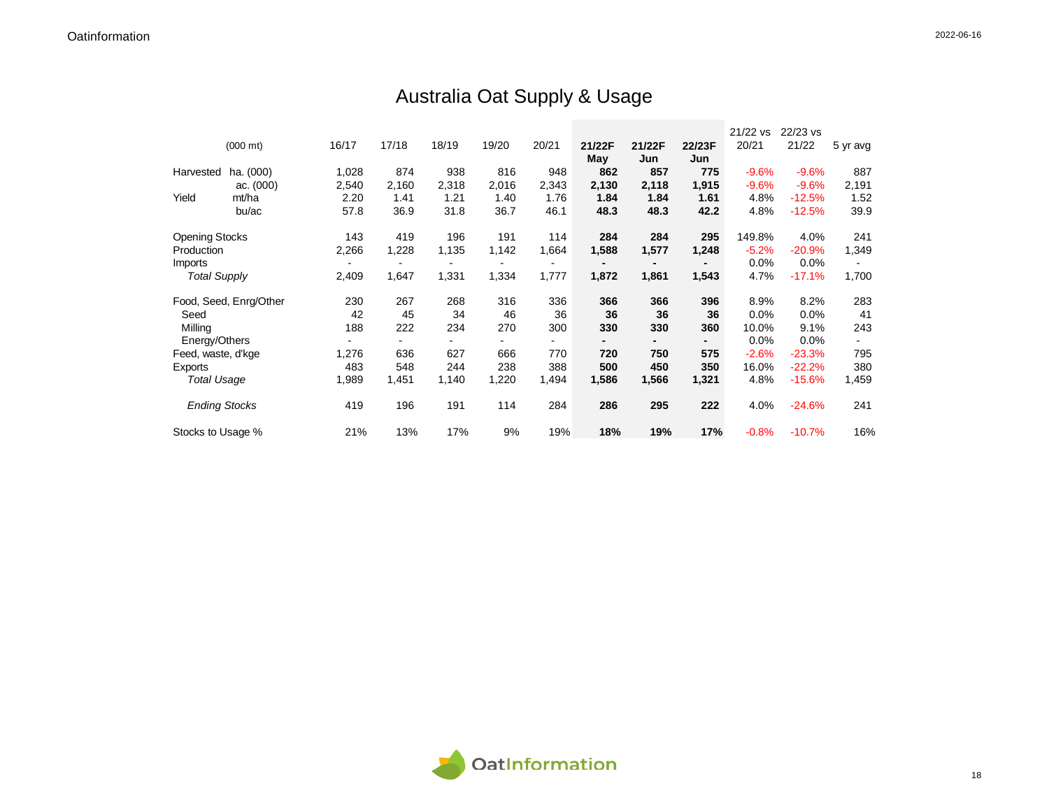# Australia Oat Supply & Usage

| (000 mt) | | 16/17 | 17/18 | 18/19 | 19/20 | 20/21 | 21/22F May | 21/22F Jun | 22/23F Jun | 21/22 vs 20/21 | 22/23 vs 21/22 | 5 yr avg |
|---|---|---|---|---|---|---|---|---|---|---|---|---|
| Harvested | ha. (000) | 1,028 | 874 | 938 | 816 | 948 | **862** | **857** | **775** | -9.6% | -9.6% | 887 |
| | ac. (000) | 2,540 | 2,160 | 2,318 | 2,016 | 2,343 | **2,130** | **2,118** | **1,915** | -9.6% | -9.6% | 2,191 |
| Yield | mt/ha | 2.20 | 1.41 | 1.21 | 1.40 | 1.76 | **1.84** | **1.84** | **1.61** | 4.8% | -12.5% | 1.52 |
| | bu/ac | 57.8 | 36.9 | 31.8 | 36.7 | 46.1 | **48.3** | **48.3** | **42.2** | 4.8% | -12.5% | 39.9 |
| Opening Stocks | | 143 | 419 | 196 | 191 | 114 | **284** | **284** | **295** | 149.8% | 4.0% | 241 |
| Production | | 2,266 | 1,228 | 1,135 | 1,142 | 1,664 | **1,588** | **1,577** | **1,248** | -5.2% | -20.9% | 1,349 |
| Imports | | - | - | - | - | - | **-** | **-** | **-** | 0.0% | 0.0% | - |
| *Total Supply* | | 2,409 | 1,647 | 1,331 | 1,334 | 1,777 | **1,872** | **1,861** | **1,543** | 4.7% | -17.1% | 1,700 |
| Food, Seed, Enrg/Other | | 230 | 267 | 268 | 316 | 336 | **366** | **366** | **396** | 8.9% | 8.2% | 283 |
| Seed | | 42 | 45 | 34 | 46 | 36 | **36** | **36** | **36** | 0.0% | 0.0% | 41 |
| Milling | | 188 | 222 | 234 | 270 | 300 | **330** | **330** | **360** | 10.0% | 9.1% | 243 |
| Energy/Others | | - | - | - | - | - | **-** | **-** | **-** | 0.0% | 0.0% | - |
| Feed, waste, d'kge | | 1,276 | 636 | 627 | 666 | 770 | **720** | **750** | **575** | -2.6% | -23.3% | 795 |
| Exports | | 483 | 548 | 244 | 238 | 388 | **500** | **450** | **350** | 16.0% | -22.2% | 380 |
| *Total Usage* | | 1,989 | 1,451 | 1,140 | 1,220 | 1,494 | **1,586** | **1,566** | **1,321** | 4.8% | -15.6% | 1,459 |
| *Ending Stocks* | | 419 | 196 | 191 | 114 | 284 | **286** | **295** | **222** | 4.0% | -24.6% | 241 |
| Stocks to Usage % | | 21% | 13% | 17% | 9% | 19% | **18%** | **19%** | **17%** | -0.8% | -10.7% | 16% |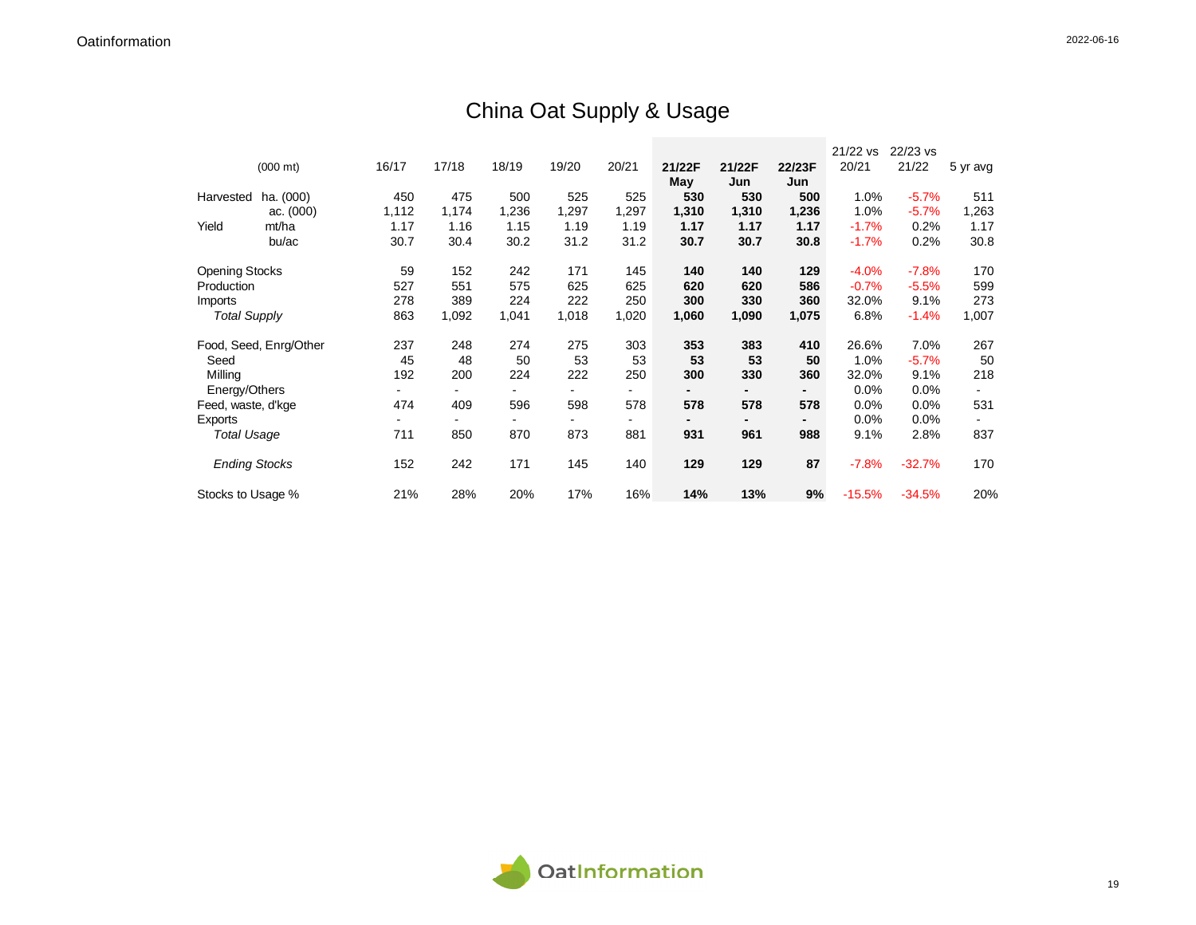# China Oat Supply & Usage

| (000 mt) | | 16/17 | 17/18 | 18/19 | 19/20 | 20/21 | **21/22F May** | **21/22F Jun** | **22/23F Jun** | 21/22 vs 20/21 | 22/23 vs 21/22 | 5 yr avg |
|---|---|---|---|---|---|---|---|---|---|---|---|---|
| Harvested | ha. (000) | 450 | 475 | 500 | 525 | 525 | **530** | **530** | **500** | 1.0% | -5.7% | 511 |
| | ac. (000) | 1,112 | 1,174 | 1,236 | 1,297 | 1,297 | **1,310** | **1,310** | **1,236** | 1.0% | -5.7% | 1,263 |
| Yield | mt/ha | 1.17 | 1.16 | 1.15 | 1.19 | 1.19 | **1.17** | **1.17** | **1.17** | -1.7% | 0.2% | 1.17 |
| | bu/ac | 30.7 | 30.4 | 30.2 | 31.2 | 31.2 | **30.7** | **30.7** | **30.8** | -1.7% | 0.2% | 30.8 |
| Opening Stocks | | 59 | 152 | 242 | 171 | 145 | **140** | **140** | **129** | -4.0% | -7.8% | 170 |
| Production | | 527 | 551 | 575 | 625 | 625 | **620** | **620** | **586** | -0.7% | -5.5% | 599 |
| Imports | | 278 | 389 | 224 | 222 | 250 | **300** | **330** | **360** | 32.0% | 9.1% | 273 |
| *Total Supply* | | 863 | 1,092 | 1,041 | 1,018 | 1,020 | **1,060** | **1,090** | **1,075** | 6.8% | -1.4% | 1,007 |
| Food, Seed, Enrg/Other | | 237 | 248 | 274 | 275 | 303 | **353** | **383** | **410** | 26.6% | 7.0% | 267 |
| Seed | | 45 | 48 | 50 | 53 | 53 | **53** | **53** | **50** | 1.0% | -5.7% | 50 |
| Milling | | 192 | 200 | 224 | 222 | 250 | **300** | **330** | **360** | 32.0% | 9.1% | 218 |
| Energy/Others | | - | - | - | - | - | **-** | **-** | **-** | 0.0% | 0.0% | - |
| Feed, waste, d'kge | | 474 | 409 | 596 | 598 | 578 | **578** | **578** | **578** | 0.0% | 0.0% | 531 |
| Exports | | - | - | - | - | - | **-** | **-** | **-** | 0.0% | 0.0% | - |
| *Total Usage* | | 711 | 850 | 870 | 873 | 881 | **931** | **961** | **988** | 9.1% | 2.8% | 837 |
| *Ending Stocks* | | 152 | 242 | 171 | 145 | 140 | **129** | **129** | **87** | -7.8% | -32.7% | 170 |
| Stocks to Usage % | | 21% | 28% | 20% | 17% | 16% | **14%** | **13%** | **9%** | -15.5% | -34.5% | 20% |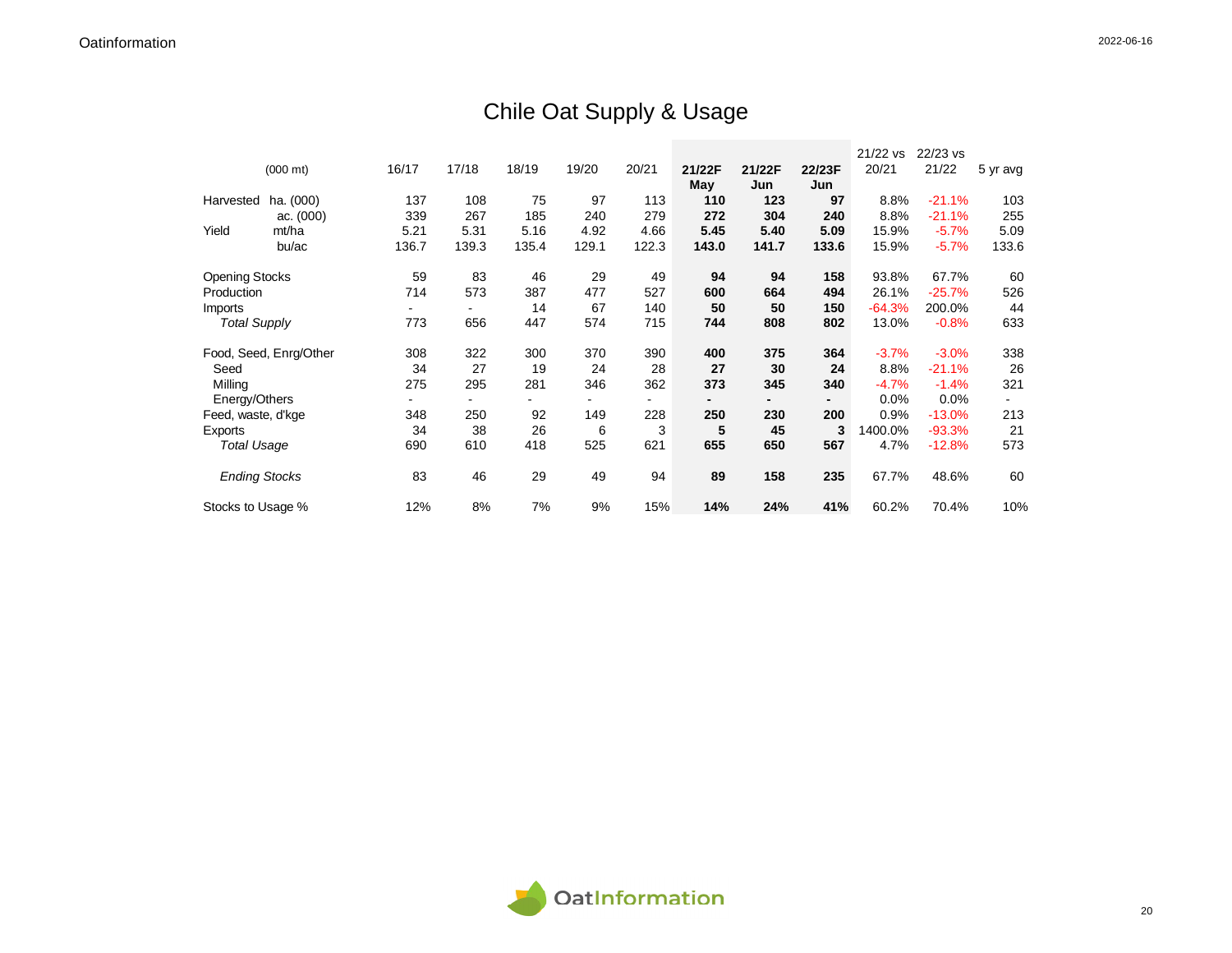# Chile Oat Supply & Usage

| (000 mt) | | 16/17 | 17/18 | 18/19 | 19/20 | 20/21 | **21/22F May** | **21/22F Jun** | **22/23F Jun** | 21/22 vs 20/21 | 22/23 vs 21/22 | 5 yr avg |
|---|---|---|---|---|---|---|---|---|---|---|---|---|
| Harvested | ha. (000) | 137 | 108 | 75 | 97 | 113 | **110** | **123** | **97** | 8.8% | -21.1% | 103 |
| | ac. (000) | 339 | 267 | 185 | 240 | 279 | **272** | **304** | **240** | 8.8% | -21.1% | 255 |
| Yield | mt/ha | 5.21 | 5.31 | 5.16 | 4.92 | 4.66 | **5.45** | **5.40** | **5.09** | 15.9% | -5.7% | 5.09 |
| | bu/ac | 136.7 | 139.3 | 135.4 | 129.1 | 122.3 | **143.0** | **141.7** | **133.6** | 15.9% | -5.7% | 133.6 |
| Opening Stocks | | 59 | 83 | 46 | 29 | 49 | **94** | **94** | **158** | 93.8% | 67.7% | 60 |
| Production | | 714 | 573 | 387 | 477 | 527 | **600** | **664** | **494** | 26.1% | -25.7% | 526 |
| Imports | | - | - | 14 | 67 | 140 | **50** | **50** | **150** | -64.3% | 200.0% | 44 |
| *Total Supply* | | 773 | 656 | 447 | 574 | 715 | **744** | **808** | **802** | 13.0% | -0.8% | 633 |
| Food, Seed, Enrg/Other | | 308 | 322 | 300 | 370 | 390 | **400** | **375** | **364** | -3.7% | -3.0% | 338 |
| Seed | | 34 | 27 | 19 | 24 | 28 | **27** | **30** | **24** | 8.8% | -21.1% | 26 |
| Milling | | 275 | 295 | 281 | 346 | 362 | **373** | **345** | **340** | -4.7% | -1.4% | 321 |
| Energy/Others | | - | - | - | - | - | **-** | **-** | **-** | 0.0% | 0.0% | - |
| Feed, waste, d'kge | | 348 | 250 | 92 | 149 | 228 | **250** | **230** | **200** | 0.9% | -13.0% | 213 |
| Exports | | 34 | 38 | 26 | 6 | 3 | **5** | **45** | **3** | 1400.0% | -93.3% | 21 |
| *Total Usage* | | 690 | 610 | 418 | 525 | 621 | **655** | **650** | **567** | 4.7% | -12.8% | 573 |
| *Ending Stocks* | | 83 | 46 | 29 | 49 | 94 | **89** | **158** | **235** | 67.7% | 48.6% | 60 |
| Stocks to Usage % | | 12% | 8% | 7% | 9% | 15% | **14%** | **24%** | **41%** | 60.2% | 70.4% | 10% |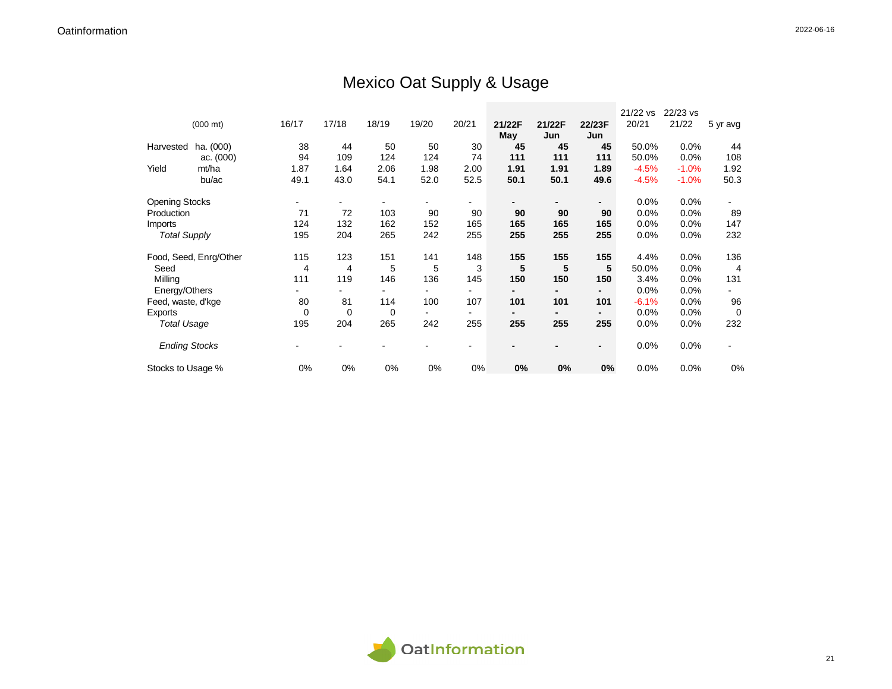# Mexico Oat Supply & Usage

| (000 mt) | | 16/17 | 17/18 | 18/19 | 19/20 | 20/21 | **21/22F May** | **21/22F Jun** | **22/23F Jun** | 21/22 vs 20/21 | 22/23 vs 21/22 | 5 yr avg |
|---|---|---|---|---|---|---|---|---|---|---|---|---|
| Harvested | ha. (000) | 38 | 44 | 50 | 50 | 30 | **45** | **45** | **45** | 50.0% | 0.0% | 44 |
| | ac. (000) | 94 | 109 | 124 | 124 | 74 | **111** | **111** | **111** | 50.0% | 0.0% | 108 |
| Yield | mt/ha | 1.87 | 1.64 | 2.06 | 1.98 | 2.00 | **1.91** | **1.91** | **1.89** | -4.5% | -1.0% | 1.92 |
| | bu/ac | 49.1 | 43.0 | 54.1 | 52.0 | 52.5 | **50.1** | **50.1** | **49.6** | -4.5% | -1.0% | 50.3 |
| Opening Stocks | | - | - | - | - | - | **-** | **-** | **-** | 0.0% | 0.0% | - |
| Production | | 71 | 72 | 103 | 90 | 90 | **90** | **90** | **90** | 0.0% | 0.0% | 89 |
| Imports | | 124 | 132 | 162 | 152 | 165 | **165** | **165** | **165** | 0.0% | 0.0% | 147 |
| *Total Supply* | | 195 | 204 | 265 | 242 | 255 | **255** | **255** | **255** | 0.0% | 0.0% | 232 |
| Food, Seed, Enrg/Other | | 115 | 123 | 151 | 141 | 148 | **155** | **155** | **155** | 4.4% | 0.0% | 136 |
| Seed | | 4 | 4 | 5 | 5 | 3 | **5** | **5** | **5** | 50.0% | 0.0% | 4 |
| Milling | | 111 | 119 | 146 | 136 | 145 | **150** | **150** | **150** | 3.4% | 0.0% | 131 |
| Energy/Others | | - | - | - | - | - | **-** | **-** | **-** | 0.0% | 0.0% | - |
| Feed, waste, d'kge | | 80 | 81 | 114 | 100 | 107 | **101** | **101** | **101** | -6.1% | 0.0% | 96 |
| Exports | | 0 | 0 | 0 | - | - | **-** | **-** | **-** | 0.0% | 0.0% | 0 |
| *Total Usage* | | 195 | 204 | 265 | 242 | 255 | **255** | **255** | **255** | 0.0% | 0.0% | 232 |
| *Ending Stocks* | | - | - | - | - | - | **-** | **-** | **-** | 0.0% | 0.0% | - |
| Stocks to Usage % | | 0% | 0% | 0% | 0% | 0% | **0%** | **0%** | **0%** | 0.0% | 0.0% | 0% |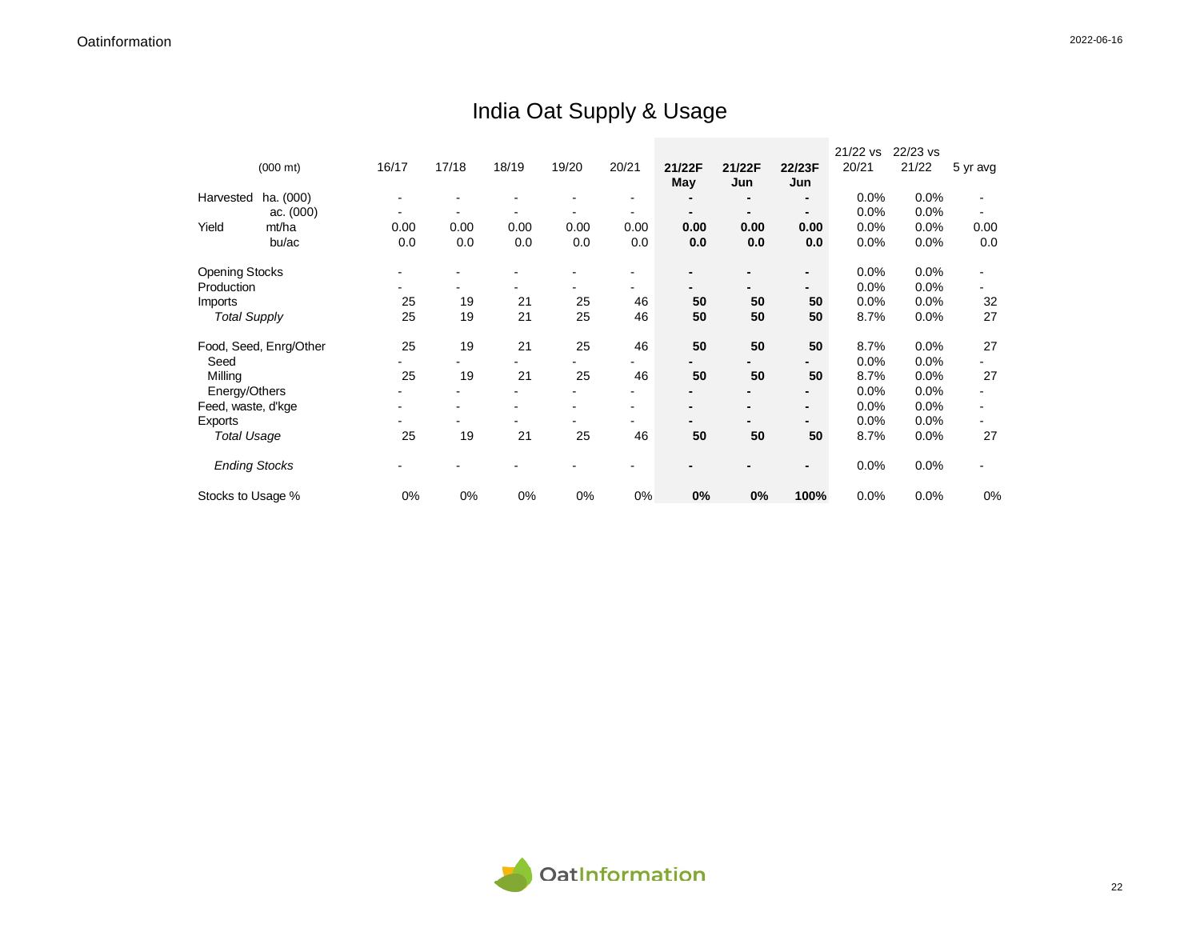# India Oat Supply & Usage

| (000 mt) | | 16/17 | 17/18 | 18/19 | 19/20 | 20/21 | 21/22F May | 21/22F Jun | 22/23F Jun | 21/22 vs 20/21 | 22/23 vs 21/22 | 5 yr avg |
|---|---|---|---|---|---|---|---|---|---|---|---|---|
| Harvested | ha. (000) | - | - | - | - | - | **-** | **-** | **-** | 0.0% | 0.0% | - |
| | ac. (000) | - | - | - | - | - | **-** | **-** | **-** | 0.0% | 0.0% | - |
| Yield | mt/ha | 0.00 | 0.00 | 0.00 | 0.00 | 0.00 | **0.00** | **0.00** | **0.00** | 0.0% | 0.0% | 0.00 |
| | bu/ac | 0.0 | 0.0 | 0.0 | 0.0 | 0.0 | **0.0** | **0.0** | **0.0** | 0.0% | 0.0% | 0.0 |
| Opening Stocks | | - | - | - | - | - | **-** | **-** | **-** | 0.0% | 0.0% | - |
| Production | | - | - | - | - | - | **-** | **-** | **-** | 0.0% | 0.0% | - |
| Imports | | 25 | 19 | 21 | 25 | 46 | **50** | **50** | **50** | 0.0% | 0.0% | 32 |
| *Total Supply* | | 25 | 19 | 21 | 25 | 46 | **50** | **50** | **50** | 8.7% | 0.0% | 27 |
| Food, Seed, Enrg/Other | | 25 | 19 | 21 | 25 | 46 | **50** | **50** | **50** | 8.7% | 0.0% | 27 |
| Seed | | - | - | - | - | - | **-** | **-** | **-** | 0.0% | 0.0% | - |
| Milling | | 25 | 19 | 21 | 25 | 46 | **50** | **50** | **50** | 8.7% | 0.0% | 27 |
| Energy/Others | | - | - | - | - | - | **-** | **-** | **-** | 0.0% | 0.0% | - |
| Feed, waste, d'kge | | - | - | - | - | - | **-** | **-** | **-** | 0.0% | 0.0% | - |
| Exports | | - | - | - | - | - | **-** | **-** | **-** | 0.0% | 0.0% | - |
| *Total Usage* | | 25 | 19 | 21 | 25 | 46 | **50** | **50** | **50** | 8.7% | 0.0% | 27 |
| *Ending Stocks* | | - | - | - | - | - | **-** | **-** | **-** | 0.0% | 0.0% | - |
| Stocks to Usage % | | 0% | 0% | 0% | 0% | 0% | **0%** | **0%** | **100%** | 0.0% | 0.0% | 0% |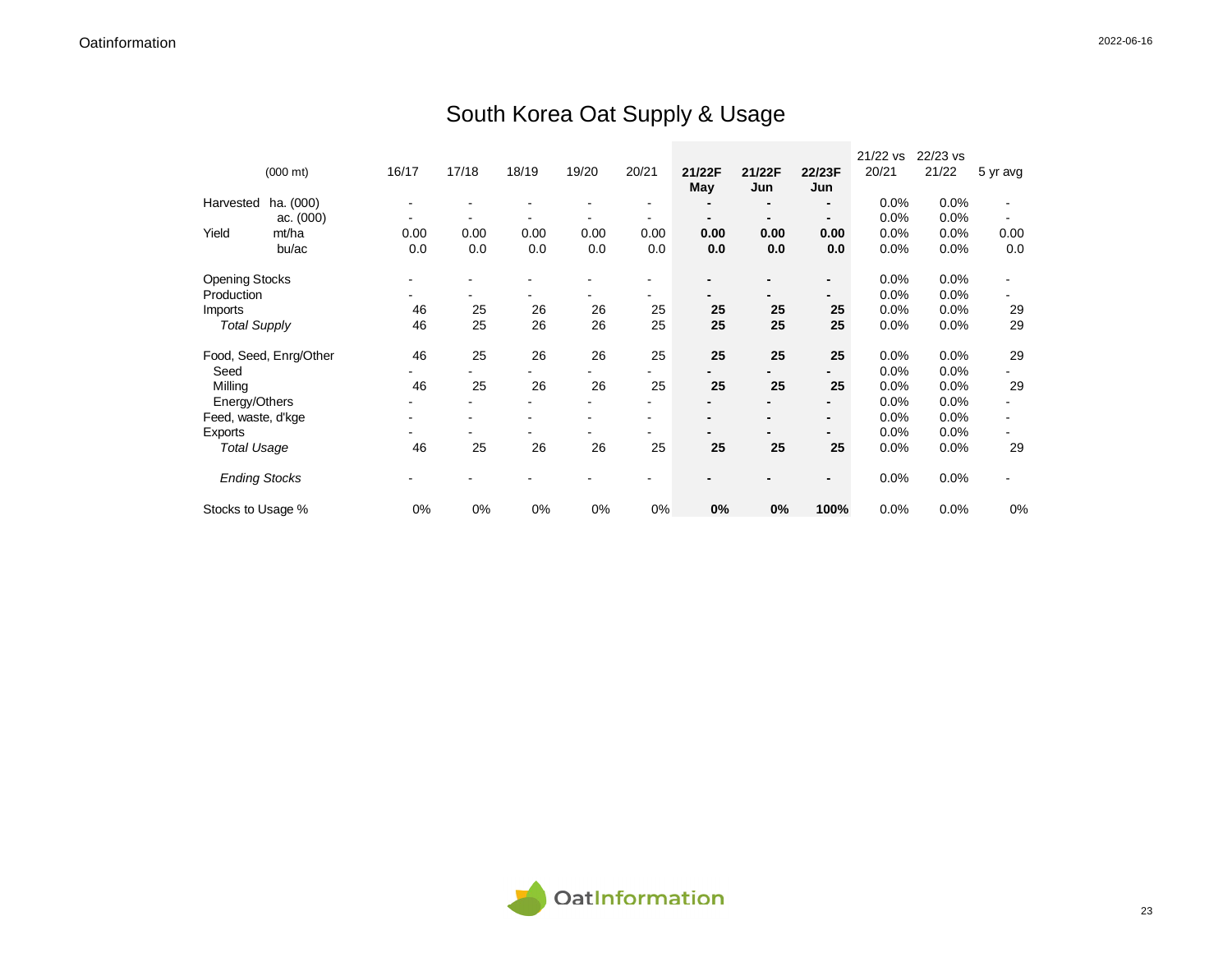# South Korea Oat Supply & Usage

| (000 mt) | | 16/17 | 17/18 | 18/19 | 19/20 | 20/21 | **21/22F May** | **21/22F Jun** | **22/23F Jun** | 21/22 vs 20/21 | 22/23 vs 21/22 | 5 yr avg |
|---|---|---|---|---|---|---|---|---|---|---|---|---|
| Harvested | ha. (000) | - | - | - | - | - | **-** | **-** | **-** | 0.0% | 0.0% | - |
| | ac. (000) | - | - | - | - | - | **-** | **-** | **-** | 0.0% | 0.0% | - |
| Yield | mt/ha | 0.00 | 0.00 | 0.00 | 0.00 | 0.00 | **0.00** | **0.00** | **0.00** | 0.0% | 0.0% | 0.00 |
| | bu/ac | 0.0 | 0.0 | 0.0 | 0.0 | 0.0 | **0.0** | **0.0** | **0.0** | 0.0% | 0.0% | 0.0 |
| Opening Stocks | | - | - | - | - | - | **-** | **-** | **-** | 0.0% | 0.0% | - |
| Production | | - | - | - | - | - | **-** | **-** | **-** | 0.0% | 0.0% | - |
| Imports | | 46 | 25 | 26 | 26 | 25 | **25** | **25** | **25** | 0.0% | 0.0% | 29 |
| *Total Supply* | | 46 | 25 | 26 | 26 | 25 | **25** | **25** | **25** | 0.0% | 0.0% | 29 |
| Food, Seed, Enrg/Other | | 46 | 25 | 26 | 26 | 25 | **25** | **25** | **25** | 0.0% | 0.0% | 29 |
| Seed | | - | - | - | - | - | **-** | **-** | **-** | 0.0% | 0.0% | - |
| Milling | | 46 | 25 | 26 | 26 | 25 | **25** | **25** | **25** | 0.0% | 0.0% | 29 |
| Energy/Others | | - | - | - | - | - | **-** | **-** | **-** | 0.0% | 0.0% | - |
| Feed, waste, d'kge | | - | - | - | - | - | **-** | **-** | **-** | 0.0% | 0.0% | - |
| Exports | | - | - | - | - | - | **-** | **-** | **-** | 0.0% | 0.0% | - |
| *Total Usage* | | 46 | 25 | 26 | 26 | 25 | **25** | **25** | **25** | 0.0% | 0.0% | 29 |
| *Ending Stocks* | | - | - | - | - | - | **-** | **-** | **-** | 0.0% | 0.0% | - |
| Stocks to Usage % | | 0% | 0% | 0% | 0% | 0% | **0%** | **0%** | **100%** | 0.0% | 0.0% | 0% |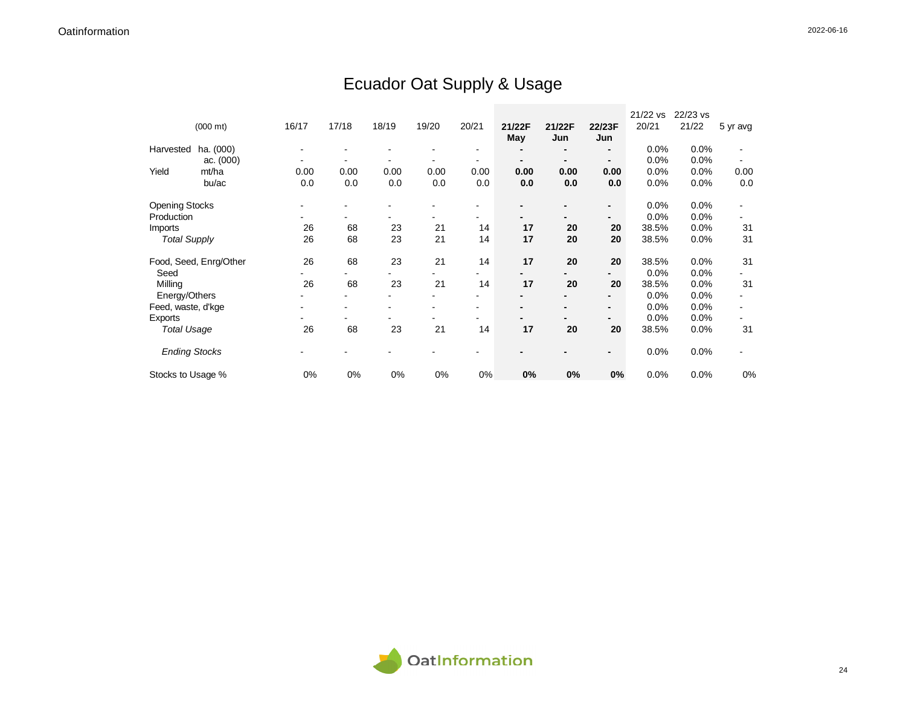# Ecuador Oat Supply & Usage

| (000 mt) | | 16/17 | 17/18 | 18/19 | 19/20 | 20/21 | **21/22F May** | **21/22F Jun** | **22/23F Jun** | 21/22 vs 20/21 | 22/23 vs 21/22 | 5 yr avg |
|---|---|---|---|---|---|---|---|---|---|---|---|---|
| Harvested | ha. (000) | - | - | - | - | - | **-** | **-** | **-** | 0.0% | 0.0% | - |
| | ac. (000) | - | - | - | - | - | **-** | **-** | **-** | 0.0% | 0.0% | - |
| Yield | mt/ha | 0.00 | 0.00 | 0.00 | 0.00 | 0.00 | **0.00** | **0.00** | **0.00** | 0.0% | 0.0% | 0.00 |
| | bu/ac | 0.0 | 0.0 | 0.0 | 0.0 | 0.0 | **0.0** | **0.0** | **0.0** | 0.0% | 0.0% | 0.0 |
| Opening Stocks | | - | - | - | - | - | **-** | **-** | **-** | 0.0% | 0.0% | - |
| Production | | - | - | - | - | - | **-** | **-** | **-** | 0.0% | 0.0% | - |
| Imports | | 26 | 68 | 23 | 21 | 14 | **17** | **20** | **20** | 38.5% | 0.0% | 31 |
| *Total Supply* | | 26 | 68 | 23 | 21 | 14 | **17** | **20** | **20** | 38.5% | 0.0% | 31 |
| Food, Seed, Enrg/Other | | 26 | 68 | 23 | 21 | 14 | **17** | **20** | **20** | 38.5% | 0.0% | 31 |
| Seed | | - | - | - | - | - | **-** | **-** | **-** | 0.0% | 0.0% | - |
| Milling | | 26 | 68 | 23 | 21 | 14 | **17** | **20** | **20** | 38.5% | 0.0% | 31 |
| Energy/Others | | - | - | - | - | - | **-** | **-** | **-** | 0.0% | 0.0% | - |
| Feed, waste, d'kge | | - | - | - | - | - | **-** | **-** | **-** | 0.0% | 0.0% | - |
| Exports | | - | - | - | - | - | **-** | **-** | **-** | 0.0% | 0.0% | - |
| *Total Usage* | | 26 | 68 | 23 | 21 | 14 | **17** | **20** | **20** | 38.5% | 0.0% | 31 |
| *Ending Stocks* | | - | - | - | - | - | **-** | **-** | **-** | 0.0% | 0.0% | - |
| Stocks to Usage % | | 0% | 0% | 0% | 0% | 0% | **0%** | **0%** | **0%** | 0.0% | 0.0% | 0% |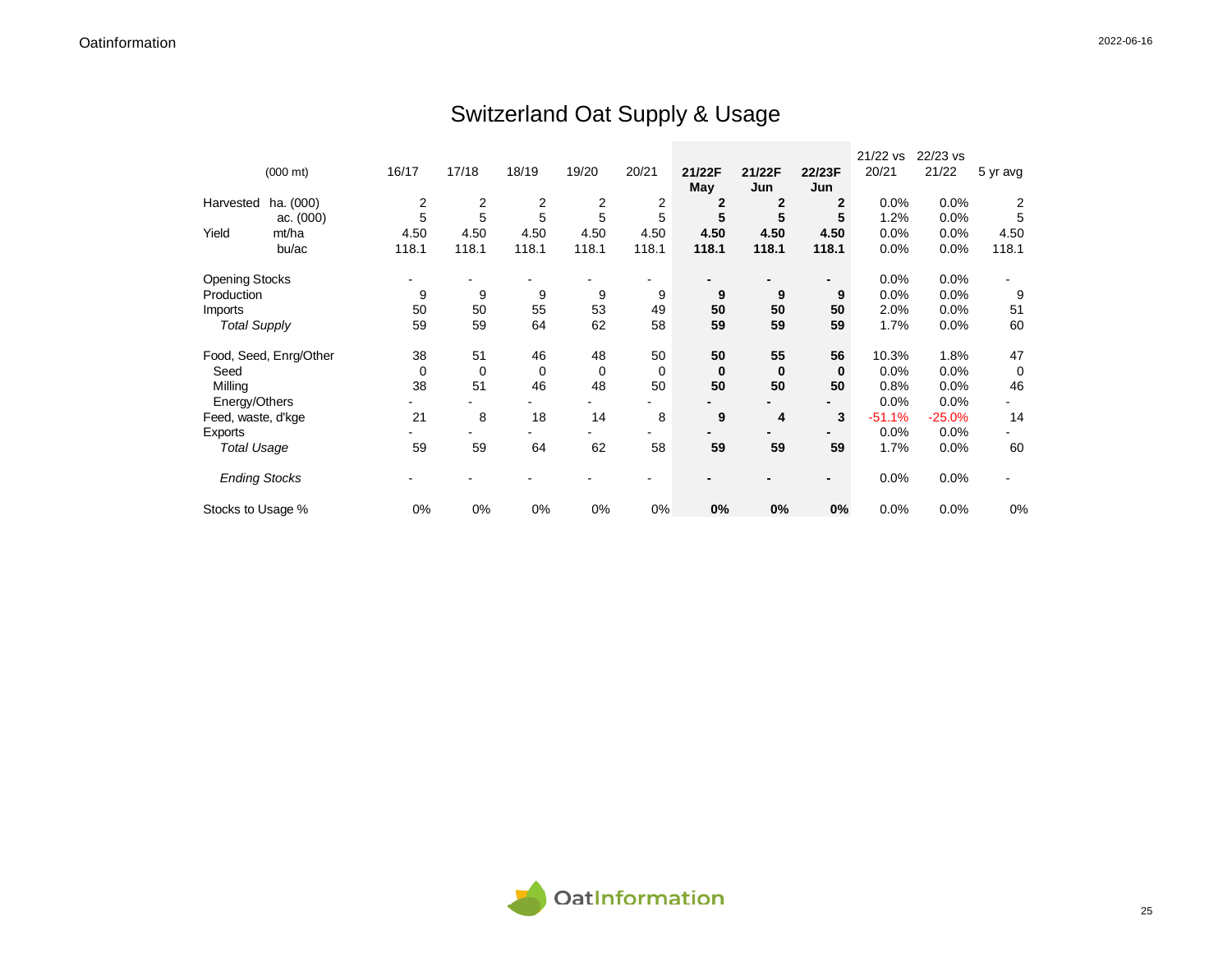# Switzerland Oat Supply & Usage

| (000 mt) | | 16/17 | 17/18 | 18/19 | 19/20 | 20/21 | **21/22F May** | **21/22F Jun** | **22/23F Jun** | 21/22 vs 20/21 | 22/23 vs 21/22 | 5 yr avg |
|---|---|---|---|---|---|---|---|---|---|---|---|---|
| Harvested | ha. (000) | 2 | 2 | 2 | 2 | 2 | **2** | **2** | **2** | 0.0% | 0.0% | 2 |
| | ac. (000) | 5 | 5 | 5 | 5 | 5 | **5** | **5** | **5** | 1.2% | 0.0% | 5 |
| Yield | mt/ha | 4.50 | 4.50 | 4.50 | 4.50 | 4.50 | **4.50** | **4.50** | **4.50** | 0.0% | 0.0% | 4.50 |
| | bu/ac | 118.1 | 118.1 | 118.1 | 118.1 | 118.1 | **118.1** | **118.1** | **118.1** | 0.0% | 0.0% | 118.1 |
| Opening Stocks | | - | - | - | - | - | **-** | **-** | **-** | 0.0% | 0.0% | - |
| Production | | 9 | 9 | 9 | 9 | 9 | **9** | **9** | **9** | 0.0% | 0.0% | 9 |
| Imports | | 50 | 50 | 55 | 53 | 49 | **50** | **50** | **50** | 2.0% | 0.0% | 51 |
| *Total Supply* | | 59 | 59 | 64 | 62 | 58 | **59** | **59** | **59** | 1.7% | 0.0% | 60 |
| Food, Seed, Enrg/Other | | 38 | 51 | 46 | 48 | 50 | **50** | **55** | **56** | 10.3% | 1.8% | 47 |
| Seed | | 0 | 0 | 0 | 0 | 0 | **0** | **0** | **0** | 0.0% | 0.0% | 0 |
| Milling | | 38 | 51 | 46 | 48 | 50 | **50** | **50** | **50** | 0.8% | 0.0% | 46 |
| Energy/Others | | - | - | - | - | - | **-** | **-** | **-** | 0.0% | 0.0% | - |
| Feed, waste, d'kge | | 21 | 8 | 18 | 14 | 8 | **9** | **4** | **3** | -51.1% | -25.0% | 14 |
| Exports | | - | - | - | - | - | **-** | **-** | **-** | 0.0% | 0.0% | - |
| *Total Usage* | | 59 | 59 | 64 | 62 | 58 | **59** | **59** | **59** | 1.7% | 0.0% | 60 |
| *Ending Stocks* | | - | - | - | - | - | **-** | **-** | **-** | 0.0% | 0.0% | - |
| Stocks to Usage % | | 0% | 0% | 0% | 0% | 0% | **0%** | **0%** | **0%** | 0.0% | 0.0% | 0% |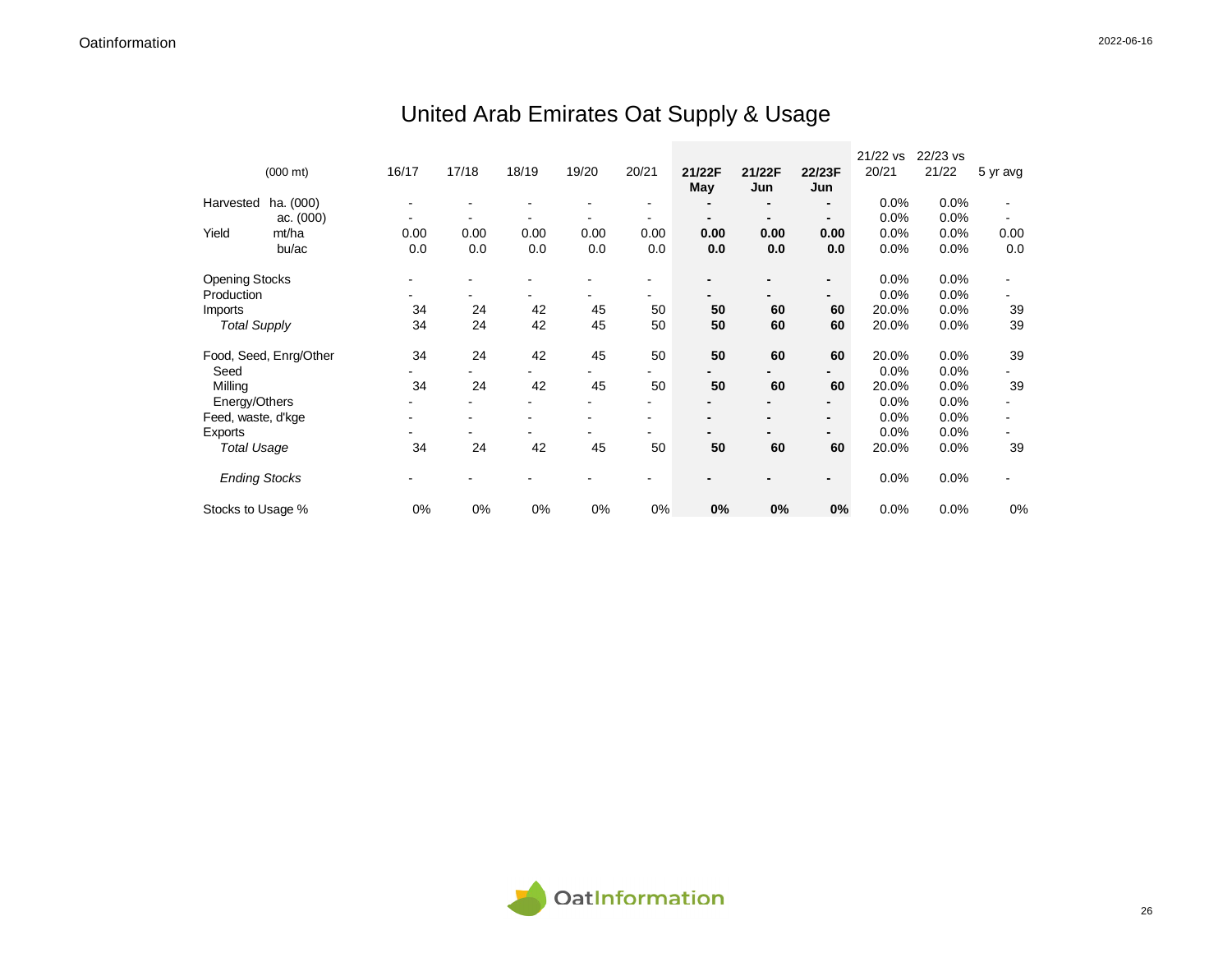# United Arab Emirates Oat Supply & Usage

| (000 mt) | | 16/17 | 17/18 | 18/19 | 19/20 | 20/21 | **21/22F May** | **21/22F Jun** | **22/23F Jun** | 21/22 vs 20/21 | 22/23 vs 21/22 | 5 yr avg |
|---|---|---|---|---|---|---|---|---|---|---|---|---|
| Harvested | ha. (000) | - | - | - | - | - | **-** | **-** | **-** | 0.0% | 0.0% | - |
| | ac. (000) | - | - | - | - | - | **-** | **-** | **-** | 0.0% | 0.0% | - |
| Yield | mt/ha | 0.00 | 0.00 | 0.00 | 0.00 | 0.00 | **0.00** | **0.00** | **0.00** | 0.0% | 0.0% | 0.00 |
| | bu/ac | 0.0 | 0.0 | 0.0 | 0.0 | 0.0 | **0.0** | **0.0** | **0.0** | 0.0% | 0.0% | 0.0 |
| Opening Stocks | | - | - | - | - | - | **-** | **-** | **-** | 0.0% | 0.0% | - |
| Production | | - | - | - | - | - | **-** | **-** | **-** | 0.0% | 0.0% | - |
| Imports | | 34 | 24 | 42 | 45 | 50 | **50** | **60** | **60** | 20.0% | 0.0% | 39 |
| *Total Supply* | | 34 | 24 | 42 | 45 | 50 | **50** | **60** | **60** | 20.0% | 0.0% | 39 |
| Food, Seed, Enrg/Other | | 34 | 24 | 42 | 45 | 50 | **50** | **60** | **60** | 20.0% | 0.0% | 39 |
| Seed | | - | - | - | - | - | **-** | **-** | **-** | 0.0% | 0.0% | - |
| Milling | | 34 | 24 | 42 | 45 | 50 | **50** | **60** | **60** | 20.0% | 0.0% | 39 |
| Energy/Others | | - | - | - | - | - | **-** | **-** | **-** | 0.0% | 0.0% | - |
| Feed, waste, d'kge | | - | - | - | - | - | **-** | **-** | **-** | 0.0% | 0.0% | - |
| Exports | | - | - | - | - | - | **-** | **-** | **-** | 0.0% | 0.0% | - |
| *Total Usage* | | 34 | 24 | 42 | 45 | 50 | **50** | **60** | **60** | 20.0% | 0.0% | 39 |
| *Ending Stocks* | | - | - | - | - | - | **-** | **-** | **-** | 0.0% | 0.0% | - |
| Stocks to Usage % | | 0% | 0% | 0% | 0% | 0% | **0%** | **0%** | **0%** | 0.0% | 0.0% | 0% |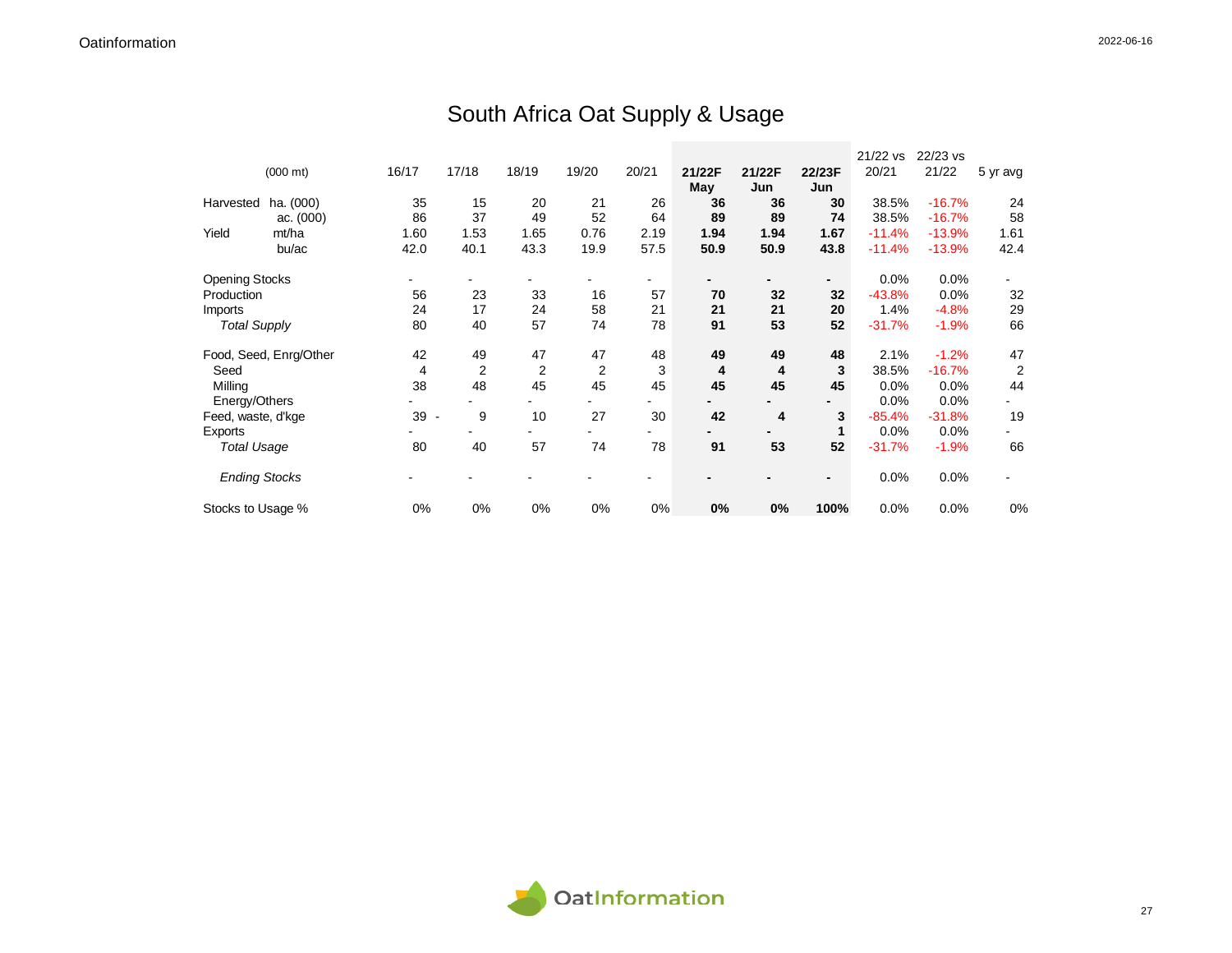# South Africa Oat Supply & Usage

| (000 mt) | | 16/17 | 17/18 | 18/19 | 19/20 | 20/21 | **21/22F May** | **21/22F Jun** | **22/23F Jun** | 21/22 vs 20/21 | 22/23 vs 21/22 | 5 yr avg |
|---|---|---|---|---|---|---|---|---|---|---|---|---|
| Harvested | ha. (000) | 35 | 15 | 20 | 21 | 26 | **36** | **36** | **30** | 38.5% | -16.7% | 24 |
| | ac. (000) | 86 | 37 | 49 | 52 | 64 | **89** | **89** | **74** | 38.5% | -16.7% | 58 |
| Yield | mt/ha | 1.60 | 1.53 | 1.65 | 0.76 | 2.19 | **1.94** | **1.94** | **1.67** | -11.4% | -13.9% | 1.61 |
| | bu/ac | 42.0 | 40.1 | 43.3 | 19.9 | 57.5 | **50.9** | **50.9** | **43.8** | -11.4% | -13.9% | 42.4 |
| Opening Stocks | | - | - | - | - | - | **-** | **-** | **-** | 0.0% | 0.0% | - |
| Production | | 56 | 23 | 33 | 16 | 57 | **70** | **32** | **32** | -43.8% | 0.0% | 32 |
| Imports | | 24 | 17 | 24 | 58 | 21 | **21** | **21** | **20** | 1.4% | -4.8% | 29 |
| *Total Supply* | | 80 | 40 | 57 | 74 | 78 | **91** | **53** | **52** | -31.7% | -1.9% | 66 |
| Food, Seed, Enrg/Other | | 42 | 49 | 47 | 47 | 48 | **49** | **49** | **48** | 2.1% | -1.2% | 47 |
| Seed | | 4 | 2 | 2 | 2 | 3 | **4** | **4** | **3** | 38.5% | -16.7% | 2 |
| Milling | | 38 | 48 | 45 | 45 | 45 | **45** | **45** | **45** | 0.0% | 0.0% | 44 |
| Energy/Others | | - | - | - | - | - | **-** | **-** | **-** | 0.0% | 0.0% | - |
| Feed, waste, d'kge | | 39 | - 9 | 10 | 27 | 30 | **42** | **4** | **3** | -85.4% | -31.8% | 19 |
| Exports | | - | - | - | - | - | **-** | **-** | **1** | 0.0% | 0.0% | - |
| *Total Usage* | | 80 | 40 | 57 | 74 | 78 | **91** | **53** | **52** | -31.7% | -1.9% | 66 |
| *Ending Stocks* | | - | - | - | - | - | **-** | **-** | **-** | 0.0% | 0.0% | - |
| Stocks to Usage % | | 0% | 0% | 0% | 0% | 0% | **0%** | **0%** | **100%** | 0.0% | 0.0% | 0% |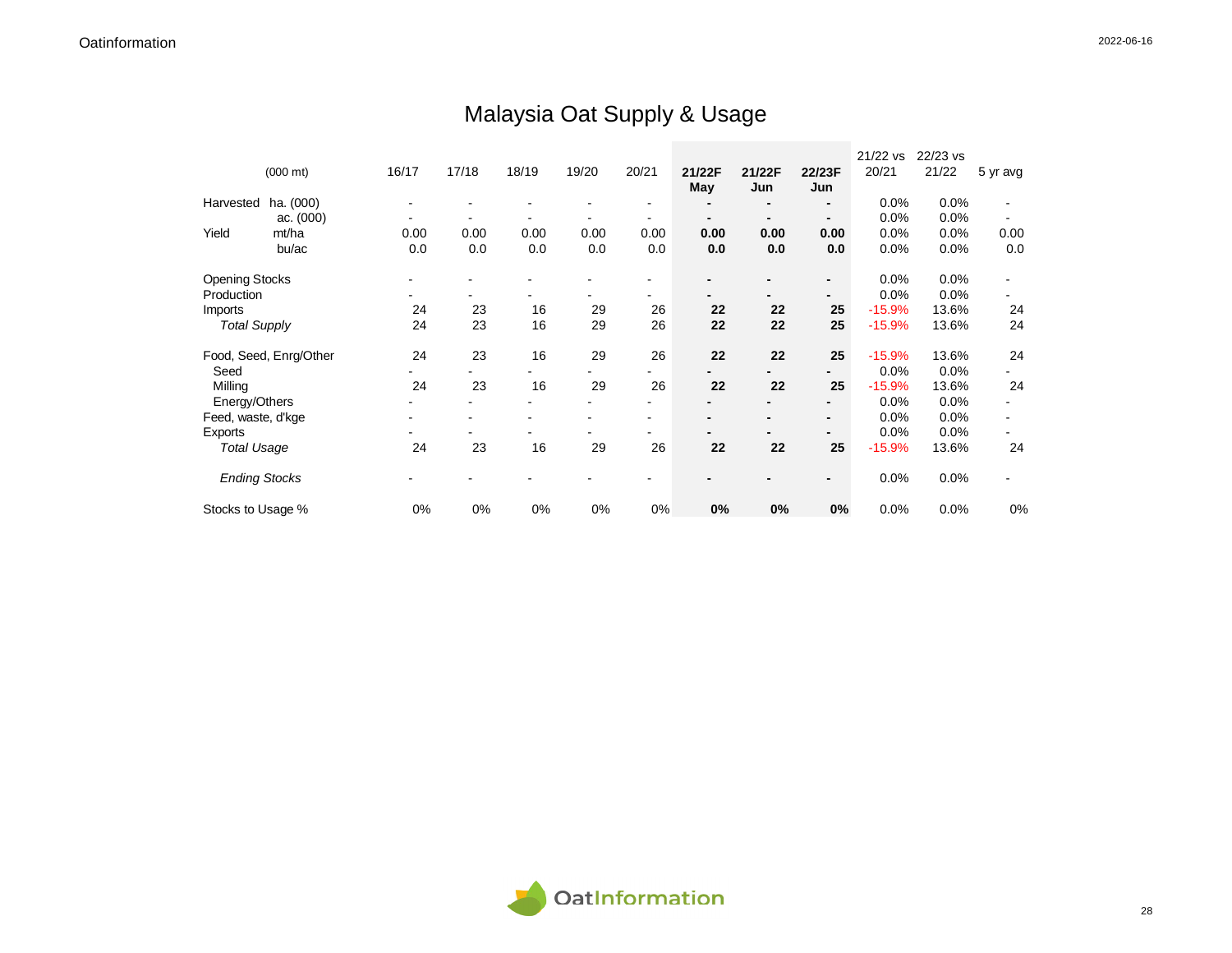# Malaysia Oat Supply & Usage

| | (000 mt) | 16/17 | 17/18 | 18/19 | 19/20 | 20/21 | **21/22F May** | **21/22F Jun** | **22/23F Jun** | 21/22 vs 20/21 | 22/23 vs 21/22 | 5 yr avg |
|---|---|---|---|---|---|---|---|---|---|---|---|---|
| Harvested | ha. (000) | - | - | - | - | - | **-** | **-** | **-** | 0.0% | 0.0% | - |
| | ac. (000) | - | - | - | - | - | **-** | **-** | **-** | 0.0% | 0.0% | - |
| Yield | mt/ha | 0.00 | 0.00 | 0.00 | 0.00 | 0.00 | **0.00** | **0.00** | **0.00** | 0.0% | 0.0% | 0.00 |
| | bu/ac | 0.0 | 0.0 | 0.0 | 0.0 | 0.0 | **0.0** | **0.0** | **0.0** | 0.0% | 0.0% | 0.0 |
| Opening Stocks | | - | - | - | - | - | **-** | **-** | **-** | 0.0% | 0.0% | - |
| Production | | - | - | - | - | - | **-** | **-** | **-** | 0.0% | 0.0% | - |
| Imports | | 24 | 23 | 16 | 29 | 26 | **22** | **22** | **25** | -15.9% | 13.6% | 24 |
| *Total Supply* | | 24 | 23 | 16 | 29 | 26 | **22** | **22** | **25** | -15.9% | 13.6% | 24 |
| Food, Seed, Enrg/Other | | 24 | 23 | 16 | 29 | 26 | **22** | **22** | **25** | -15.9% | 13.6% | 24 |
| Seed | | - | - | - | - | - | **-** | **-** | **-** | 0.0% | 0.0% | - |
| Milling | | 24 | 23 | 16 | 29 | 26 | **22** | **22** | **25** | -15.9% | 13.6% | 24 |
| Energy/Others | | - | - | - | - | - | **-** | **-** | **-** | 0.0% | 0.0% | - |
| Feed, waste, d'kge | | - | - | - | - | - | **-** | **-** | **-** | 0.0% | 0.0% | - |
| Exports | | - | - | - | - | - | **-** | **-** | **-** | 0.0% | 0.0% | - |
| *Total Usage* | | 24 | 23 | 16 | 29 | 26 | **22** | **22** | **25** | -15.9% | 13.6% | 24 |
| *Ending Stocks* | | - | - | - | - | - | **-** | **-** | **-** | 0.0% | 0.0% | - |
| Stocks to Usage % | | 0% | 0% | 0% | 0% | 0% | **0%** | **0%** | **0%** | 0.0% | 0.0% | 0% |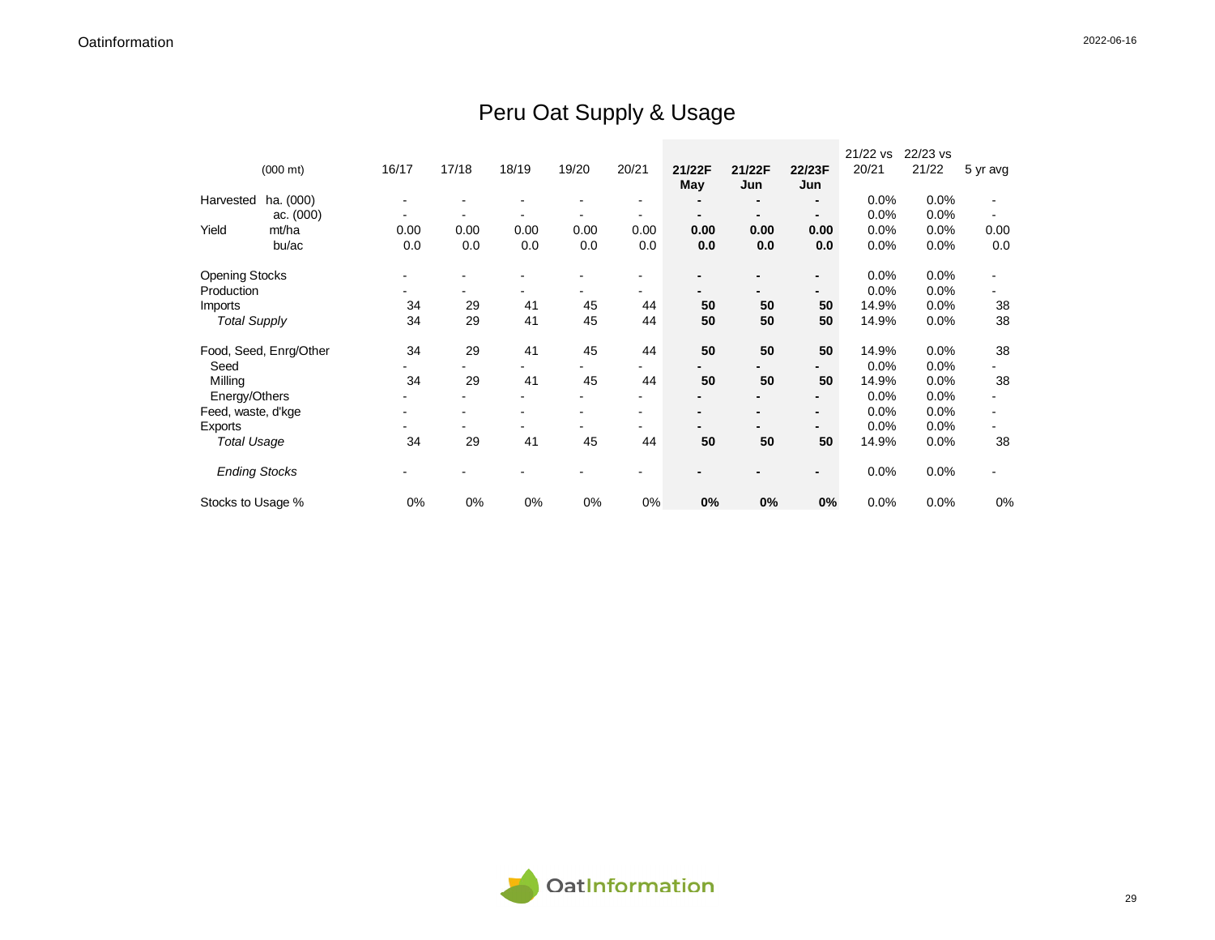# Peru Oat Supply & Usage

| (000 mt) | | 16/17 | 17/18 | 18/19 | 19/20 | 20/21 | **21/22F May** | **21/22F Jun** | **22/23F Jun** | 21/22 vs 20/21 | 22/23 vs 21/22 | 5 yr avg |
|---|---|---|---|---|---|---|---|---|---|---|---|---|
| Harvested | ha. (000) | - | - | - | - | - | **-** | **-** | **-** | 0.0% | 0.0% | - |
| | ac. (000) | - | - | - | - | - | **-** | **-** | **-** | 0.0% | 0.0% | - |
| Yield | mt/ha | 0.00 | 0.00 | 0.00 | 0.00 | 0.00 | **0.00** | **0.00** | **0.00** | 0.0% | 0.0% | 0.00 |
| | bu/ac | 0.0 | 0.0 | 0.0 | 0.0 | 0.0 | **0.0** | **0.0** | **0.0** | 0.0% | 0.0% | 0.0 |
| Opening Stocks | | - | - | - | - | - | **-** | **-** | **-** | 0.0% | 0.0% | - |
| Production | | - | - | - | - | - | **-** | **-** | **-** | 0.0% | 0.0% | - |
| Imports | | 34 | 29 | 41 | 45 | 44 | **50** | **50** | **50** | 14.9% | 0.0% | 38 |
| *Total Supply* | | 34 | 29 | 41 | 45 | 44 | **50** | **50** | **50** | 14.9% | 0.0% | 38 |
| Food, Seed, Enrg/Other | | 34 | 29 | 41 | 45 | 44 | **50** | **50** | **50** | 14.9% | 0.0% | 38 |
| Seed | | - | - | - | - | - | **-** | **-** | **-** | 0.0% | 0.0% | - |
| Milling | | 34 | 29 | 41 | 45 | 44 | **50** | **50** | **50** | 14.9% | 0.0% | 38 |
| Energy/Others | | - | - | - | - | - | **-** | **-** | **-** | 0.0% | 0.0% | - |
| Feed, waste, d'kge | | - | - | - | - | - | **-** | **-** | **-** | 0.0% | 0.0% | - |
| Exports | | - | - | - | - | - | **-** | **-** | **-** | 0.0% | 0.0% | - |
| *Total Usage* | | 34 | 29 | 41 | 45 | 44 | **50** | **50** | **50** | 14.9% | 0.0% | 38 |
| *Ending Stocks* | | - | - | - | - | - | **-** | **-** | **-** | 0.0% | 0.0% | - |
| Stocks to Usage % | | 0% | 0% | 0% | 0% | 0% | **0%** | **0%** | **0%** | 0.0% | 0.0% | 0% |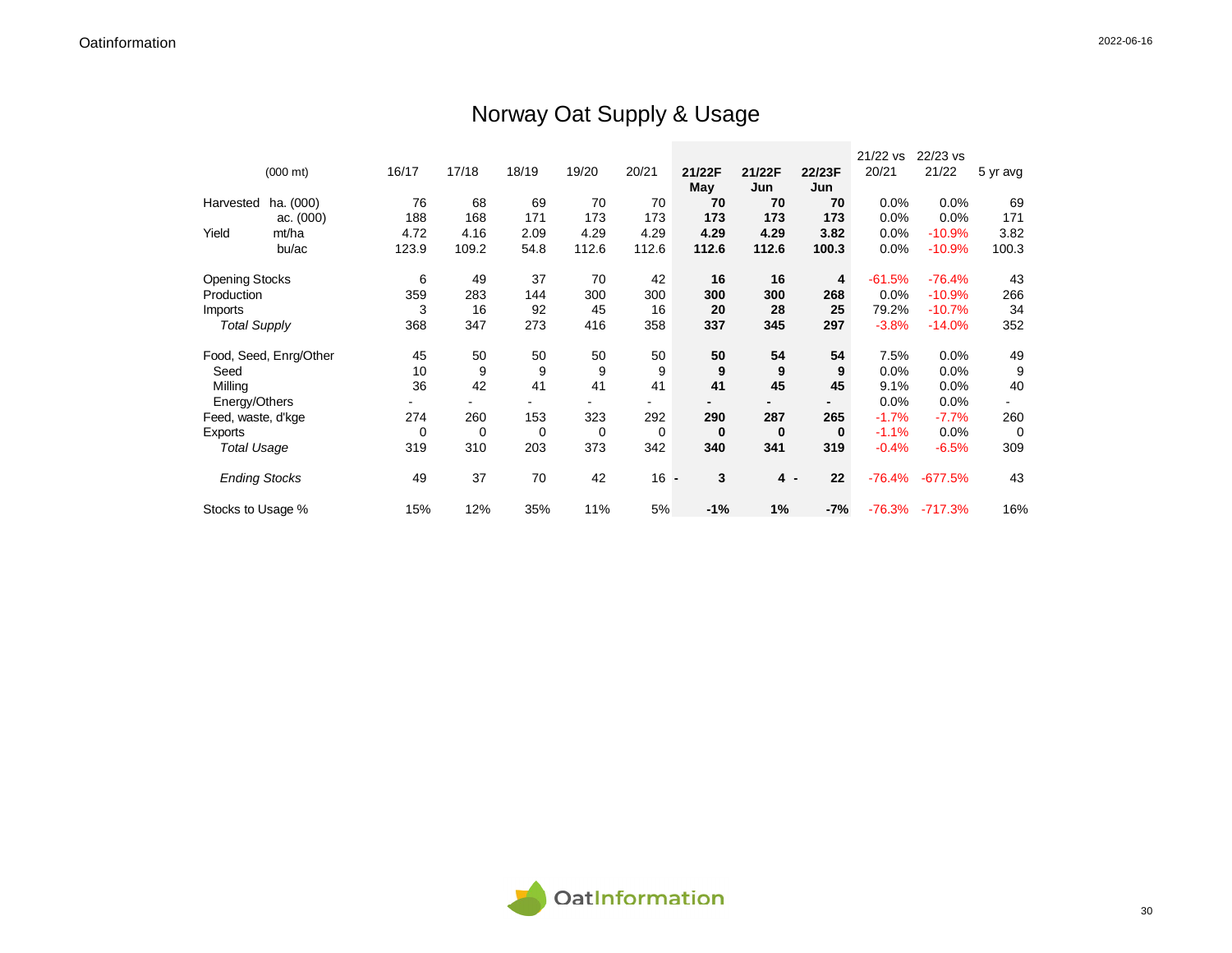# Norway Oat Supply & Usage

| (000 mt) | | 16/17 | 17/18 | 18/19 | 19/20 | 20/21 | 21/22F May | 21/22F Jun | 22/23F Jun | 21/22 vs 20/21 | 22/23 vs 21/22 | 5 yr avg |
|---|---|---|---|---|---|---|---|---|---|---|---|---|
| Harvested | ha. (000) | 76 | 68 | 69 | 70 | 70 | **70** | **70** | **70** | 0.0% | 0.0% | 69 |
| | ac. (000) | 188 | 168 | 171 | 173 | 173 | **173** | **173** | **173** | 0.0% | 0.0% | 171 |
| Yield | mt/ha | 4.72 | 4.16 | 2.09 | 4.29 | 4.29 | **4.29** | **4.29** | **3.82** | 0.0% | -10.9% | 3.82 |
| | bu/ac | 123.9 | 109.2 | 54.8 | 112.6 | 112.6 | **112.6** | **112.6** | **100.3** | 0.0% | -10.9% | 100.3 |
| Opening Stocks | | 6 | 49 | 37 | 70 | 42 | **16** | **16** | **4** | -61.5% | -76.4% | 43 |
| Production | | 359 | 283 | 144 | 300 | 300 | **300** | **300** | **268** | 0.0% | -10.9% | 266 |
| Imports | | 3 | 16 | 92 | 45 | 16 | **20** | **28** | **25** | 79.2% | -10.7% | 34 |
| *Total Supply* | | 368 | 347 | 273 | 416 | 358 | **337** | **345** | **297** | -3.8% | -14.0% | 352 |
| Food, Seed, Enrg/Other | | 45 | 50 | 50 | 50 | 50 | **50** | **54** | **54** | 7.5% | 0.0% | 49 |
| Seed | | 10 | 9 | 9 | 9 | 9 | **9** | **9** | **9** | 0.0% | 0.0% | 9 |
| Milling | | 36 | 42 | 41 | 41 | 41 | **41** | **45** | **45** | 9.1% | 0.0% | 40 |
| Energy/Others | | - | - | - | - | - | **-** | **-** | **-** | 0.0% | 0.0% | - |
| Feed, waste, d'kge | | 274 | 260 | 153 | 323 | 292 | **290** | **287** | **265** | -1.7% | -7.7% | 260 |
| Exports | | 0 | 0 | 0 | 0 | 0 | **0** | **0** | **0** | -1.1% | 0.0% | 0 |
| *Total Usage* | | 319 | 310 | 203 | 373 | 342 | **340** | **341** | **319** | -0.4% | -6.5% | 309 |
| *Ending Stocks* | | 49 | 37 | 70 | 42 | 16 | **- 3** | **4** | **- 22** | -76.4% | -677.5% | 43 |
| Stocks to Usage % | | 15% | 12% | 35% | 11% | 5% | **-1%** | **1%** | **-7%** | -76.3% | -717.3% | 16% |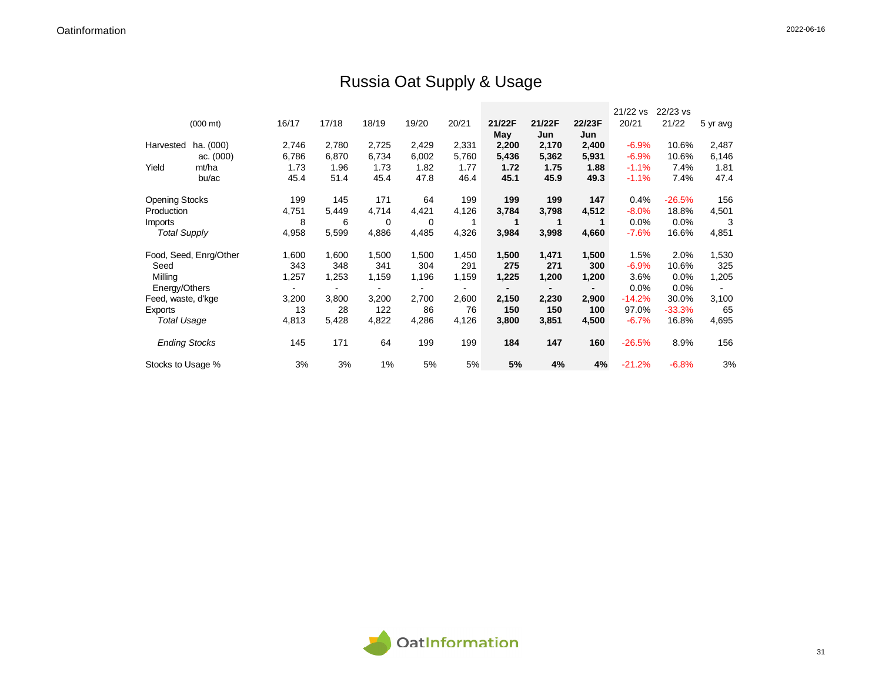# Russia Oat Supply & Usage

| (000 mt) | | 16/17 | 17/18 | 18/19 | 19/20 | 20/21 | 21/22F May | 21/22F Jun | 22/23F Jun | 21/22 vs 20/21 | 22/23 vs 21/22 | 5 yr avg |
|---|---|---|---|---|---|---|---|---|---|---|---|---|
| Harvested | ha. (000) | 2,746 | 2,780 | 2,725 | 2,429 | 2,331 | **2,200** | **2,170** | **2,400** | -6.9% | 10.6% | 2,487 |
| | ac. (000) | 6,786 | 6,870 | 6,734 | 6,002 | 5,760 | **5,436** | **5,362** | **5,931** | -6.9% | 10.6% | 6,146 |
| Yield | mt/ha | 1.73 | 1.96 | 1.73 | 1.82 | 1.77 | **1.72** | **1.75** | **1.88** | -1.1% | 7.4% | 1.81 |
| | bu/ac | 45.4 | 51.4 | 45.4 | 47.8 | 46.4 | **45.1** | **45.9** | **49.3** | -1.1% | 7.4% | 47.4 |
| Opening Stocks | | 199 | 145 | 171 | 64 | 199 | **199** | **199** | **147** | 0.4% | -26.5% | 156 |
| Production | | 4,751 | 5,449 | 4,714 | 4,421 | 4,126 | **3,784** | **3,798** | **4,512** | -8.0% | 18.8% | 4,501 |
| Imports | | 8 | 6 | 0 | 0 | 1 | **1** | **1** | **1** | 0.0% | 0.0% | 3 |
| *Total Supply* | | 4,958 | 5,599 | 4,886 | 4,485 | 4,326 | **3,984** | **3,998** | **4,660** | -7.6% | 16.6% | 4,851 |
| Food, Seed, Enrg/Other | | 1,600 | 1,600 | 1,500 | 1,500 | 1,450 | **1,500** | **1,471** | **1,500** | 1.5% | 2.0% | 1,530 |
| Seed | | 343 | 348 | 341 | 304 | 291 | **275** | **271** | **300** | -6.9% | 10.6% | 325 |
| Milling | | 1,257 | 1,253 | 1,159 | 1,196 | 1,159 | **1,225** | **1,200** | **1,200** | 3.6% | 0.0% | 1,205 |
| Energy/Others | | - | - | - | - | - | **-** | **-** | **-** | 0.0% | 0.0% | - |
| Feed, waste, d'kge | | 3,200 | 3,800 | 3,200 | 2,700 | 2,600 | **2,150** | **2,230** | **2,900** | -14.2% | 30.0% | 3,100 |
| Exports | | 13 | 28 | 122 | 86 | 76 | **150** | **150** | **100** | 97.0% | -33.3% | 65 |
| *Total Usage* | | 4,813 | 5,428 | 4,822 | 4,286 | 4,126 | **3,800** | **3,851** | **4,500** | -6.7% | 16.8% | 4,695 |
| *Ending Stocks* | | 145 | 171 | 64 | 199 | 199 | **184** | **147** | **160** | -26.5% | 8.9% | 156 |
| Stocks to Usage % | | 3% | 3% | 1% | 5% | 5% | **5%** | **4%** | **4%** | -21.2% | -6.8% | 3% |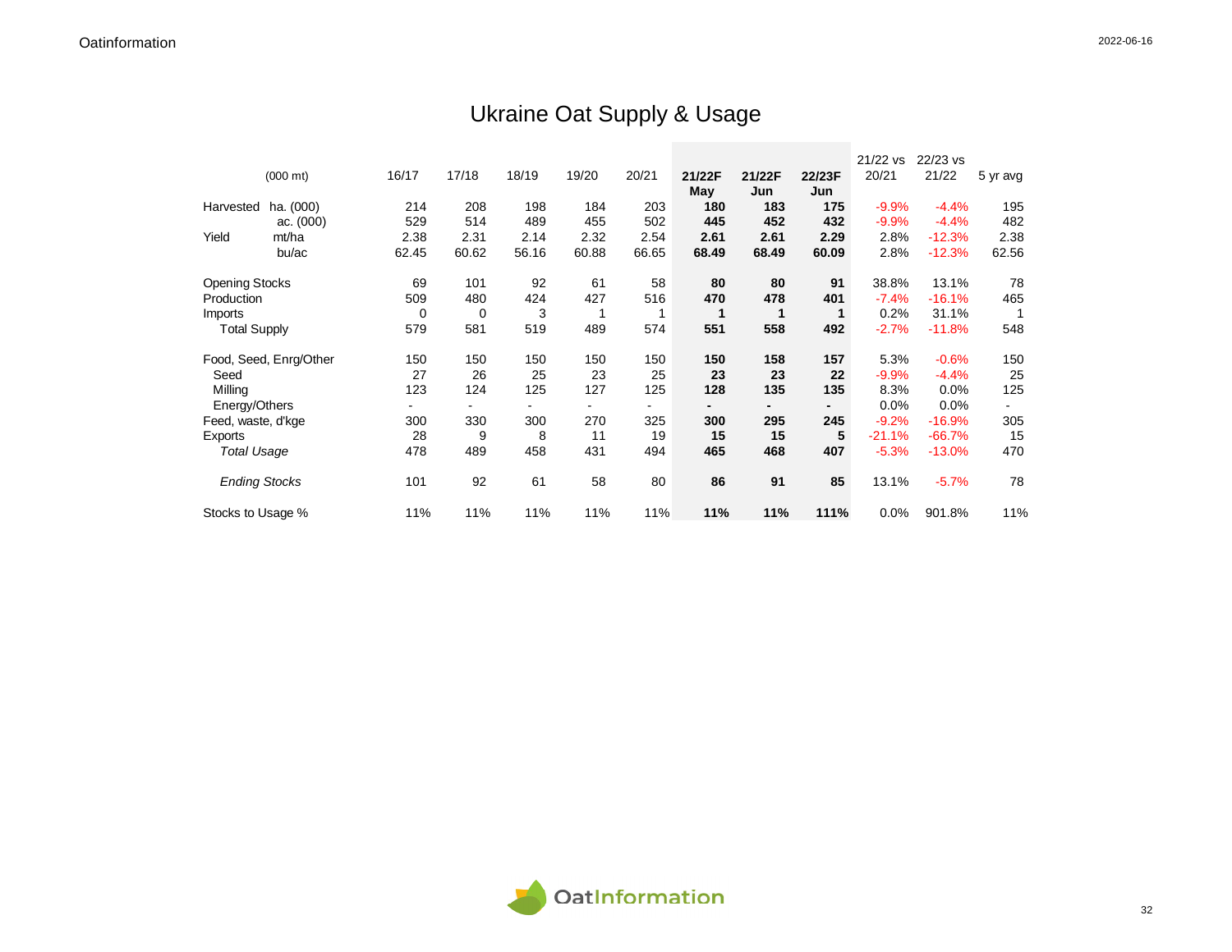# Ukraine Oat Supply & Usage

| (000 mt) | | 16/17 | 17/18 | 18/19 | 19/20 | 20/21 | **21/22F May** | **21/22F Jun** | **22/23F Jun** | 21/22 vs 20/21 | 22/23 vs 21/22 | 5 yr avg |
|---|---|---|---|---|---|---|---|---|---|---|---|---|
| Harvested | ha. (000) | 214 | 208 | 198 | 184 | 203 | **180** | **183** | **175** | -9.9% | -4.4% | 195 |
| | ac. (000) | 529 | 514 | 489 | 455 | 502 | **445** | **452** | **432** | -9.9% | -4.4% | 482 |
| Yield | mt/ha | 2.38 | 2.31 | 2.14 | 2.32 | 2.54 | **2.61** | **2.61** | **2.29** | 2.8% | -12.3% | 2.38 |
| | bu/ac | 62.45 | 60.62 | 56.16 | 60.88 | 66.65 | **68.49** | **68.49** | **60.09** | 2.8% | -12.3% | 62.56 |
| Opening Stocks | | 69 | 101 | 92 | 61 | 58 | **80** | **80** | **91** | 38.8% | 13.1% | 78 |
| Production | | 509 | 480 | 424 | 427 | 516 | **470** | **478** | **401** | -7.4% | -16.1% | 465 |
| Imports | | 0 | 0 | 3 | 1 | 1 | **1** | **1** | **1** | 0.2% | 31.1% | 1 |
| Total Supply | | 579 | 581 | 519 | 489 | 574 | **551** | **558** | **492** | -2.7% | -11.8% | 548 |
| Food, Seed, Enrg/Other | | 150 | 150 | 150 | 150 | 150 | **150** | **158** | **157** | 5.3% | -0.6% | 150 |
| Seed | | 27 | 26 | 25 | 23 | 25 | **23** | **23** | **22** | -9.9% | -4.4% | 25 |
| Milling | | 123 | 124 | 125 | 127 | 125 | **128** | **135** | **135** | 8.3% | 0.0% | 125 |
| Energy/Others | | - | - | - | - | - | **-** | **-** | **-** | 0.0% | 0.0% | - |
| Feed, waste, d'kge | | 300 | 330 | 300 | 270 | 325 | **300** | **295** | **245** | -9.2% | -16.9% | 305 |
| Exports | | 28 | 9 | 8 | 11 | 19 | **15** | **15** | **5** | -21.1% | -66.7% | 15 |
| *Total Usage* | | 478 | 489 | 458 | 431 | 494 | **465** | **468** | **407** | -5.3% | -13.0% | 470 |
| *Ending Stocks* | | 101 | 92 | 61 | 58 | 80 | **86** | **91** | **85** | 13.1% | -5.7% | 78 |
| Stocks to Usage % | | 11% | 11% | 11% | 11% | 11% | **11%** | **11%** | **111%** | 0.0% | 901.8% | 11% |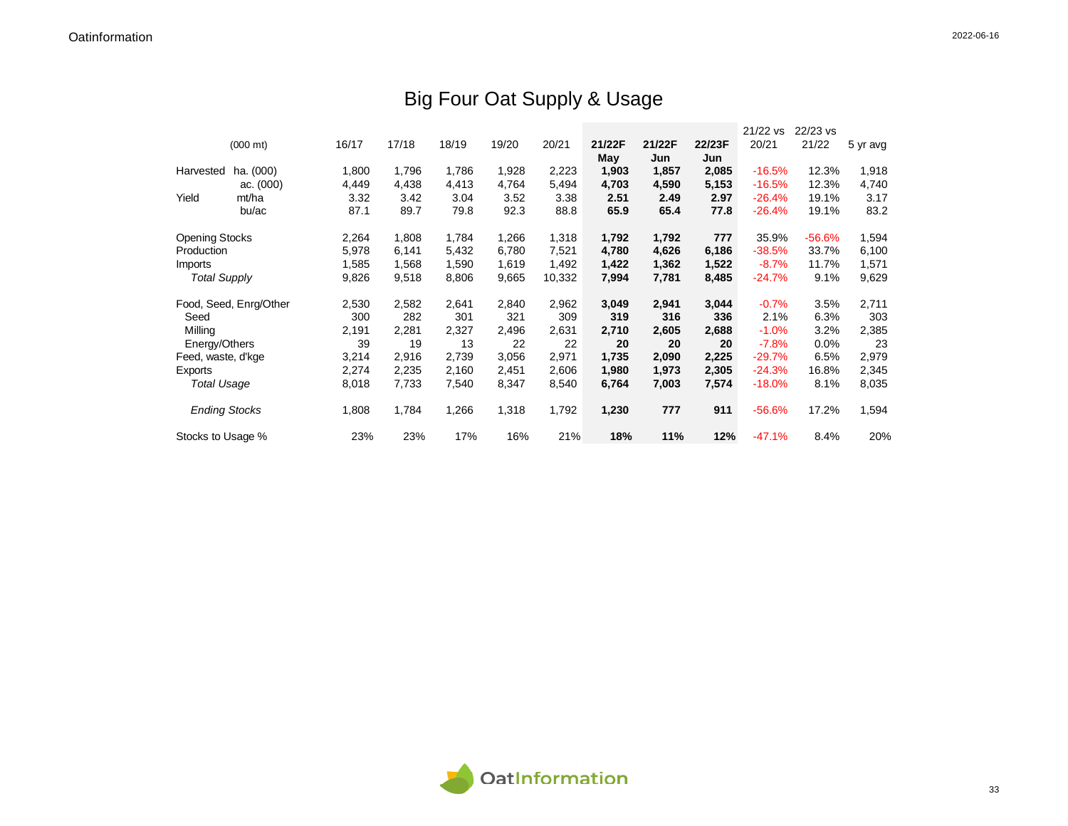# Big Four Oat Supply & Usage

| (000 mt) | | 16/17 | 17/18 | 18/19 | 19/20 | 20/21 | 21/22F May | 21/22F Jun | 22/23F Jun | 21/22 vs 20/21 | 22/23 vs 21/22 | 5 yr avg |
|---|---|---|---|---|---|---|---|---|---|---|---|---|
| Harvested | ha. (000) | 1,800 | 1,796 | 1,786 | 1,928 | 2,223 | **1,903** | **1,857** | **2,085** | -16.5% | 12.3% | 1,918 |
| | ac. (000) | 4,449 | 4,438 | 4,413 | 4,764 | 5,494 | **4,703** | **4,590** | **5,153** | -16.5% | 12.3% | 4,740 |
| Yield | mt/ha | 3.32 | 3.42 | 3.04 | 3.52 | 3.38 | **2.51** | **2.49** | **2.97** | -26.4% | 19.1% | 3.17 |
| | bu/ac | 87.1 | 89.7 | 79.8 | 92.3 | 88.8 | **65.9** | **65.4** | **77.8** | -26.4% | 19.1% | 83.2 |
| Opening Stocks | | 2,264 | 1,808 | 1,784 | 1,266 | 1,318 | **1,792** | **1,792** | **777** | 35.9% | -56.6% | 1,594 |
| Production | | 5,978 | 6,141 | 5,432 | 6,780 | 7,521 | **4,780** | **4,626** | **6,186** | -38.5% | 33.7% | 6,100 |
| Imports | | 1,585 | 1,568 | 1,590 | 1,619 | 1,492 | **1,422** | **1,362** | **1,522** | -8.7% | 11.7% | 1,571 |
| *Total Supply* | | 9,826 | 9,518 | 8,806 | 9,665 | 10,332 | **7,994** | **7,781** | **8,485** | -24.7% | 9.1% | 9,629 |
| Food, Seed, Enrg/Other | | 2,530 | 2,582 | 2,641 | 2,840 | 2,962 | **3,049** | **2,941** | **3,044** | -0.7% | 3.5% | 2,711 |
| Seed | | 300 | 282 | 301 | 321 | 309 | **319** | **316** | **336** | 2.1% | 6.3% | 303 |
| Milling | | 2,191 | 2,281 | 2,327 | 2,496 | 2,631 | **2,710** | **2,605** | **2,688** | -1.0% | 3.2% | 2,385 |
| Energy/Others | | 39 | 19 | 13 | 22 | 22 | **20** | **20** | **20** | -7.8% | 0.0% | 23 |
| Feed, waste, d'kge | | 3,214 | 2,916 | 2,739 | 3,056 | 2,971 | **1,735** | **2,090** | **2,225** | -29.7% | 6.5% | 2,979 |
| Exports | | 2,274 | 2,235 | 2,160 | 2,451 | 2,606 | **1,980** | **1,973** | **2,305** | -24.3% | 16.8% | 2,345 |
| *Total Usage* | | 8,018 | 7,733 | 7,540 | 8,347 | 8,540 | **6,764** | **7,003** | **7,574** | -18.0% | 8.1% | 8,035 |
| *Ending Stocks* | | 1,808 | 1,784 | 1,266 | 1,318 | 1,792 | **1,230** | **777** | **911** | -56.6% | 17.2% | 1,594 |
| Stocks to Usage % | | 23% | 23% | 17% | 16% | 21% | **18%** | **11%** | **12%** | -47.1% | 8.4% | 20% |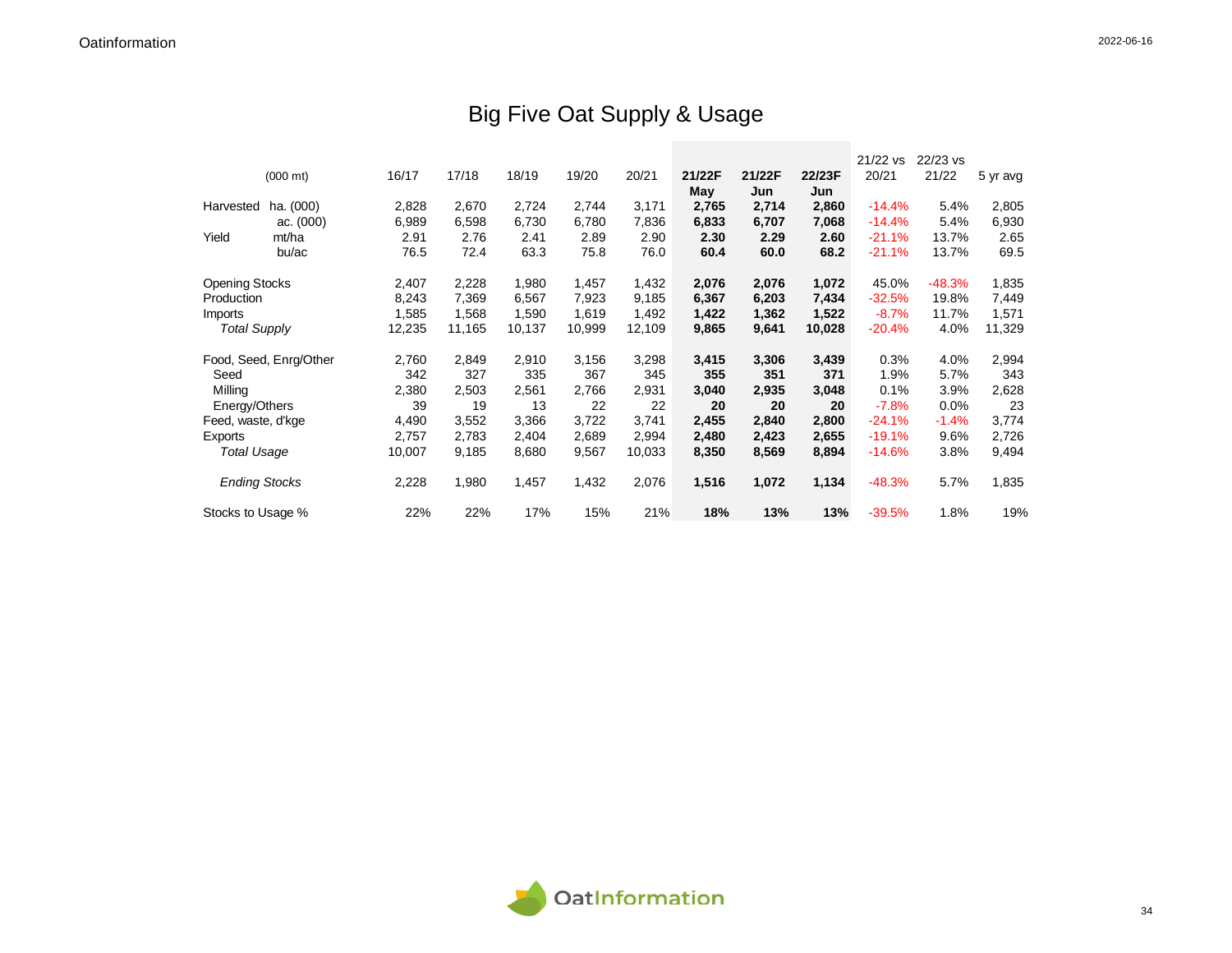# Big Five Oat Supply & Usage

| (000 mt) | | 16/17 | 17/18 | 18/19 | 19/20 | 20/21 | **21/22F May** | **21/22F Jun** | **22/23F Jun** | 21/22 vs 20/21 | 22/23 vs 21/22 | 5 yr avg |
|---|---|---|---|---|---|---|---|---|---|---|---|---|
| Harvested | ha. (000) | 2,828 | 2,670 | 2,724 | 2,744 | 3,171 | **2,765** | **2,714** | **2,860** | -14.4% | 5.4% | 2,805 |
| | ac. (000) | 6,989 | 6,598 | 6,730 | 6,780 | 7,836 | **6,833** | **6,707** | **7,068** | -14.4% | 5.4% | 6,930 |
| Yield | mt/ha | 2.91 | 2.76 | 2.41 | 2.89 | 2.90 | **2.30** | **2.29** | **2.60** | -21.1% | 13.7% | 2.65 |
| | bu/ac | 76.5 | 72.4 | 63.3 | 75.8 | 76.0 | **60.4** | **60.0** | **68.2** | -21.1% | 13.7% | 69.5 |
| Opening Stocks | | 2,407 | 2,228 | 1,980 | 1,457 | 1,432 | **2,076** | **2,076** | **1,072** | 45.0% | -48.3% | 1,835 |
| Production | | 8,243 | 7,369 | 6,567 | 7,923 | 9,185 | **6,367** | **6,203** | **7,434** | -32.5% | 19.8% | 7,449 |
| Imports | | 1,585 | 1,568 | 1,590 | 1,619 | 1,492 | **1,422** | **1,362** | **1,522** | -8.7% | 11.7% | 1,571 |
| *Total Supply* | | 12,235 | 11,165 | 10,137 | 10,999 | 12,109 | **9,865** | **9,641** | **10,028** | -20.4% | 4.0% | 11,329 |
| Food, Seed, Enrg/Other | | 2,760 | 2,849 | 2,910 | 3,156 | 3,298 | **3,415** | **3,306** | **3,439** | 0.3% | 4.0% | 2,994 |
| Seed | | 342 | 327 | 335 | 367 | 345 | **355** | **351** | **371** | 1.9% | 5.7% | 343 |
| Milling | | 2,380 | 2,503 | 2,561 | 2,766 | 2,931 | **3,040** | **2,935** | **3,048** | 0.1% | 3.9% | 2,628 |
| Energy/Others | | 39 | 19 | 13 | 22 | 22 | **20** | **20** | **20** | -7.8% | 0.0% | 23 |
| Feed, waste, d'kge | | 4,490 | 3,552 | 3,366 | 3,722 | 3,741 | **2,455** | **2,840** | **2,800** | -24.1% | -1.4% | 3,774 |
| Exports | | 2,757 | 2,783 | 2,404 | 2,689 | 2,994 | **2,480** | **2,423** | **2,655** | -19.1% | 9.6% | 2,726 |
| *Total Usage* | | 10,007 | 9,185 | 8,680 | 9,567 | 10,033 | **8,350** | **8,569** | **8,894** | -14.6% | 3.8% | 9,494 |
| *Ending Stocks* | | 2,228 | 1,980 | 1,457 | 1,432 | 2,076 | **1,516** | **1,072** | **1,134** | -48.3% | 5.7% | 1,835 |
| Stocks to Usage % | | 22% | 22% | 17% | 15% | 21% | **18%** | **13%** | **13%** | -39.5% | 1.8% | 19% |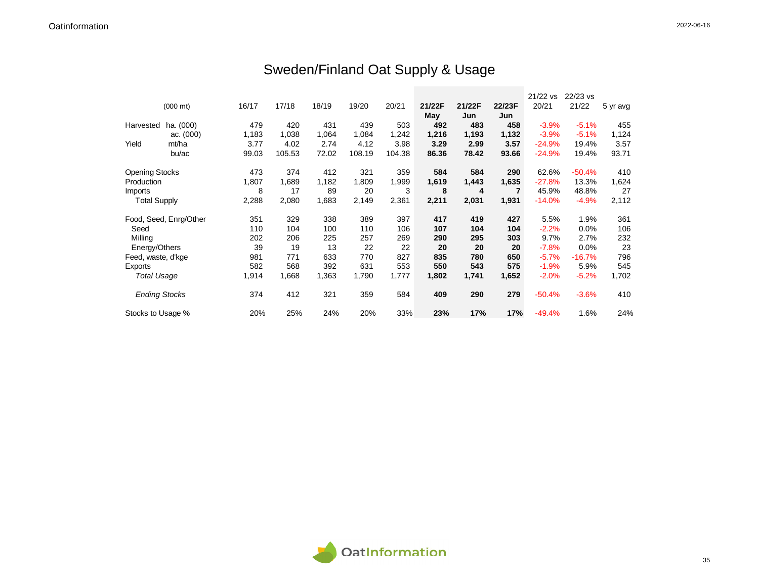# Sweden/Finland Oat Supply & Usage

| (000 mt) | | 16/17 | 17/18 | 18/19 | 19/20 | 20/21 | **21/22F May** | **21/22F Jun** | **22/23F Jun** | 21/22 vs 20/21 | 22/23 vs 21/22 | 5 yr avg |
|---|---|---|---|---|---|---|---|---|---|---|---|---|
| Harvested | ha. (000) | 479 | 420 | 431 | 439 | 503 | **492** | **483** | **458** | -3.9% | -5.1% | 455 |
| | ac. (000) | 1,183 | 1,038 | 1,064 | 1,084 | 1,242 | **1,216** | **1,193** | **1,132** | -3.9% | -5.1% | 1,124 |
| Yield | mt/ha | 3.77 | 4.02 | 2.74 | 4.12 | 3.98 | **3.29** | **2.99** | **3.57** | -24.9% | 19.4% | 3.57 |
| | bu/ac | 99.03 | 105.53 | 72.02 | 108.19 | 104.38 | **86.36** | **78.42** | **93.66** | -24.9% | 19.4% | 93.71 |
| Opening Stocks | | 473 | 374 | 412 | 321 | 359 | **584** | **584** | **290** | 62.6% | -50.4% | 410 |
| Production | | 1,807 | 1,689 | 1,182 | 1,809 | 1,999 | **1,619** | **1,443** | **1,635** | -27.8% | 13.3% | 1,624 |
| Imports | | 8 | 17 | 89 | 20 | 3 | **8** | **4** | **7** | 45.9% | 48.8% | 27 |
| Total Supply | | 2,288 | 2,080 | 1,683 | 2,149 | 2,361 | **2,211** | **2,031** | **1,931** | -14.0% | -4.9% | 2,112 |
| Food, Seed, Enrg/Other | | 351 | 329 | 338 | 389 | 397 | **417** | **419** | **427** | 5.5% | 1.9% | 361 |
| Seed | | 110 | 104 | 100 | 110 | 106 | **107** | **104** | **104** | -2.2% | 0.0% | 106 |
| Milling | | 202 | 206 | 225 | 257 | 269 | **290** | **295** | **303** | 9.7% | 2.7% | 232 |
| Energy/Others | | 39 | 19 | 13 | 22 | 22 | **20** | **20** | **20** | -7.8% | 0.0% | 23 |
| Feed, waste, d'kge | | 981 | 771 | 633 | 770 | 827 | **835** | **780** | **650** | -5.7% | -16.7% | 796 |
| Exports | | 582 | 568 | 392 | 631 | 553 | **550** | **543** | **575** | -1.9% | 5.9% | 545 |
| *Total Usage* | | 1,914 | 1,668 | 1,363 | 1,790 | 1,777 | **1,802** | **1,741** | **1,652** | -2.0% | -5.2% | 1,702 |
| *Ending Stocks* | | 374 | 412 | 321 | 359 | 584 | **409** | **290** | **279** | -50.4% | -3.6% | 410 |
| Stocks to Usage % | | 20% | 25% | 24% | 20% | 33% | **23%** | **17%** | **17%** | -49.4% | 1.6% | 24% |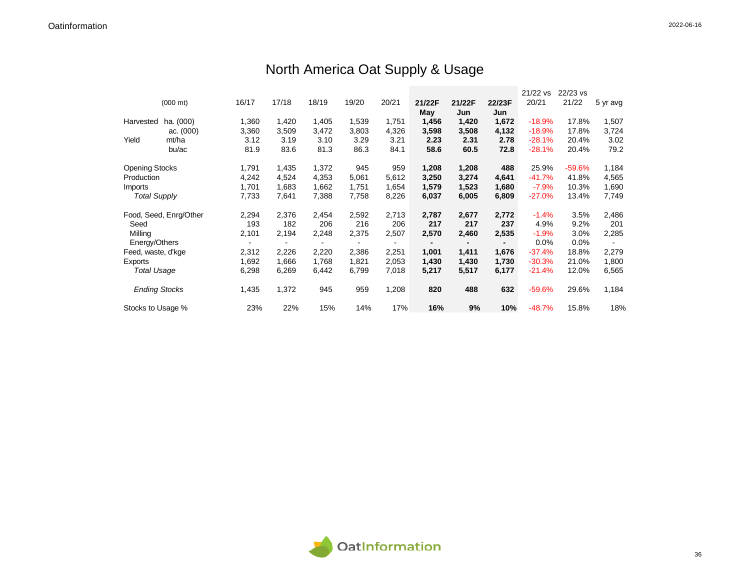# North America Oat Supply & Usage

| (000 mt) | | 16/17 | 17/18 | 18/19 | 19/20 | 20/21 | 21/22F May | 21/22F Jun | 22/23F Jun | 21/22 vs 20/21 | 22/23 vs 21/22 | 5 yr avg |
|---|---|---|---|---|---|---|---|---|---|---|---|---|
| Harvested | ha. (000) | 1,360 | 1,420 | 1,405 | 1,539 | 1,751 | **1,456** | **1,420** | **1,672** | -18.9% | 17.8% | 1,507 |
| | ac. (000) | 3,360 | 3,509 | 3,472 | 3,803 | 4,326 | **3,598** | **3,508** | **4,132** | -18.9% | 17.8% | 3,724 |
| Yield | mt/ha | 3.12 | 3.19 | 3.10 | 3.29 | 3.21 | **2.23** | **2.31** | **2.78** | -28.1% | 20.4% | 3.02 |
| | bu/ac | 81.9 | 83.6 | 81.3 | 86.3 | 84.1 | **58.6** | **60.5** | **72.8** | -28.1% | 20.4% | 79.2 |
| Opening Stocks | | 1,791 | 1,435 | 1,372 | 945 | 959 | **1,208** | **1,208** | **488** | 25.9% | -59.6% | 1,184 |
| Production | | 4,242 | 4,524 | 4,353 | 5,061 | 5,612 | **3,250** | **3,274** | **4,641** | -41.7% | 41.8% | 4,565 |
| Imports | | 1,701 | 1,683 | 1,662 | 1,751 | 1,654 | **1,579** | **1,523** | **1,680** | -7.9% | 10.3% | 1,690 |
| *Total Supply* | | 7,733 | 7,641 | 7,388 | 7,758 | 8,226 | **6,037** | **6,005** | **6,809** | -27.0% | 13.4% | 7,749 |
| Food, Seed, Enrg/Other | | 2,294 | 2,376 | 2,454 | 2,592 | 2,713 | **2,787** | **2,677** | **2,772** | -1.4% | 3.5% | 2,486 |
| Seed | | 193 | 182 | 206 | 216 | 206 | **217** | **217** | **237** | 4.9% | 9.2% | 201 |
| Milling | | 2,101 | 2,194 | 2,248 | 2,375 | 2,507 | **2,570** | **2,460** | **2,535** | -1.9% | 3.0% | 2,285 |
| Energy/Others | | - | - | - | - | - | **-** | **-** | **-** | 0.0% | 0.0% | - |
| Feed, waste, d'kge | | 2,312 | 2,226 | 2,220 | 2,386 | 2,251 | **1,001** | **1,411** | **1,676** | -37.4% | 18.8% | 2,279 |
| Exports | | 1,692 | 1,666 | 1,768 | 1,821 | 2,053 | **1,430** | **1,430** | **1,730** | -30.3% | 21.0% | 1,800 |
| *Total Usage* | | 6,298 | 6,269 | 6,442 | 6,799 | 7,018 | **5,217** | **5,517** | **6,177** | -21.4% | 12.0% | 6,565 |
| *Ending Stocks* | | 1,435 | 1,372 | 945 | 959 | 1,208 | **820** | **488** | **632** | -59.6% | 29.6% | 1,184 |
| Stocks to Usage % | | 23% | 22% | 15% | 14% | 17% | **16%** | **9%** | **10%** | -48.7% | 15.8% | 18% |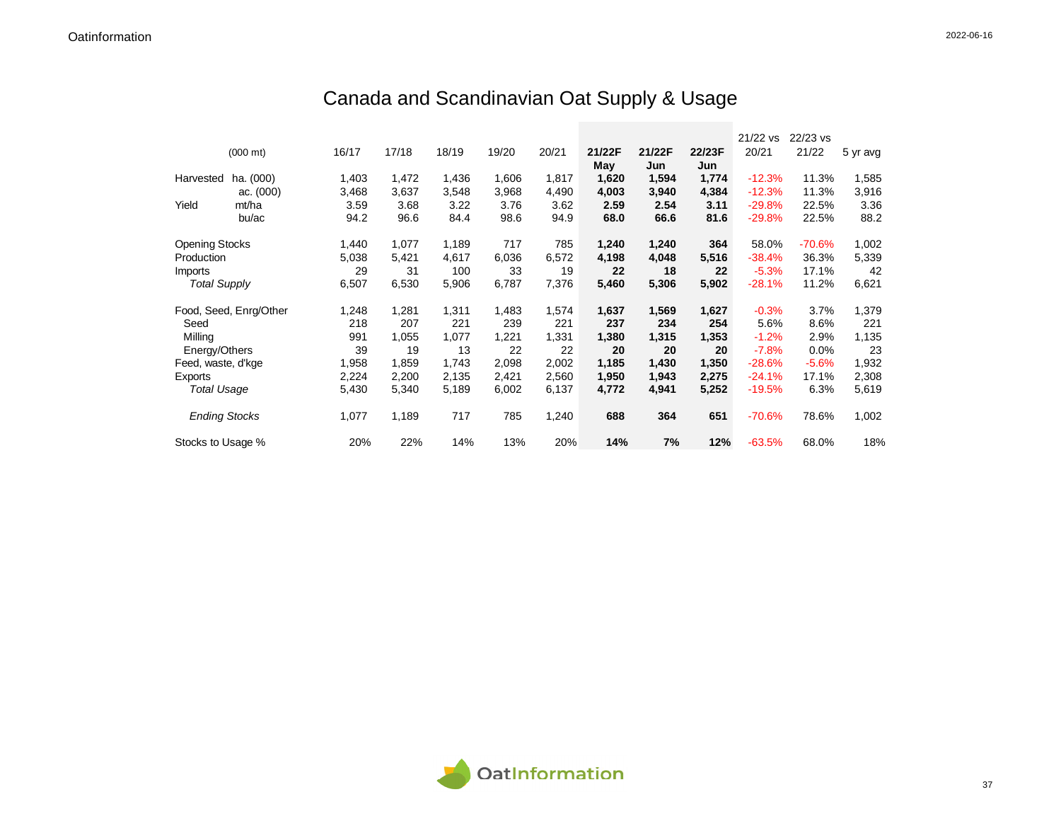# Canada and Scandinavian Oat Supply & Usage

| (000 mt) | | 16/17 | 17/18 | 18/19 | 19/20 | 20/21 | 21/22F May | 21/22F Jun | 22/23F Jun | 21/22 vs 20/21 | 22/23 vs 21/22 | 5 yr avg |
|---|---|---|---|---|---|---|---|---|---|---|---|---|
| Harvested | ha. (000) | 1,403 | 1,472 | 1,436 | 1,606 | 1,817 | **1,620** | **1,594** | **1,774** | -12.3% | 11.3% | 1,585 |
| | ac. (000) | 3,468 | 3,637 | 3,548 | 3,968 | 4,490 | **4,003** | **3,940** | **4,384** | -12.3% | 11.3% | 3,916 |
| Yield | mt/ha | 3.59 | 3.68 | 3.22 | 3.76 | 3.62 | **2.59** | **2.54** | **3.11** | -29.8% | 22.5% | 3.36 |
| | bu/ac | 94.2 | 96.6 | 84.4 | 98.6 | 94.9 | **68.0** | **66.6** | **81.6** | -29.8% | 22.5% | 88.2 |
| Opening Stocks | | 1,440 | 1,077 | 1,189 | 717 | 785 | **1,240** | **1,240** | **364** | 58.0% | -70.6% | 1,002 |
| Production | | 5,038 | 5,421 | 4,617 | 6,036 | 6,572 | **4,198** | **4,048** | **5,516** | -38.4% | 36.3% | 5,339 |
| Imports | | 29 | 31 | 100 | 33 | 19 | **22** | **18** | **22** | -5.3% | 17.1% | 42 |
| *Total Supply* | | 6,507 | 6,530 | 5,906 | 6,787 | 7,376 | **5,460** | **5,306** | **5,902** | -28.1% | 11.2% | 6,621 |
| Food, Seed, Enrg/Other | | 1,248 | 1,281 | 1,311 | 1,483 | 1,574 | **1,637** | **1,569** | **1,627** | -0.3% | 3.7% | 1,379 |
| Seed | | 218 | 207 | 221 | 239 | 221 | **237** | **234** | **254** | 5.6% | 8.6% | 221 |
| Milling | | 991 | 1,055 | 1,077 | 1,221 | 1,331 | **1,380** | **1,315** | **1,353** | -1.2% | 2.9% | 1,135 |
| Energy/Others | | 39 | 19 | 13 | 22 | 22 | **20** | **20** | **20** | -7.8% | 0.0% | 23 |
| Feed, waste, d'kge | | 1,958 | 1,859 | 1,743 | 2,098 | 2,002 | **1,185** | **1,430** | **1,350** | -28.6% | -5.6% | 1,932 |
| Exports | | 2,224 | 2,200 | 2,135 | 2,421 | 2,560 | **1,950** | **1,943** | **2,275** | -24.1% | 17.1% | 2,308 |
| *Total Usage* | | 5,430 | 5,340 | 5,189 | 6,002 | 6,137 | **4,772** | **4,941** | **5,252** | -19.5% | 6.3% | 5,619 |
| *Ending Stocks* | | 1,077 | 1,189 | 717 | 785 | 1,240 | **688** | **364** | **651** | -70.6% | 78.6% | 1,002 |
| Stocks to Usage % | | 20% | 22% | 14% | 13% | 20% | **14%** | **7%** | **12%** | -63.5% | 68.0% | 18% |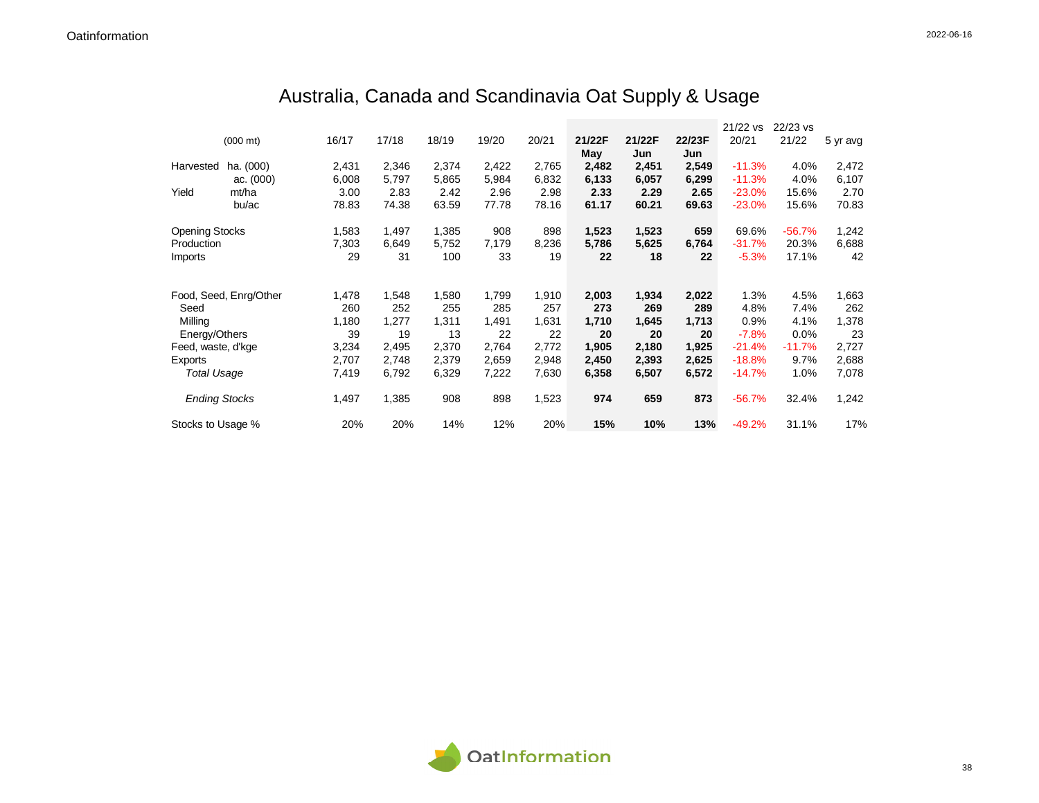# Australia, Canada and Scandinavia Oat Supply & Usage

| (000 mt) | | 16/17 | 17/18 | 18/19 | 19/20 | 20/21 | **21/22F May** | **21/22F Jun** | **22/23F Jun** | 21/22 vs 20/21 | 22/23 vs 21/22 | 5 yr avg |
|---|---|---|---|---|---|---|---|---|---|---|---|---|
| Harvested | ha. (000) | 2,431 | 2,346 | 2,374 | 2,422 | 2,765 | **2,482** | **2,451** | **2,549** | -11.3% | 4.0% | 2,472 |
| | ac. (000) | 6,008 | 5,797 | 5,865 | 5,984 | 6,832 | **6,133** | **6,057** | **6,299** | -11.3% | 4.0% | 6,107 |
| Yield | mt/ha | 3.00 | 2.83 | 2.42 | 2.96 | 2.98 | **2.33** | **2.29** | **2.65** | -23.0% | 15.6% | 2.70 |
| | bu/ac | 78.83 | 74.38 | 63.59 | 77.78 | 78.16 | **61.17** | **60.21** | **69.63** | -23.0% | 15.6% | 70.83 |
| Opening Stocks | | 1,583 | 1,497 | 1,385 | 908 | 898 | **1,523** | **1,523** | **659** | 69.6% | -56.7% | 1,242 |
| Production | | 7,303 | 6,649 | 5,752 | 7,179 | 8,236 | **5,786** | **5,625** | **6,764** | -31.7% | 20.3% | 6,688 |
| Imports | | 29 | 31 | 100 | 33 | 19 | **22** | **18** | **22** | -5.3% | 17.1% | 42 |
| Food, Seed, Enrg/Other | | 1,478 | 1,548 | 1,580 | 1,799 | 1,910 | **2,003** | **1,934** | **2,022** | 1.3% | 4.5% | 1,663 |
| Seed | | 260 | 252 | 255 | 285 | 257 | **273** | **269** | **289** | 4.8% | 7.4% | 262 |
| Milling | | 1,180 | 1,277 | 1,311 | 1,491 | 1,631 | **1,710** | **1,645** | **1,713** | 0.9% | 4.1% | 1,378 |
| Energy/Others | | 39 | 19 | 13 | 22 | 22 | **20** | **20** | **20** | -7.8% | 0.0% | 23 |
| Feed, waste, d'kge | | 3,234 | 2,495 | 2,370 | 2,764 | 2,772 | **1,905** | **2,180** | **1,925** | -21.4% | -11.7% | 2,727 |
| Exports | | 2,707 | 2,748 | 2,379 | 2,659 | 2,948 | **2,450** | **2,393** | **2,625** | -18.8% | 9.7% | 2,688 |
| *Total Usage* | | 7,419 | 6,792 | 6,329 | 7,222 | 7,630 | **6,358** | **6,507** | **6,572** | -14.7% | 1.0% | 7,078 |
| *Ending Stocks* | | 1,497 | 1,385 | 908 | 898 | 1,523 | **974** | **659** | **873** | -56.7% | 32.4% | 1,242 |
| Stocks to Usage % | | 20% | 20% | 14% | 12% | 20% | **15%** | **10%** | **13%** | -49.2% | 31.1% | 17% |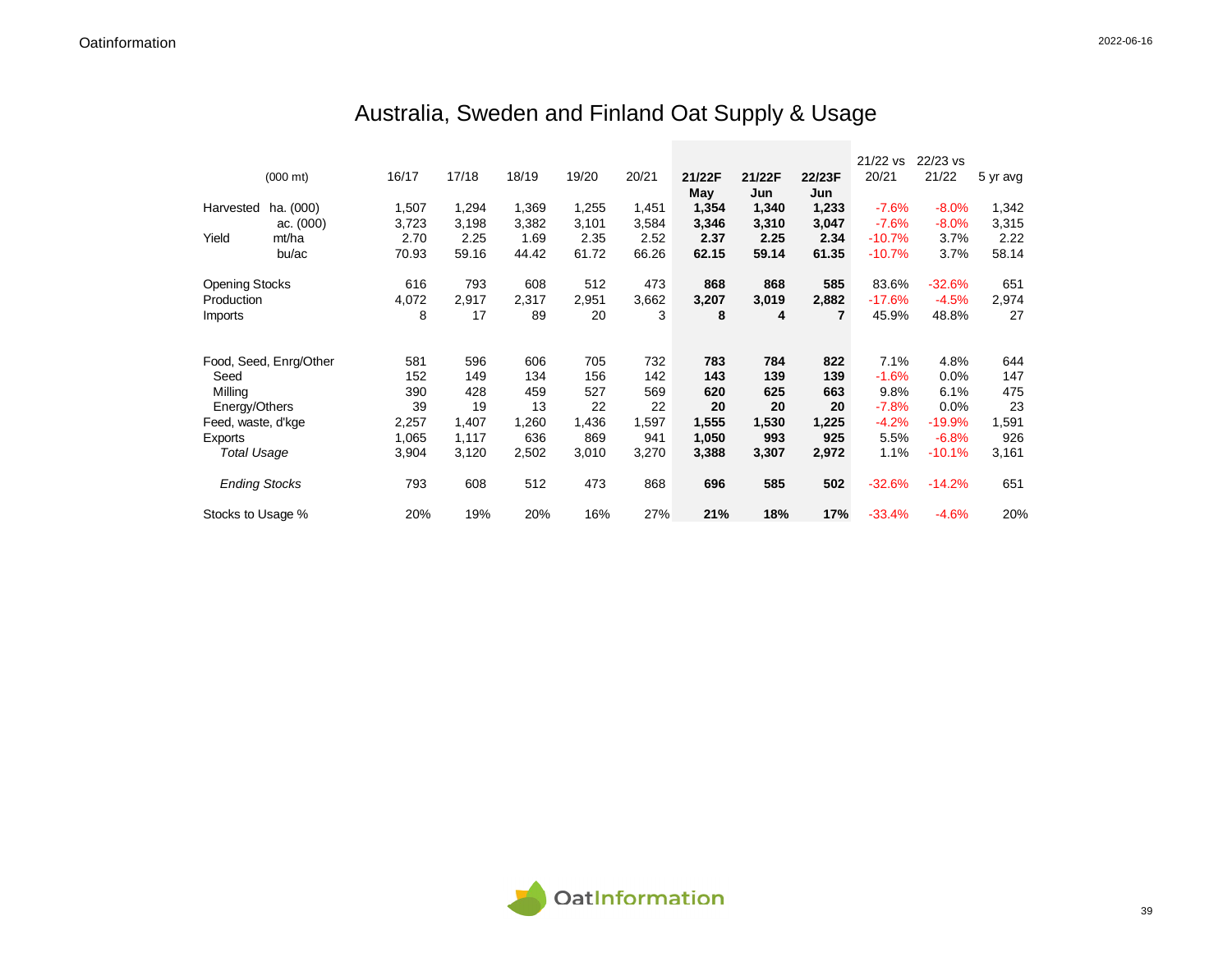# Australia, Sweden and Finland Oat Supply & Usage

| | (000 mt) | 16/17 | 17/18 | 18/19 | 19/20 | 20/21 | **21/22F May** | **21/22F Jun** | **22/23F Jun** | 21/22 vs 20/21 | 22/23 vs 21/22 | 5 yr avg |
|---|---|---|---|---|---|---|---|---|---|---|---|---|
| Harvested | ha. (000) | 1,507 | 1,294 | 1,369 | 1,255 | 1,451 | **1,354** | **1,340** | **1,233** | -7.6% | -8.0% | 1,342 |
| | ac. (000) | 3,723 | 3,198 | 3,382 | 3,101 | 3,584 | **3,346** | **3,310** | **3,047** | -7.6% | -8.0% | 3,315 |
| Yield | mt/ha | 2.70 | 2.25 | 1.69 | 2.35 | 2.52 | **2.37** | **2.25** | **2.34** | -10.7% | 3.7% | 2.22 |
| | bu/ac | 70.93 | 59.16 | 44.42 | 61.72 | 66.26 | **62.15** | **59.14** | **61.35** | -10.7% | 3.7% | 58.14 |
| Opening Stocks | | 616 | 793 | 608 | 512 | 473 | **868** | **868** | **585** | 83.6% | -32.6% | 651 |
| Production | | 4,072 | 2,917 | 2,317 | 2,951 | 3,662 | **3,207** | **3,019** | **2,882** | -17.6% | -4.5% | 2,974 |
| Imports | | 8 | 17 | 89 | 20 | 3 | **8** | **4** | **7** | 45.9% | 48.8% | 27 |
| Food, Seed, Enrg/Other | | 581 | 596 | 606 | 705 | 732 | **783** | **784** | **822** | 7.1% | 4.8% | 644 |
| Seed | | 152 | 149 | 134 | 156 | 142 | **143** | **139** | **139** | -1.6% | 0.0% | 147 |
| Milling | | 390 | 428 | 459 | 527 | 569 | **620** | **625** | **663** | 9.8% | 6.1% | 475 |
| Energy/Others | | 39 | 19 | 13 | 22 | 22 | **20** | **20** | **20** | -7.8% | 0.0% | 23 |
| Feed, waste, d'kge | | 2,257 | 1,407 | 1,260 | 1,436 | 1,597 | **1,555** | **1,530** | **1,225** | -4.2% | -19.9% | 1,591 |
| Exports | | 1,065 | 1,117 | 636 | 869 | 941 | **1,050** | **993** | **925** | 5.5% | -6.8% | 926 |
| *Total Usage* | | 3,904 | 3,120 | 2,502 | 3,010 | 3,270 | **3,388** | **3,307** | **2,972** | 1.1% | -10.1% | 3,161 |
| *Ending Stocks* | | 793 | 608 | 512 | 473 | 868 | **696** | **585** | **502** | -32.6% | -14.2% | 651 |
| Stocks to Usage % | | 20% | 19% | 20% | 16% | 27% | **21%** | **18%** | **17%** | -33.4% | -4.6% | 20% |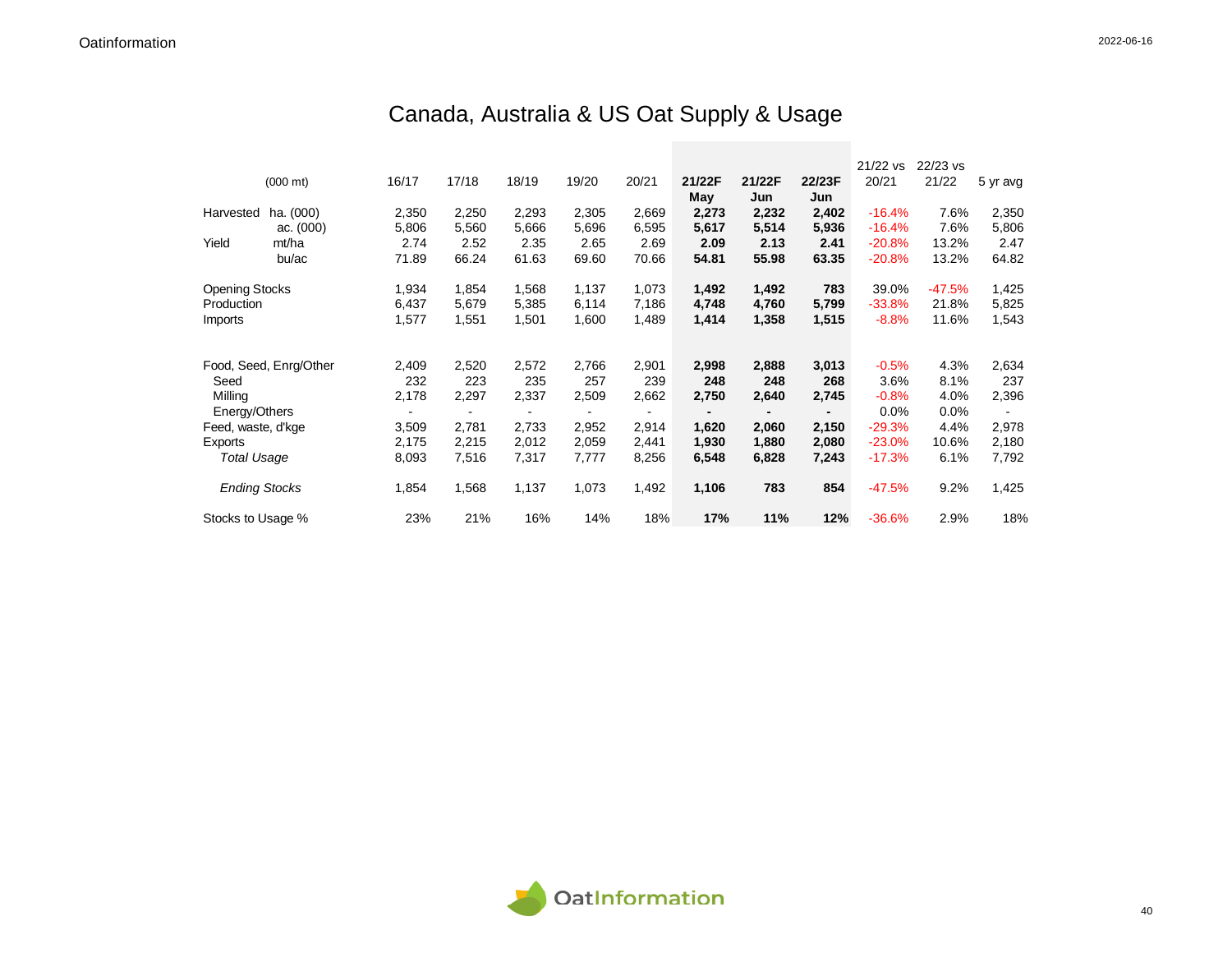# Canada, Australia & US Oat Supply & Usage

| (000 mt) | | 16/17 | 17/18 | 18/19 | 19/20 | 20/21 | **21/22F May** | **21/22F Jun** | **22/23F Jun** | 21/22 vs 20/21 | 22/23 vs 21/22 | 5 yr avg |
|---|---|---|---|---|---|---|---|---|---|---|---|---|
| Harvested | ha. (000) | 2,350 | 2,250 | 2,293 | 2,305 | 2,669 | **2,273** | **2,232** | **2,402** | -16.4% | 7.6% | 2,350 |
| | ac. (000) | 5,806 | 5,560 | 5,666 | 5,696 | 6,595 | **5,617** | **5,514** | **5,936** | -16.4% | 7.6% | 5,806 |
| Yield | mt/ha | 2.74 | 2.52 | 2.35 | 2.65 | 2.69 | **2.09** | **2.13** | **2.41** | -20.8% | 13.2% | 2.47 |
| | bu/ac | 71.89 | 66.24 | 61.63 | 69.60 | 70.66 | **54.81** | **55.98** | **63.35** | -20.8% | 13.2% | 64.82 |
| Opening Stocks | | 1,934 | 1,854 | 1,568 | 1,137 | 1,073 | **1,492** | **1,492** | **783** | 39.0% | -47.5% | 1,425 |
| Production | | 6,437 | 5,679 | 5,385 | 6,114 | 7,186 | **4,748** | **4,760** | **5,799** | -33.8% | 21.8% | 5,825 |
| Imports | | 1,577 | 1,551 | 1,501 | 1,600 | 1,489 | **1,414** | **1,358** | **1,515** | -8.8% | 11.6% | 1,543 |
| Food, Seed, Enrg/Other | | 2,409 | 2,520 | 2,572 | 2,766 | 2,901 | **2,998** | **2,888** | **3,013** | -0.5% | 4.3% | 2,634 |
| Seed | | 232 | 223 | 235 | 257 | 239 | **248** | **248** | **268** | 3.6% | 8.1% | 237 |
| Milling | | 2,178 | 2,297 | 2,337 | 2,509 | 2,662 | **2,750** | **2,640** | **2,745** | -0.8% | 4.0% | 2,396 |
| Energy/Others | | - | - | - | - | - | **-** | **-** | **-** | 0.0% | 0.0% | - |
| Feed, waste, d'kge | | 3,509 | 2,781 | 2,733 | 2,952 | 2,914 | **1,620** | **2,060** | **2,150** | -29.3% | 4.4% | 2,978 |
| Exports | | 2,175 | 2,215 | 2,012 | 2,059 | 2,441 | **1,930** | **1,880** | **2,080** | -23.0% | 10.6% | 2,180 |
| *Total Usage* | | 8,093 | 7,516 | 7,317 | 7,777 | 8,256 | **6,548** | **6,828** | **7,243** | -17.3% | 6.1% | 7,792 |
| *Ending Stocks* | | 1,854 | 1,568 | 1,137 | 1,073 | 1,492 | **1,106** | **783** | **854** | -47.5% | 9.2% | 1,425 |
| Stocks to Usage % | | 23% | 21% | 16% | 14% | 18% | **17%** | **11%** | **12%** | -36.6% | 2.9% | 18% |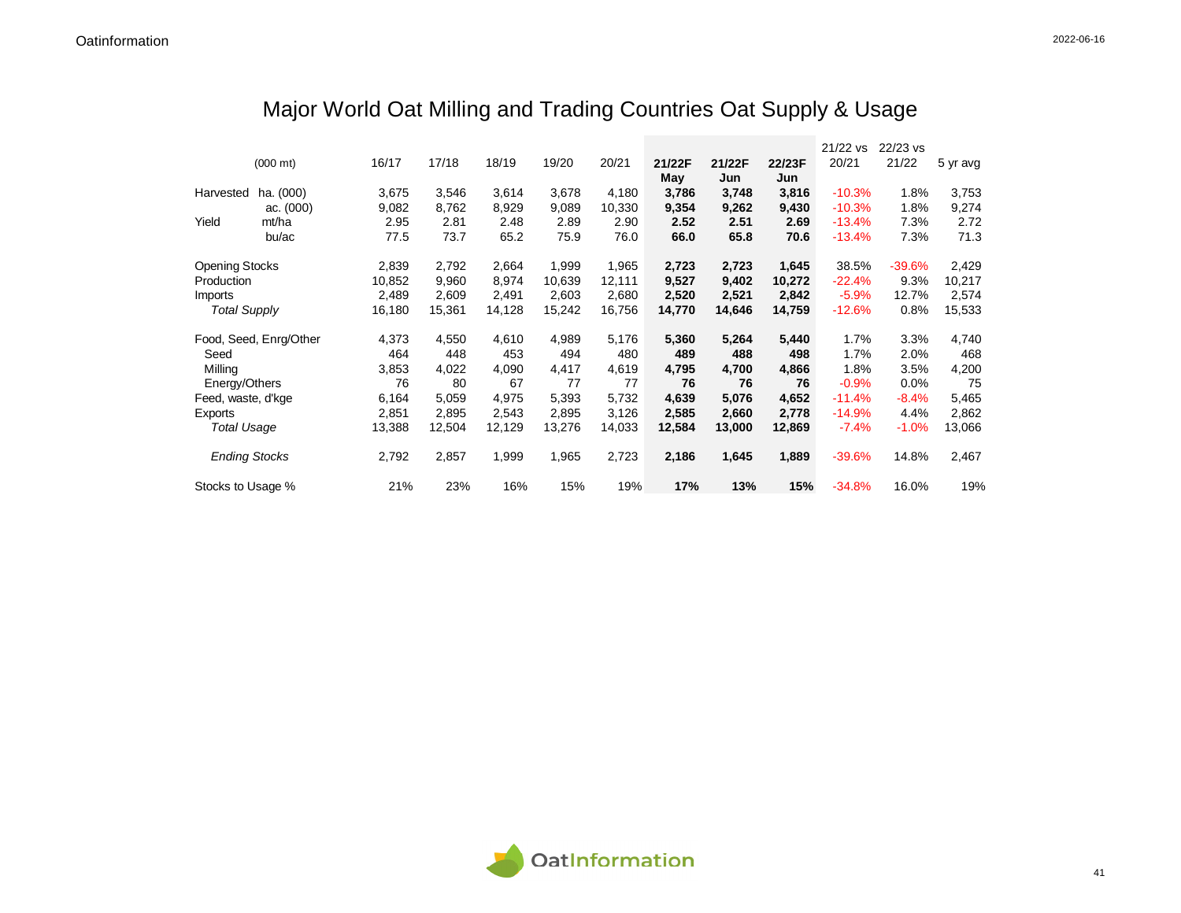# Major World Oat Milling and Trading Countries Oat Supply & Usage

| (000 mt) | | 16/17 | 17/18 | 18/19 | 19/20 | 20/21 | 21/22F May | 21/22F Jun | 22/23F Jun | 21/22 vs 20/21 | 22/23 vs 21/22 | 5 yr avg |
|---|---|---|---|---|---|---|---|---|---|---|---|---|
| Harvested | ha. (000) | 3,675 | 3,546 | 3,614 | 3,678 | 4,180 | **3,786** | **3,748** | **3,816** | -10.3% | 1.8% | 3,753 |
| | ac. (000) | 9,082 | 8,762 | 8,929 | 9,089 | 10,330 | **9,354** | **9,262** | **9,430** | -10.3% | 1.8% | 9,274 |
| Yield | mt/ha | 2.95 | 2.81 | 2.48 | 2.89 | 2.90 | **2.52** | **2.51** | **2.69** | -13.4% | 7.3% | 2.72 |
| | bu/ac | 77.5 | 73.7 | 65.2 | 75.9 | 76.0 | **66.0** | **65.8** | **70.6** | -13.4% | 7.3% | 71.3 |
| Opening Stocks | | 2,839 | 2,792 | 2,664 | 1,999 | 1,965 | **2,723** | **2,723** | **1,645** | 38.5% | -39.6% | 2,429 |
| Production | | 10,852 | 9,960 | 8,974 | 10,639 | 12,111 | **9,527** | **9,402** | **10,272** | -22.4% | 9.3% | 10,217 |
| Imports | | 2,489 | 2,609 | 2,491 | 2,603 | 2,680 | **2,520** | **2,521** | **2,842** | -5.9% | 12.7% | 2,574 |
| *Total Supply* | | 16,180 | 15,361 | 14,128 | 15,242 | 16,756 | **14,770** | **14,646** | **14,759** | -12.6% | 0.8% | 15,533 |
| Food, Seed, Enrg/Other | | 4,373 | 4,550 | 4,610 | 4,989 | 5,176 | **5,360** | **5,264** | **5,440** | 1.7% | 3.3% | 4,740 |
| Seed | | 464 | 448 | 453 | 494 | 480 | **489** | **488** | **498** | 1.7% | 2.0% | 468 |
| Milling | | 3,853 | 4,022 | 4,090 | 4,417 | 4,619 | **4,795** | **4,700** | **4,866** | 1.8% | 3.5% | 4,200 |
| Energy/Others | | 76 | 80 | 67 | 77 | 77 | **76** | **76** | **76** | -0.9% | 0.0% | 75 |
| Feed, waste, d'kge | | 6,164 | 5,059 | 4,975 | 5,393 | 5,732 | **4,639** | **5,076** | **4,652** | -11.4% | -8.4% | 5,465 |
| Exports | | 2,851 | 2,895 | 2,543 | 2,895 | 3,126 | **2,585** | **2,660** | **2,778** | -14.9% | 4.4% | 2,862 |
| *Total Usage* | | 13,388 | 12,504 | 12,129 | 13,276 | 14,033 | **12,584** | **13,000** | **12,869** | -7.4% | -1.0% | 13,066 |
| *Ending Stocks* | | 2,792 | 2,857 | 1,999 | 1,965 | 2,723 | **2,186** | **1,645** | **1,889** | -39.6% | 14.8% | 2,467 |
| Stocks to Usage % | | 21% | 23% | 16% | 15% | 19% | **17%** | **13%** | **15%** | -34.8% | 16.0% | 19% |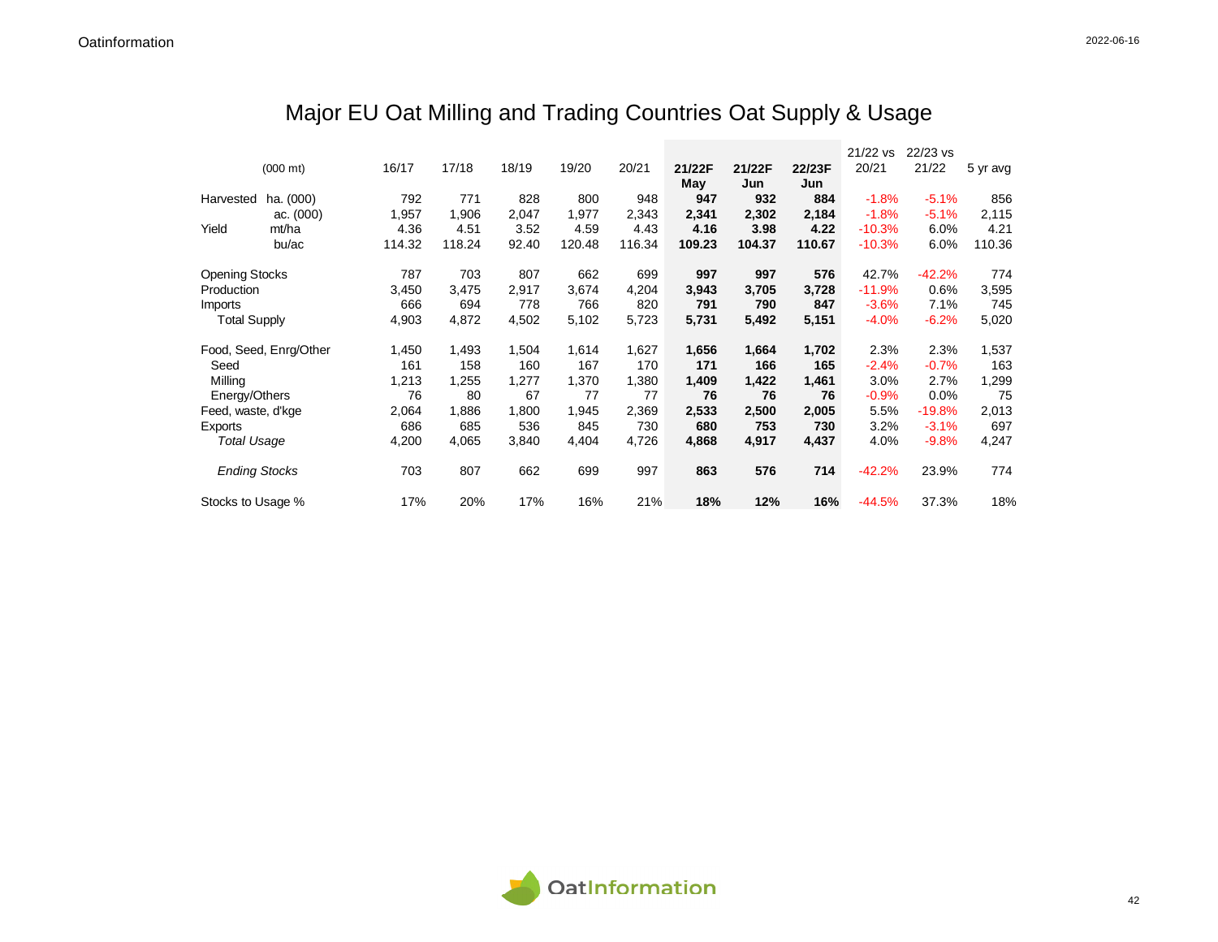# Major EU Oat Milling and Trading Countries Oat Supply & Usage

| (000 mt) | | 16/17 | 17/18 | 18/19 | 19/20 | 20/21 | **21/22F May** | **21/22F Jun** | **22/23F Jun** | 21/22 vs 20/21 | 22/23 vs 21/22 | 5 yr avg |
|---|---|---|---|---|---|---|---|---|---|---|---|---|
| Harvested | ha. (000) | 792 | 771 | 828 | 800 | 948 | **947** | **932** | **884** | -1.8% | -5.1% | 856 |
| | ac. (000) | 1,957 | 1,906 | 2,047 | 1,977 | 2,343 | **2,341** | **2,302** | **2,184** | -1.8% | -5.1% | 2,115 |
| Yield | mt/ha | 4.36 | 4.51 | 3.52 | 4.59 | 4.43 | **4.16** | **3.98** | **4.22** | -10.3% | 6.0% | 4.21 |
| | bu/ac | 114.32 | 118.24 | 92.40 | 120.48 | 116.34 | **109.23** | **104.37** | **110.67** | -10.3% | 6.0% | 110.36 |
| Opening Stocks | | 787 | 703 | 807 | 662 | 699 | **997** | **997** | **576** | 42.7% | -42.2% | 774 |
| Production | | 3,450 | 3,475 | 2,917 | 3,674 | 4,204 | **3,943** | **3,705** | **3,728** | -11.9% | 0.6% | 3,595 |
| Imports | | 666 | 694 | 778 | 766 | 820 | **791** | **790** | **847** | -3.6% | 7.1% | 745 |
| Total Supply | | 4,903 | 4,872 | 4,502 | 5,102 | 5,723 | **5,731** | **5,492** | **5,151** | -4.0% | -6.2% | 5,020 |
| Food, Seed, Enrg/Other | | 1,450 | 1,493 | 1,504 | 1,614 | 1,627 | **1,656** | **1,664** | **1,702** | 2.3% | 2.3% | 1,537 |
| Seed | | 161 | 158 | 160 | 167 | 170 | **171** | **166** | **165** | -2.4% | -0.7% | 163 |
| Milling | | 1,213 | 1,255 | 1,277 | 1,370 | 1,380 | **1,409** | **1,422** | **1,461** | 3.0% | 2.7% | 1,299 |
| Energy/Others | | 76 | 80 | 67 | 77 | 77 | **76** | **76** | **76** | -0.9% | 0.0% | 75 |
| Feed, waste, d'kge | | 2,064 | 1,886 | 1,800 | 1,945 | 2,369 | **2,533** | **2,500** | **2,005** | 5.5% | -19.8% | 2,013 |
| Exports | | 686 | 685 | 536 | 845 | 730 | **680** | **753** | **730** | 3.2% | -3.1% | 697 |
| *Total Usage* | | 4,200 | 4,065 | 3,840 | 4,404 | 4,726 | **4,868** | **4,917** | **4,437** | 4.0% | -9.8% | 4,247 |
| *Ending Stocks* | | 703 | 807 | 662 | 699 | 997 | **863** | **576** | **714** | -42.2% | 23.9% | 774 |
| Stocks to Usage % | | 17% | 20% | 17% | 16% | 21% | **18%** | **12%** | **16%** | -44.5% | 37.3% | 18% |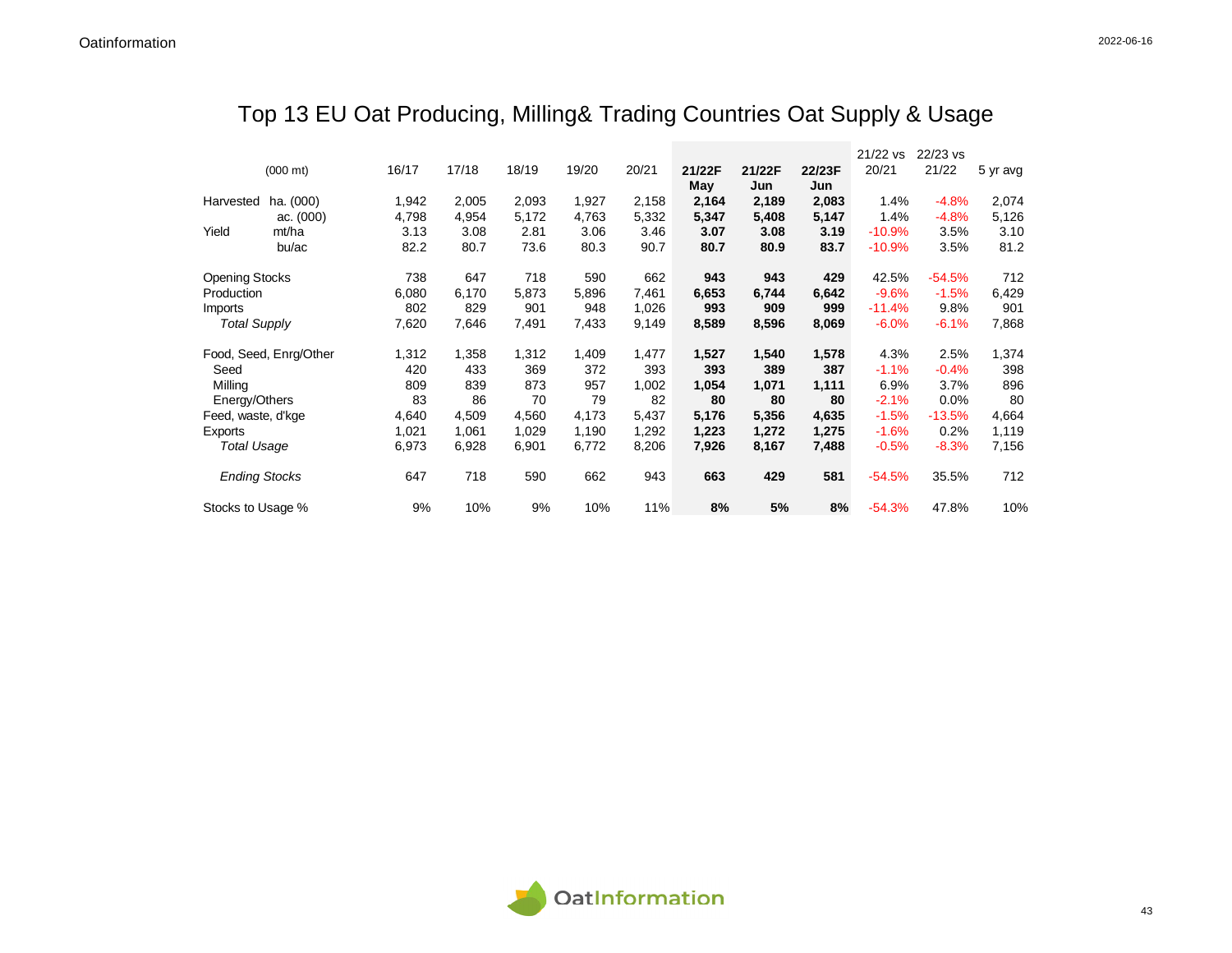# Top 13 EU Oat Producing, Milling& Trading Countries Oat Supply & Usage

| (000 mt) | | 16/17 | 17/18 | 18/19 | 19/20 | 20/21 | 21/22F May | 21/22F Jun | 22/23F Jun | 21/22 vs 20/21 | 22/23 vs 21/22 | 5 yr avg |
|---|---|---|---|---|---|---|---|---|---|---|---|---|
| Harvested | ha. (000) | 1,942 | 2,005 | 2,093 | 1,927 | 2,158 | **2,164** | **2,189** | **2,083** | 1.4% | -4.8% | 2,074 |
| | ac. (000) | 4,798 | 4,954 | 5,172 | 4,763 | 5,332 | **5,347** | **5,408** | **5,147** | 1.4% | -4.8% | 5,126 |
| Yield | mt/ha | 3.13 | 3.08 | 2.81 | 3.06 | 3.46 | **3.07** | **3.08** | **3.19** | -10.9% | 3.5% | 3.10 |
| | bu/ac | 82.2 | 80.7 | 73.6 | 80.3 | 90.7 | **80.7** | **80.9** | **83.7** | -10.9% | 3.5% | 81.2 |
| Opening Stocks | | 738 | 647 | 718 | 590 | 662 | **943** | **943** | **429** | 42.5% | -54.5% | 712 |
| Production | | 6,080 | 6,170 | 5,873 | 5,896 | 7,461 | **6,653** | **6,744** | **6,642** | -9.6% | -1.5% | 6,429 |
| Imports | | 802 | 829 | 901 | 948 | 1,026 | **993** | **909** | **999** | -11.4% | 9.8% | 901 |
| *Total Supply* | | 7,620 | 7,646 | 7,491 | 7,433 | 9,149 | **8,589** | **8,596** | **8,069** | -6.0% | -6.1% | 7,868 |
| Food, Seed, Enrg/Other | | 1,312 | 1,358 | 1,312 | 1,409 | 1,477 | **1,527** | **1,540** | **1,578** | 4.3% | 2.5% | 1,374 |
| Seed | | 420 | 433 | 369 | 372 | 393 | **393** | **389** | **387** | -1.1% | -0.4% | 398 |
| Milling | | 809 | 839 | 873 | 957 | 1,002 | **1,054** | **1,071** | **1,111** | 6.9% | 3.7% | 896 |
| Energy/Others | | 83 | 86 | 70 | 79 | 82 | **80** | **80** | **80** | -2.1% | 0.0% | 80 |
| Feed, waste, d'kge | | 4,640 | 4,509 | 4,560 | 4,173 | 5,437 | **5,176** | **5,356** | **4,635** | -1.5% | -13.5% | 4,664 |
| Exports | | 1,021 | 1,061 | 1,029 | 1,190 | 1,292 | **1,223** | **1,272** | **1,275** | -1.6% | 0.2% | 1,119 |
| *Total Usage* | | 6,973 | 6,928 | 6,901 | 6,772 | 8,206 | **7,926** | **8,167** | **7,488** | -0.5% | -8.3% | 7,156 |
| *Ending Stocks* | | 647 | 718 | 590 | 662 | 943 | **663** | **429** | **581** | -54.5% | 35.5% | 712 |
| Stocks to Usage % | | 9% | 10% | 9% | 10% | 11% | **8%** | **5%** | **8%** | -54.3% | 47.8% | 10% |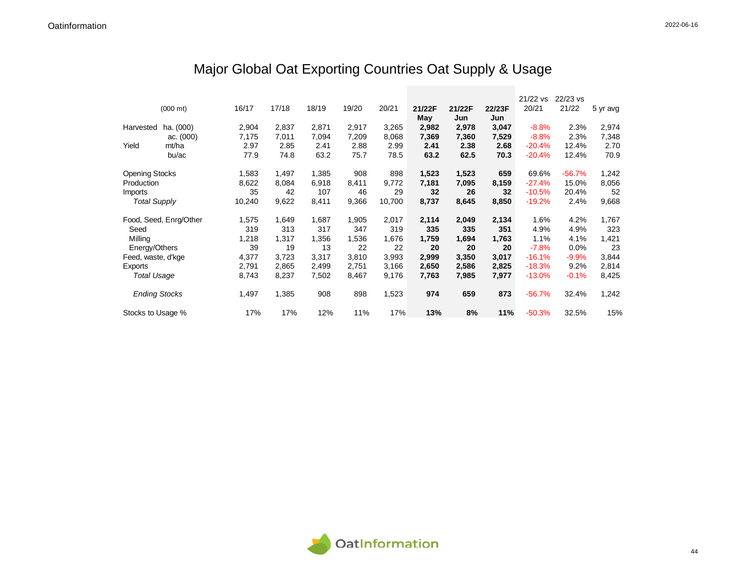# Major Global Oat Exporting Countries Oat Supply & Usage

| (000 mt) | | 16/17 | 17/18 | 18/19 | 19/20 | 20/21 | **21/22F May** | **21/22F Jun** | **22/23F Jun** | 21/22 vs 20/21 | 22/23 vs 21/22 | 5 yr avg |
|---|---|---|---|---|---|---|---|---|---|---|---|---|
| Harvested | ha. (000) | 2,904 | 2,837 | 2,871 | 2,917 | 3,265 | **2,982** | **2,978** | **3,047** | -8.8% | 2.3% | 2,974 |
| | ac. (000) | 7,175 | 7,011 | 7,094 | 7,209 | 8,068 | **7,369** | **7,360** | **7,529** | -8.8% | 2.3% | 7,348 |
| Yield | mt/ha | 2.97 | 2.85 | 2.41 | 2.88 | 2.99 | **2.41** | **2.38** | **2.68** | -20.4% | 12.4% | 2.70 |
| | bu/ac | 77.9 | 74.8 | 63.2 | 75.7 | 78.5 | **63.2** | **62.5** | **70.3** | -20.4% | 12.4% | 70.9 |
| Opening Stocks | | 1,583 | 1,497 | 1,385 | 908 | 898 | **1,523** | **1,523** | **659** | 69.6% | -56.7% | 1,242 |
| Production | | 8,622 | 8,084 | 6,918 | 8,411 | 9,772 | **7,181** | **7,095** | **8,159** | -27.4% | 15.0% | 8,056 |
| Imports | | 35 | 42 | 107 | 46 | 29 | **32** | **26** | **32** | -10.5% | 20.4% | 52 |
| *Total Supply* | | 10,240 | 9,622 | 8,411 | 9,366 | 10,700 | **8,737** | **8,645** | **8,850** | -19.2% | 2.4% | 9,668 |
| Food, Seed, Enrg/Other | | 1,575 | 1,649 | 1,687 | 1,905 | 2,017 | **2,114** | **2,049** | **2,134** | 1.6% | 4.2% | 1,767 |
| Seed | | 319 | 313 | 317 | 347 | 319 | **335** | **335** | **351** | 4.9% | 4.9% | 323 |
| Milling | | 1,218 | 1,317 | 1,356 | 1,536 | 1,676 | **1,759** | **1,694** | **1,763** | 1.1% | 4.1% | 1,421 |
| Energy/Others | | 39 | 19 | 13 | 22 | 22 | **20** | **20** | **20** | -7.8% | 0.0% | 23 |
| Feed, waste, d'kge | | 4,377 | 3,723 | 3,317 | 3,810 | 3,993 | **2,999** | **3,350** | **3,017** | -16.1% | -9.9% | 3,844 |
| Exports | | 2,791 | 2,865 | 2,499 | 2,751 | 3,166 | **2,650** | **2,586** | **2,825** | -18.3% | 9.2% | 2,814 |
| *Total Usage* | | 8,743 | 8,237 | 7,502 | 8,467 | 9,176 | **7,763** | **7,985** | **7,977** | -13.0% | -0.1% | 8,425 |
| *Ending Stocks* | | 1,497 | 1,385 | 908 | 898 | 1,523 | **974** | **659** | **873** | -56.7% | 32.4% | 1,242 |
| Stocks to Usage % | | 17% | 17% | 12% | 11% | 17% | **13%** | **8%** | **11%** | -50.3% | 32.5% | 15% |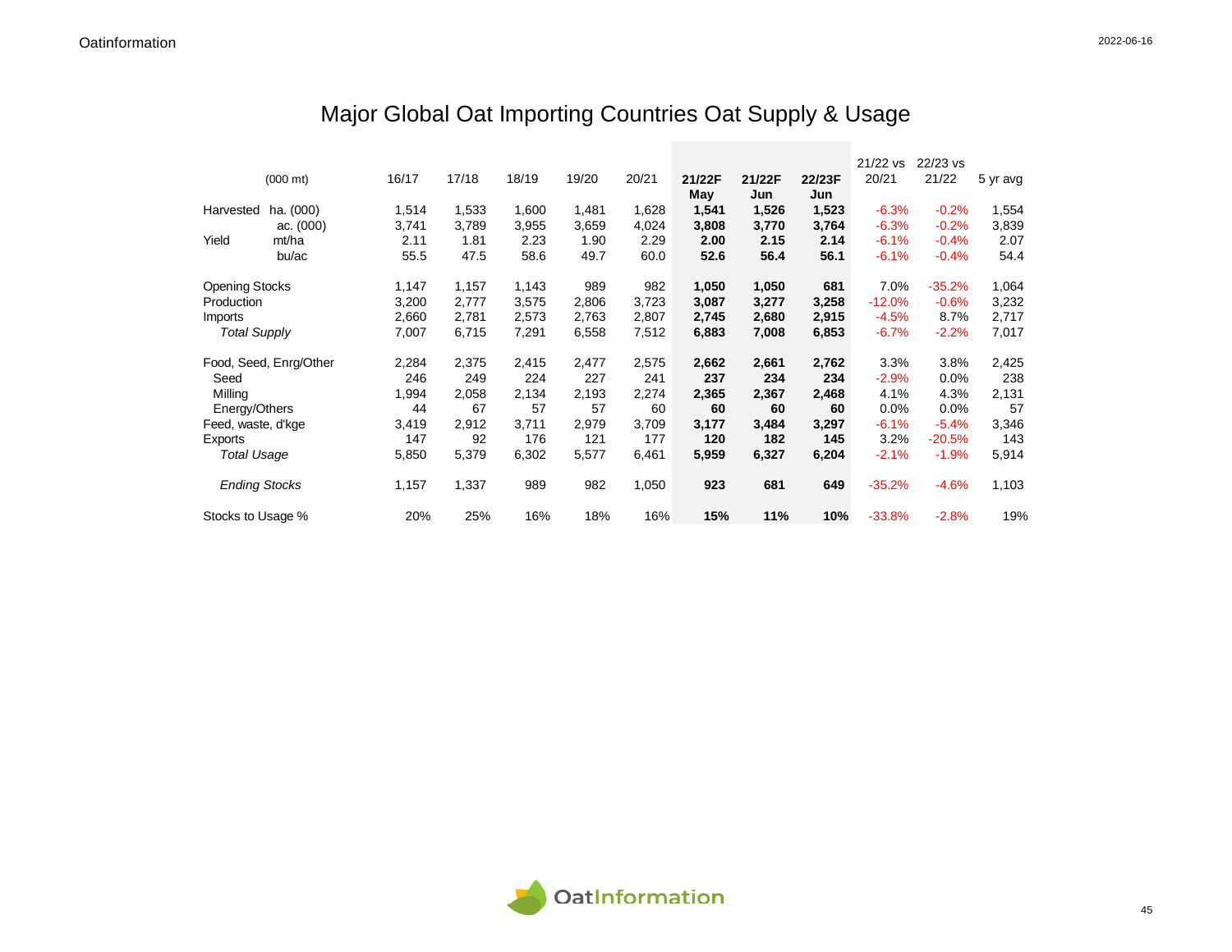// Major Global Oat Importing Countries Oat Supply & Usage

| (000 mt) | | 16/17 | 17/18 | 18/19 | 19/20 | 20/21 | **21/22F May** | **21/22F Jun** | **22/23F Jun** | 21/22 vs 20/21 | 22/23 vs 21/22 | 5 yr avg |
|---|---|---|---|---|---|---|---|---|---|---|---|---|
| Harvested | ha. (000) | 1,514 | 1,533 | 1,600 | 1,481 | 1,628 | **1,541** | **1,526** | **1,523** | -6.3% | -0.2% | 1,554 |
| | ac. (000) | 3,741 | 3,789 | 3,955 | 3,659 | 4,024 | **3,808** | **3,770** | **3,764** | -6.3% | -0.2% | 3,839 |
| Yield | mt/ha | 2.11 | 1.81 | 2.23 | 1.90 | 2.29 | **2.00** | **2.15** | **2.14** | -6.1% | -0.4% | 2.07 |
| | bu/ac | 55.5 | 47.5 | 58.6 | 49.7 | 60.0 | **52.6** | **56.4** | **56.1** | -6.1% | -0.4% | 54.4 |
| Opening Stocks | | 1,147 | 1,157 | 1,143 | 989 | 982 | **1,050** | **1,050** | **681** | 7.0% | -35.2% | 1,064 |
| Production | | 3,200 | 2,777 | 3,575 | 2,806 | 3,723 | **3,087** | **3,277** | **3,258** | -12.0% | -0.6% | 3,232 |
| Imports | | 2,660 | 2,781 | 2,573 | 2,763 | 2,807 | **2,745** | **2,680** | **2,915** | -4.5% | 8.7% | 2,717 |
| *Total Supply* | | 7,007 | 6,715 | 7,291 | 6,558 | 7,512 | **6,883** | **7,008** | **6,853** | -6.7% | -2.2% | 7,017 |
| Food, Seed, Enrg/Other | | 2,284 | 2,375 | 2,415 | 2,477 | 2,575 | **2,662** | **2,661** | **2,762** | 3.3% | 3.8% | 2,425 |
| Seed | | 246 | 249 | 224 | 227 | 241 | **237** | **234** | **234** | -2.9% | 0.0% | 238 |
| Milling | | 1,994 | 2,058 | 2,134 | 2,193 | 2,274 | **2,365** | **2,367** | **2,468** | 4.1% | 4.3% | 2,131 |
| Energy/Others | | 44 | 67 | 57 | 57 | 60 | **60** | **60** | **60** | 0.0% | 0.0% | 57 |
| Feed, waste, d'kge | | 3,419 | 2,912 | 3,711 | 2,979 | 3,709 | **3,177** | **3,484** | **3,297** | -6.1% | -5.4% | 3,346 |
| Exports | | 147 | 92 | 176 | 121 | 177 | **120** | **182** | **145** | 3.2% | -20.5% | 143 |
| *Total Usage* | | 5,850 | 5,379 | 6,302 | 5,577 | 6,461 | **5,959** | **6,327** | **6,204** | -2.1% | -1.9% | 5,914 |
| *Ending Stocks* | | 1,157 | 1,337 | 989 | 982 | 1,050 | **923** | **681** | **649** | -35.2% | -4.6% | 1,103 |
| Stocks to Usage % | | 20% | 25% | 16% | 18% | 16% | **15%** | **11%** | **10%** | -33.8% | -2.8% | 19% |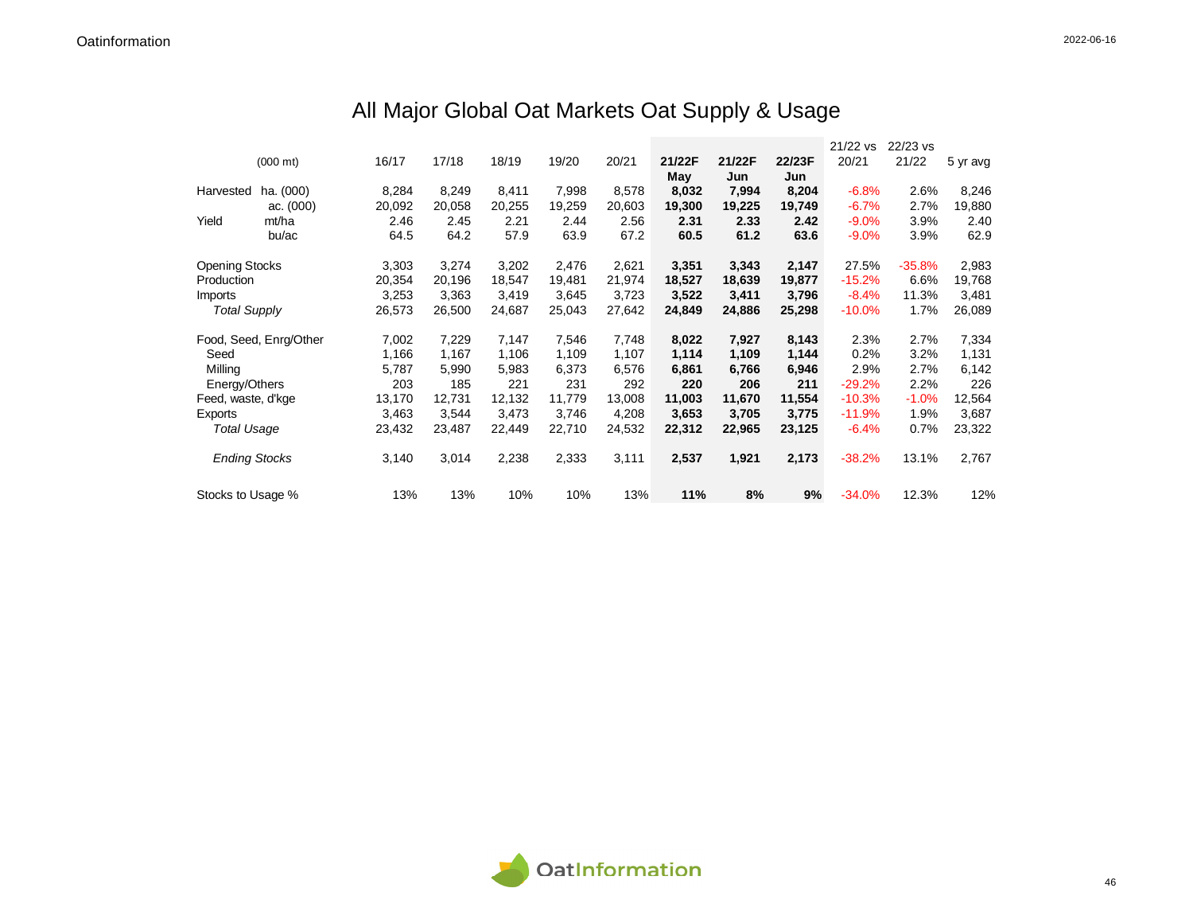# All Major Global Oat Markets Oat Supply & Usage

| (000 mt) | | 16/17 | 17/18 | 18/19 | 19/20 | 20/21 | 21/22F May | 21/22F Jun | 22/23F Jun | 21/22 vs 20/21 | 22/23 vs 21/22 | 5 yr avg |
|---|---|---|---|---|---|---|---|---|---|---|---|---|
| Harvested | ha. (000) | 8,284 | 8,249 | 8,411 | 7,998 | 8,578 | **8,032** | **7,994** | **8,204** | -6.8% | 2.6% | 8,246 |
| | ac. (000) | 20,092 | 20,058 | 20,255 | 19,259 | 20,603 | **19,300** | **19,225** | **19,749** | -6.7% | 2.7% | 19,880 |
| Yield | mt/ha | 2.46 | 2.45 | 2.21 | 2.44 | 2.56 | **2.31** | **2.33** | **2.42** | -9.0% | 3.9% | 2.40 |
| | bu/ac | 64.5 | 64.2 | 57.9 | 63.9 | 67.2 | **60.5** | **61.2** | **63.6** | -9.0% | 3.9% | 62.9 |
| Opening Stocks | | 3,303 | 3,274 | 3,202 | 2,476 | 2,621 | **3,351** | **3,343** | **2,147** | 27.5% | -35.8% | 2,983 |
| Production | | 20,354 | 20,196 | 18,547 | 19,481 | 21,974 | **18,527** | **18,639** | **19,877** | -15.2% | 6.6% | 19,768 |
| Imports | | 3,253 | 3,363 | 3,419 | 3,645 | 3,723 | **3,522** | **3,411** | **3,796** | -8.4% | 11.3% | 3,481 |
| *Total Supply* | | 26,573 | 26,500 | 24,687 | 25,043 | 27,642 | **24,849** | **24,886** | **25,298** | -10.0% | 1.7% | 26,089 |
| Food, Seed, Enrg/Other | | 7,002 | 7,229 | 7,147 | 7,546 | 7,748 | **8,022** | **7,927** | **8,143** | 2.3% | 2.7% | 7,334 |
| Seed | | 1,166 | 1,167 | 1,106 | 1,109 | 1,107 | **1,114** | **1,109** | **1,144** | 0.2% | 3.2% | 1,131 |
| Milling | | 5,787 | 5,990 | 5,983 | 6,373 | 6,576 | **6,861** | **6,766** | **6,946** | 2.9% | 2.7% | 6,142 |
| Energy/Others | | 203 | 185 | 221 | 231 | 292 | **220** | **206** | **211** | -29.2% | 2.2% | 226 |
| Feed, waste, d'kge | | 13,170 | 12,731 | 12,132 | 11,779 | 13,008 | **11,003** | **11,670** | **11,554** | -10.3% | -1.0% | 12,564 |
| Exports | | 3,463 | 3,544 | 3,473 | 3,746 | 4,208 | **3,653** | **3,705** | **3,775** | -11.9% | 1.9% | 3,687 |
| *Total Usage* | | 23,432 | 23,487 | 22,449 | 22,710 | 24,532 | **22,312** | **22,965** | **23,125** | -6.4% | 0.7% | 23,322 |
| *Ending Stocks* | | 3,140 | 3,014 | 2,238 | 2,333 | 3,111 | **2,537** | **1,921** | **2,173** | -38.2% | 13.1% | 2,767 |
| Stocks to Usage % | | 13% | 13% | 10% | 10% | 13% | **11%** | **8%** | **9%** | -34.0% | 12.3% | 12% |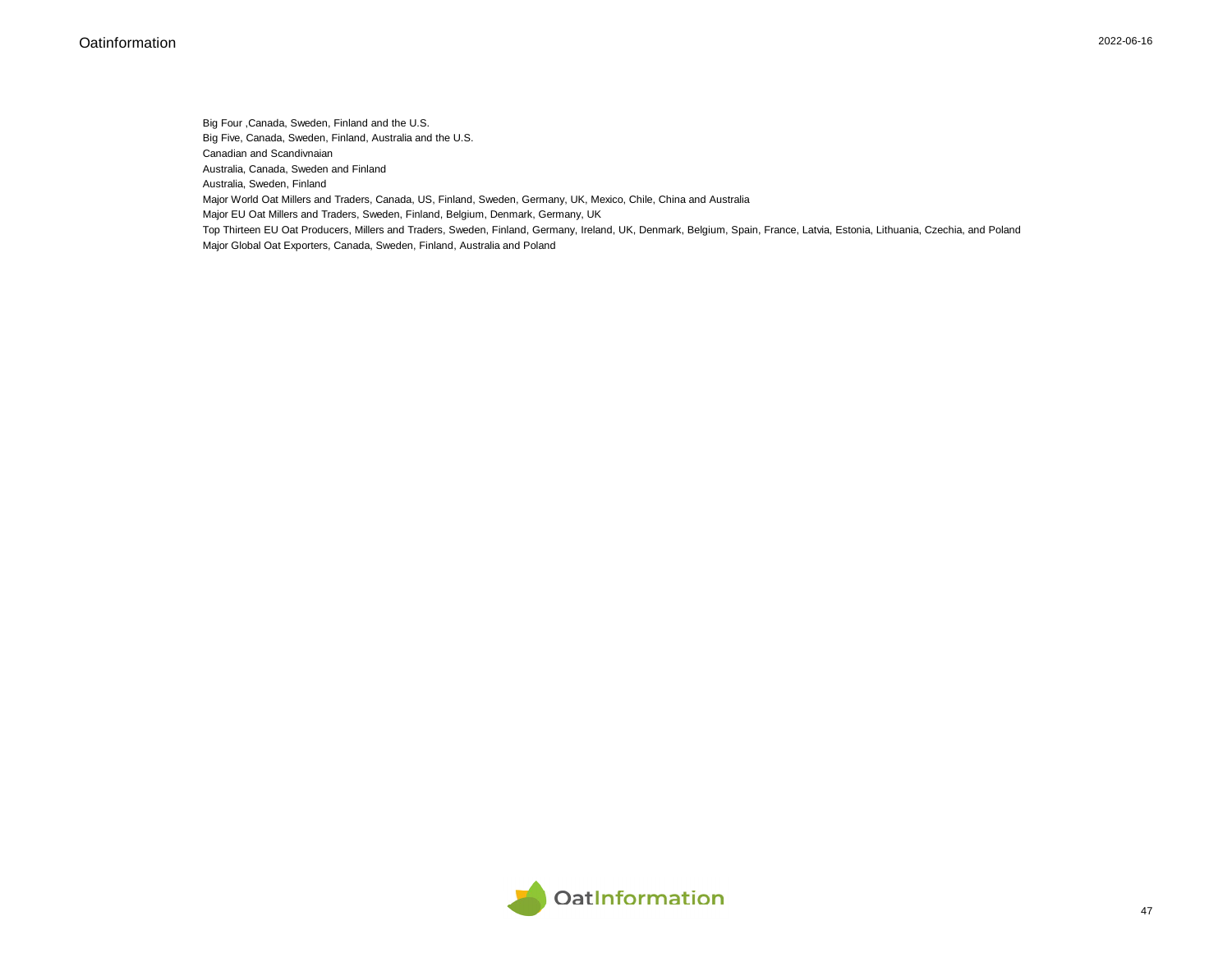Big Four ,Canada, Sweden, Finland and the U.S.

Big Five, Canada, Sweden, Finland, Australia and the U.S.

Canadian and Scandivnaian

Australia, Canada, Sweden and Finland

Australia, Sweden, Finland

Major World Oat Millers and Traders, Canada, US, Finland, Sweden, Germany, UK, Mexico, Chile, China and Australia

Major EU Oat Millers and Traders, Sweden, Finland, Belgium, Denmark, Germany, UK

Top Thirteen EU Oat Producers, Millers and Traders, Sweden, Finland, Germany, Ireland, UK, Denmark, Belgium, Spain, France, Latvia, Estonia, Lithuania, Czechia, and Poland

Major Global Oat Exporters, Canada, Sweden, Finland, Australia and Poland